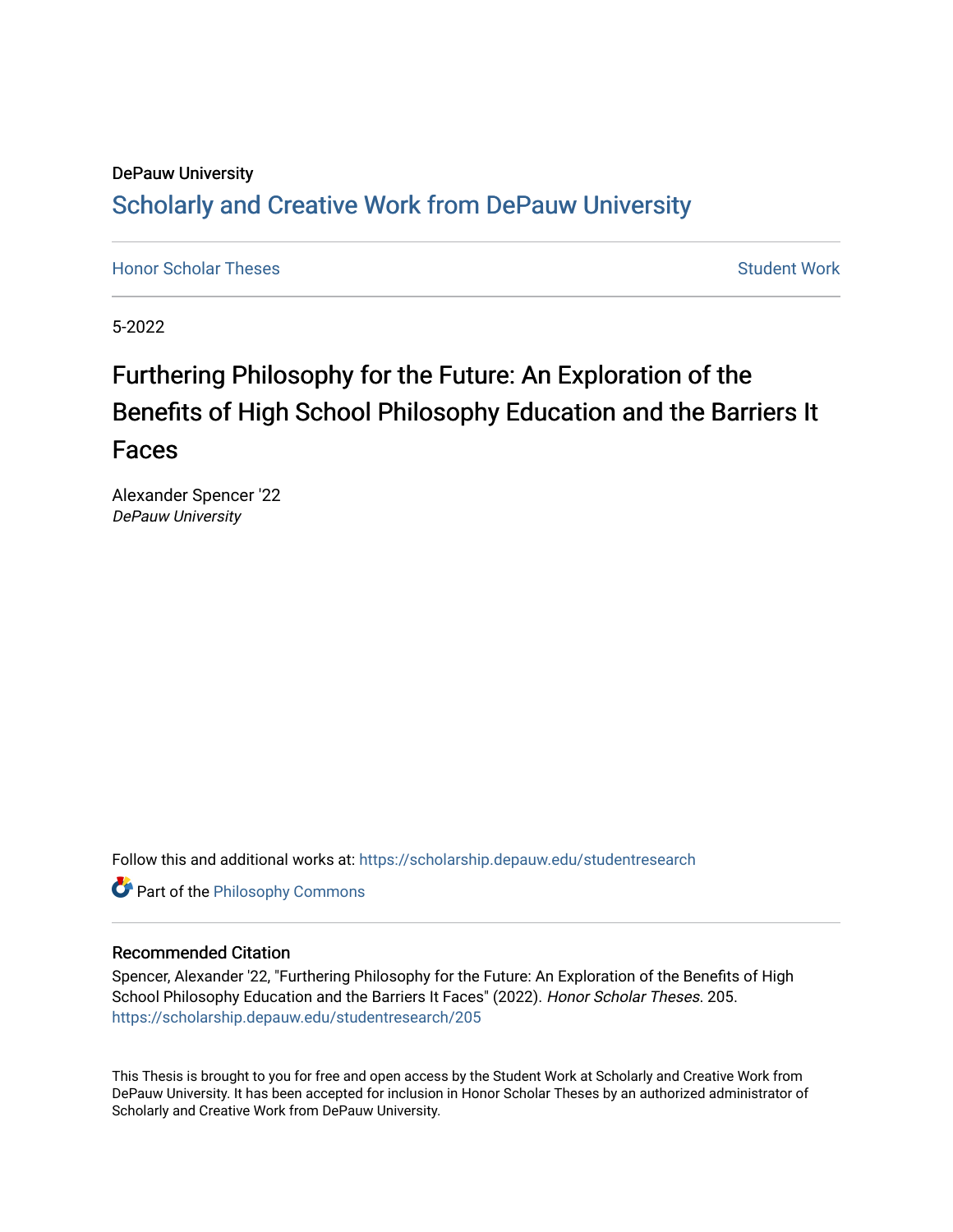DePauw University

## Scholarly and Creative Work from DePauw University

Honor Scholar Theses

Student Work

5-2022

# Furthering Philosophy for the Future: An Exploration of the Benefits of High School Philosophy Education and the Barriers It Faces

Alexander Spencer '22
*DePauw University*

Follow this and additional works at: https://scholarship.depauw.edu/studentresearch

Part of the Philosophy Commons

### Recommended Citation

Spencer, Alexander '22, "Furthering Philosophy for the Future: An Exploration of the Benefits of High School Philosophy Education and the Barriers It Faces" (2022). *Honor Scholar Theses*. 205.
https://scholarship.depauw.edu/studentresearch/205

This Thesis is brought to you for free and open access by the Student Work at Scholarly and Creative Work from DePauw University. It has been accepted for inclusion in Honor Scholar Theses by an authorized administrator of Scholarly and Creative Work from DePauw University.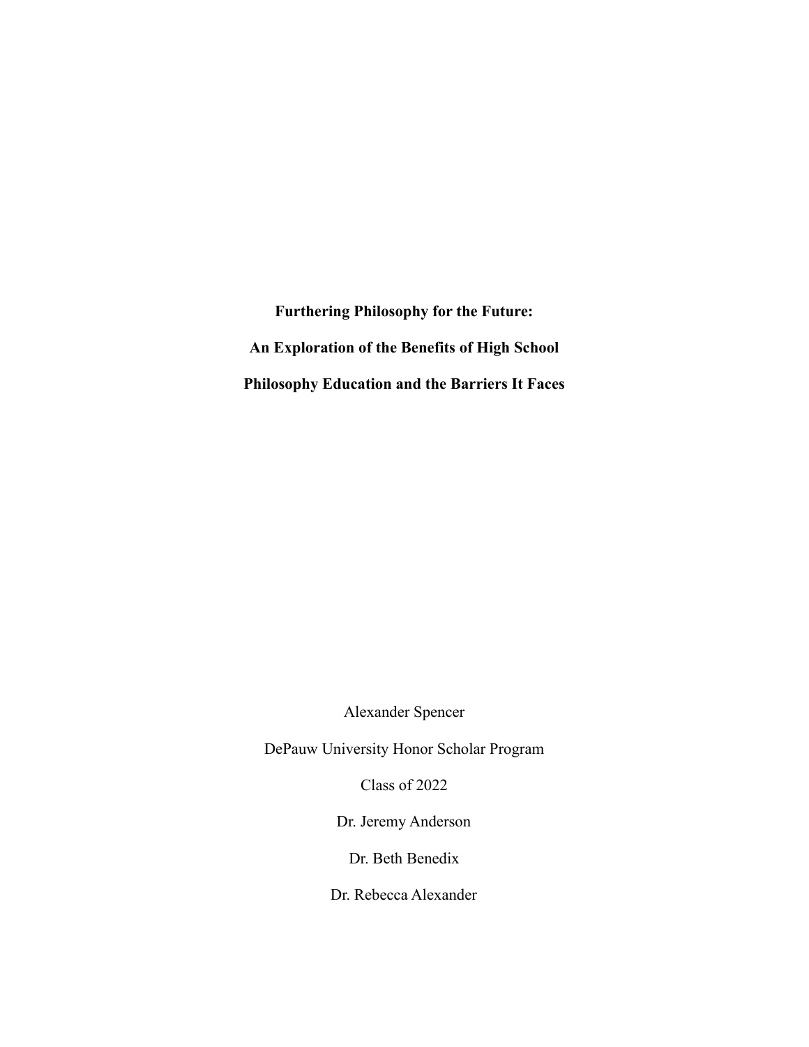# Furthering Philosophy for the Future: An Exploration of the Benefits of High School Philosophy Education and the Barriers It Faces

Alexander Spencer

DePauw University Honor Scholar Program

Class of 2022

Dr. Jeremy Anderson

Dr. Beth Benedix

Dr. Rebecca Alexander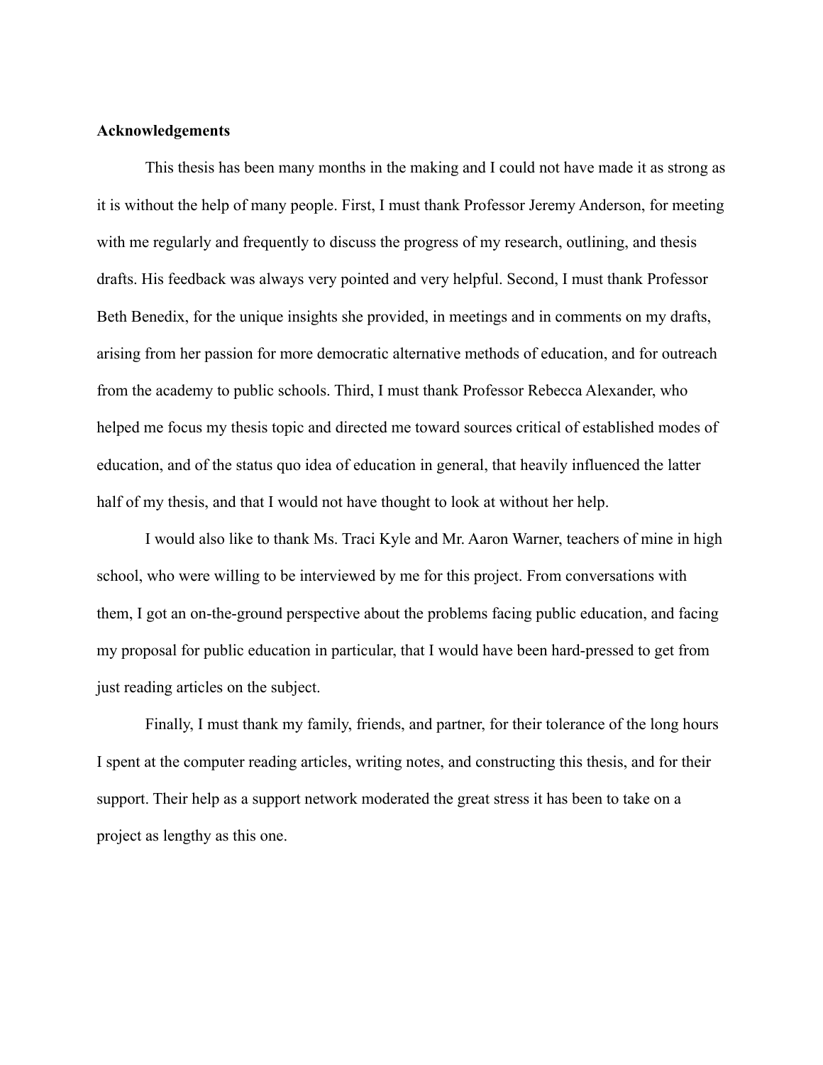**Acknowledgements**

This thesis has been many months in the making and I could not have made it as strong as it is without the help of many people. First, I must thank Professor Jeremy Anderson, for meeting with me regularly and frequently to discuss the progress of my research, outlining, and thesis drafts. His feedback was always very pointed and very helpful. Second, I must thank Professor Beth Benedix, for the unique insights she provided, in meetings and in comments on my drafts, arising from her passion for more democratic alternative methods of education, and for outreach from the academy to public schools. Third, I must thank Professor Rebecca Alexander, who helped me focus my thesis topic and directed me toward sources critical of established modes of education, and of the status quo idea of education in general, that heavily influenced the latter half of my thesis, and that I would not have thought to look at without her help.

I would also like to thank Ms. Traci Kyle and Mr. Aaron Warner, teachers of mine in high school, who were willing to be interviewed by me for this project. From conversations with them, I got an on-the-ground perspective about the problems facing public education, and facing my proposal for public education in particular, that I would have been hard-pressed to get from just reading articles on the subject.

Finally, I must thank my family, friends, and partner, for their tolerance of the long hours I spent at the computer reading articles, writing notes, and constructing this thesis, and for their support. Their help as a support network moderated the great stress it has been to take on a project as lengthy as this one.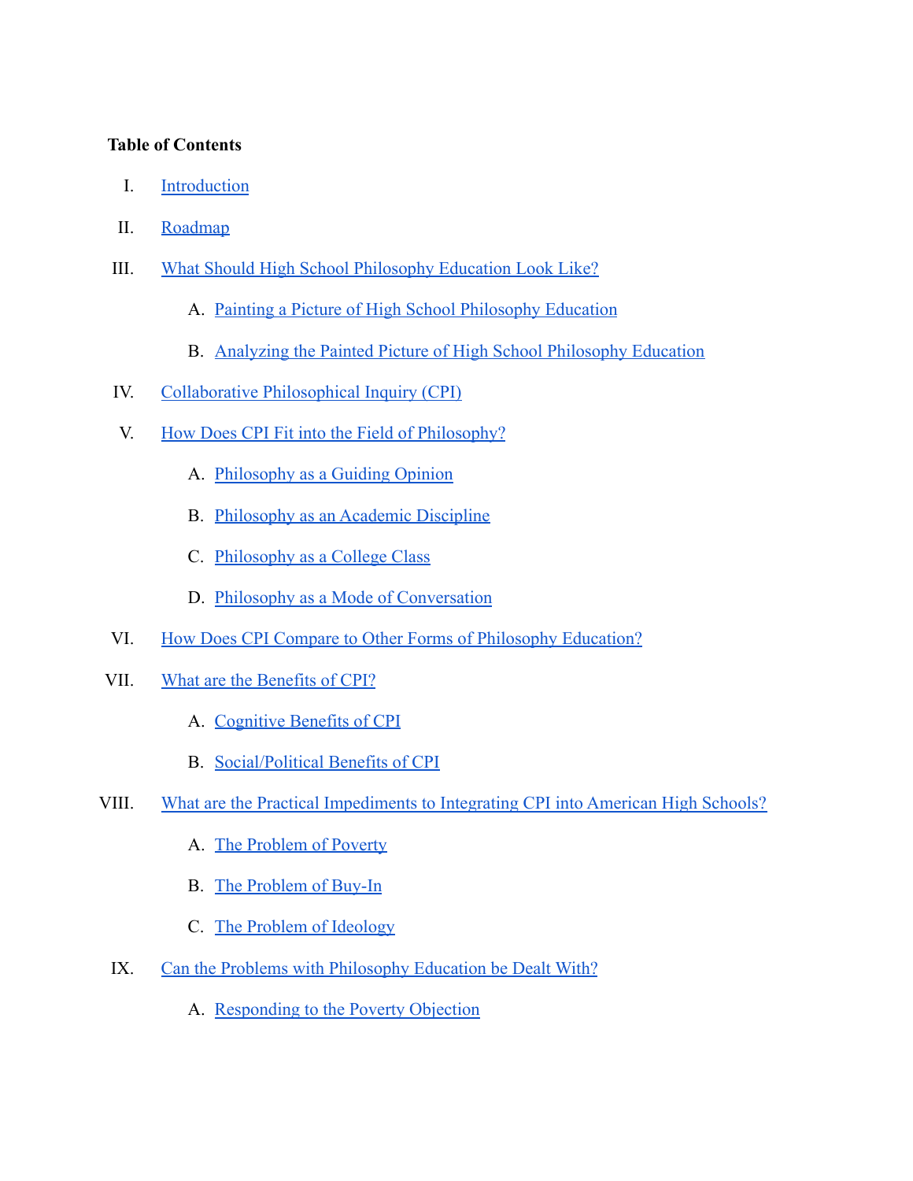**Table of Contents**

I. Introduction

II. Roadmap

III. What Should High School Philosophy Education Look Like?

   A. Painting a Picture of High School Philosophy Education

   B. Analyzing the Painted Picture of High School Philosophy Education

IV. Collaborative Philosophical Inquiry (CPI)

V. How Does CPI Fit into the Field of Philosophy?

   A. Philosophy as a Guiding Opinion

   B. Philosophy as an Academic Discipline

   C. Philosophy as a College Class

   D. Philosophy as a Mode of Conversation

VI. How Does CPI Compare to Other Forms of Philosophy Education?

VII. What are the Benefits of CPI?

   A. Cognitive Benefits of CPI

   B. Social/Political Benefits of CPI

VIII. What are the Practical Impediments to Integrating CPI into American High Schools?

   A. The Problem of Poverty

   B. The Problem of Buy-In

   C. The Problem of Ideology

IX. Can the Problems with Philosophy Education be Dealt With?

   A. Responding to the Poverty Objection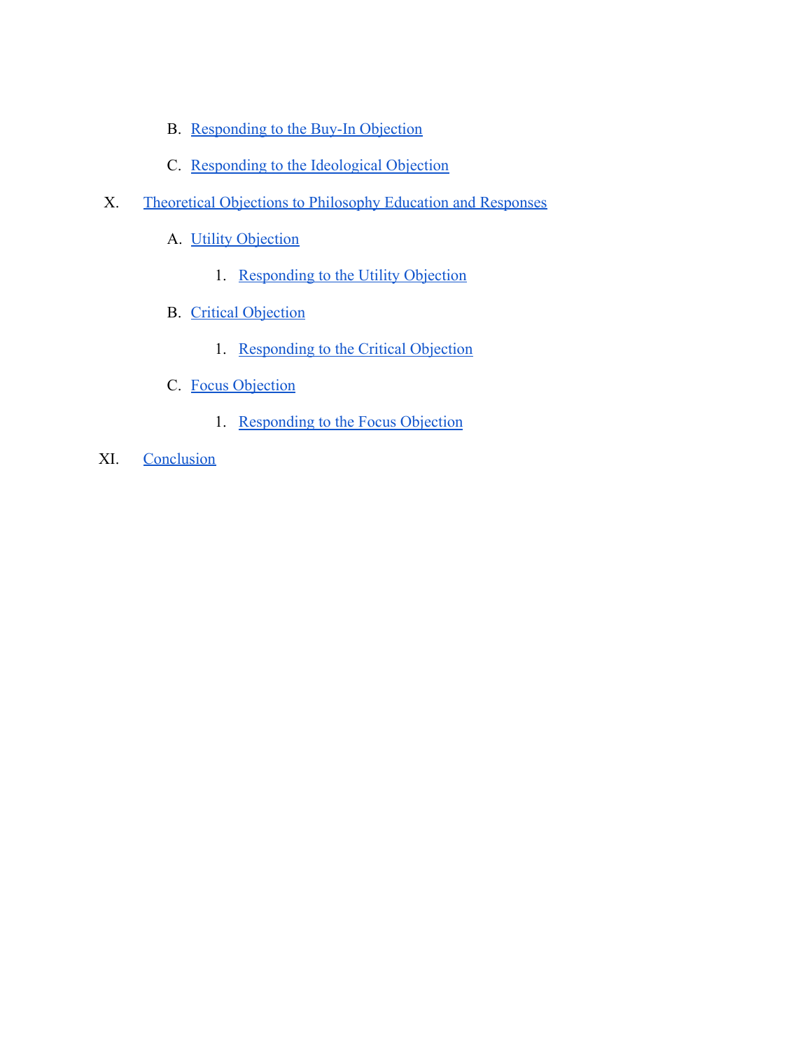B. [Responding to the Buy-In Objection]()

C. [Responding to the Ideological Objection]()

X. [Theoretical Objections to Philosophy Education and Responses]()

A. [Utility Objection]()

1. [Responding to the Utility Objection]()

B. [Critical Objection]()

1. [Responding to the Critical Objection]()

C. [Focus Objection]()

1. [Responding to the Focus Objection]()

XI. [Conclusion]()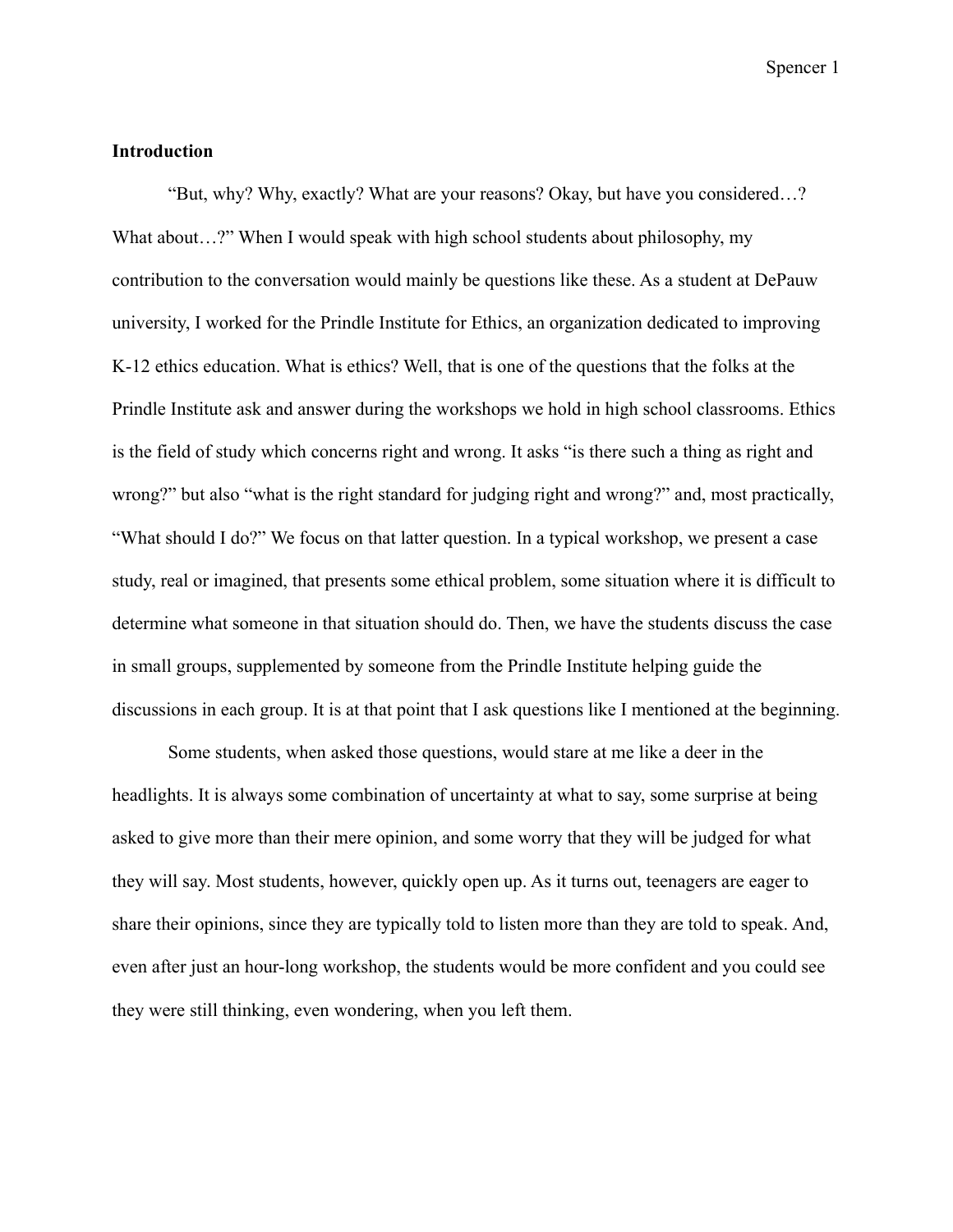**Introduction**

"But, why? Why, exactly? What are your reasons? Okay, but have you considered…? What about…?" When I would speak with high school students about philosophy, my contribution to the conversation would mainly be questions like these. As a student at DePauw university, I worked for the Prindle Institute for Ethics, an organization dedicated to improving K-12 ethics education. What is ethics? Well, that is one of the questions that the folks at the Prindle Institute ask and answer during the workshops we hold in high school classrooms. Ethics is the field of study which concerns right and wrong. It asks "is there such a thing as right and wrong?" but also "what is the right standard for judging right and wrong?" and, most practically, "What should I do?" We focus on that latter question. In a typical workshop, we present a case study, real or imagined, that presents some ethical problem, some situation where it is difficult to determine what someone in that situation should do. Then, we have the students discuss the case in small groups, supplemented by someone from the Prindle Institute helping guide the discussions in each group. It is at that point that I ask questions like I mentioned at the beginning.

Some students, when asked those questions, would stare at me like a deer in the headlights. It is always some combination of uncertainty at what to say, some surprise at being asked to give more than their mere opinion, and some worry that they will be judged for what they will say. Most students, however, quickly open up. As it turns out, teenagers are eager to share their opinions, since they are typically told to listen more than they are told to speak. And, even after just an hour-long workshop, the students would be more confident and you could see they were still thinking, even wondering, when you left them.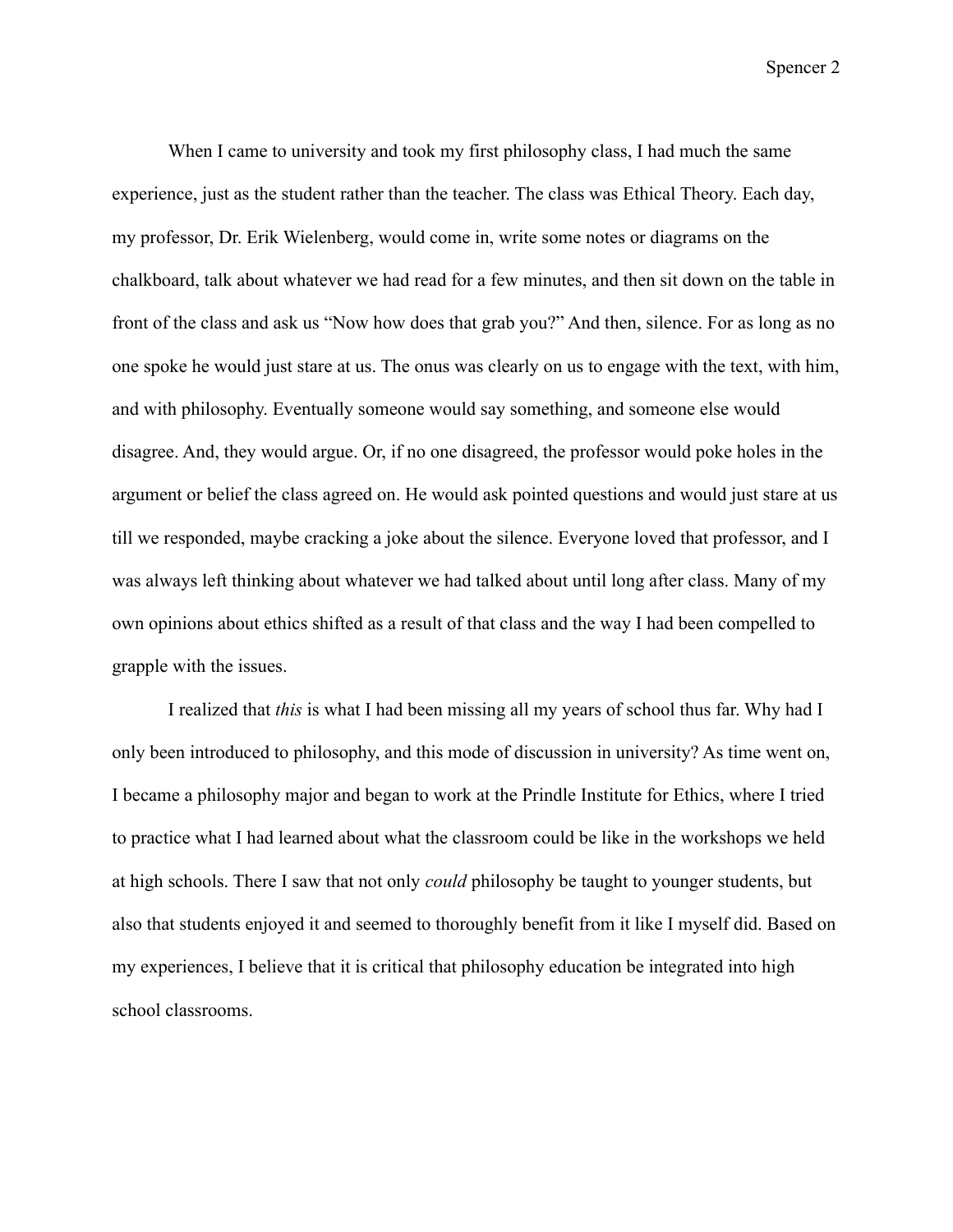When I came to university and took my first philosophy class, I had much the same experience, just as the student rather than the teacher. The class was Ethical Theory. Each day, my professor, Dr. Erik Wielenberg, would come in, write some notes or diagrams on the chalkboard, talk about whatever we had read for a few minutes, and then sit down on the table in front of the class and ask us "Now how does that grab you?" And then, silence. For as long as no one spoke he would just stare at us. The onus was clearly on us to engage with the text, with him, and with philosophy. Eventually someone would say something, and someone else would disagree. And, they would argue. Or, if no one disagreed, the professor would poke holes in the argument or belief the class agreed on. He would ask pointed questions and would just stare at us till we responded, maybe cracking a joke about the silence. Everyone loved that professor, and I was always left thinking about whatever we had talked about until long after class. Many of my own opinions about ethics shifted as a result of that class and the way I had been compelled to grapple with the issues.

I realized that *this* is what I had been missing all my years of school thus far. Why had I only been introduced to philosophy, and this mode of discussion in university? As time went on, I became a philosophy major and began to work at the Prindle Institute for Ethics, where I tried to practice what I had learned about what the classroom could be like in the workshops we held at high schools. There I saw that not only *could* philosophy be taught to younger students, but also that students enjoyed it and seemed to thoroughly benefit from it like I myself did. Based on my experiences, I believe that it is critical that philosophy education be integrated into high school classrooms.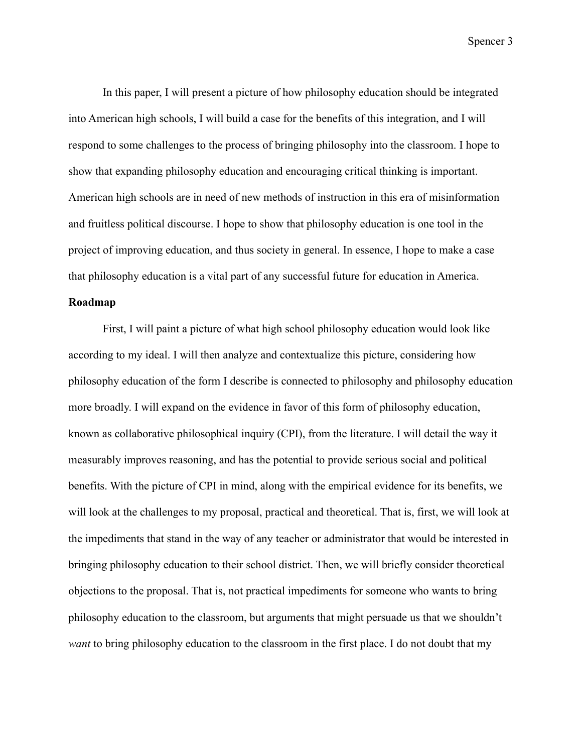In this paper, I will present a picture of how philosophy education should be integrated into American high schools, I will build a case for the benefits of this integration, and I will respond to some challenges to the process of bringing philosophy into the classroom. I hope to show that expanding philosophy education and encouraging critical thinking is important. American high schools are in need of new methods of instruction in this era of misinformation and fruitless political discourse. I hope to show that philosophy education is one tool in the project of improving education, and thus society in general. In essence, I hope to make a case that philosophy education is a vital part of any successful future for education in America.

**Roadmap**

First, I will paint a picture of what high school philosophy education would look like according to my ideal. I will then analyze and contextualize this picture, considering how philosophy education of the form I describe is connected to philosophy and philosophy education more broadly. I will expand on the evidence in favor of this form of philosophy education, known as collaborative philosophical inquiry (CPI), from the literature. I will detail the way it measurably improves reasoning, and has the potential to provide serious social and political benefits. With the picture of CPI in mind, along with the empirical evidence for its benefits, we will look at the challenges to my proposal, practical and theoretical. That is, first, we will look at the impediments that stand in the way of any teacher or administrator that would be interested in bringing philosophy education to their school district. Then, we will briefly consider theoretical objections to the proposal. That is, not practical impediments for someone who wants to bring philosophy education to the classroom, but arguments that might persuade us that we shouldn't *want* to bring philosophy education to the classroom in the first place. I do not doubt that my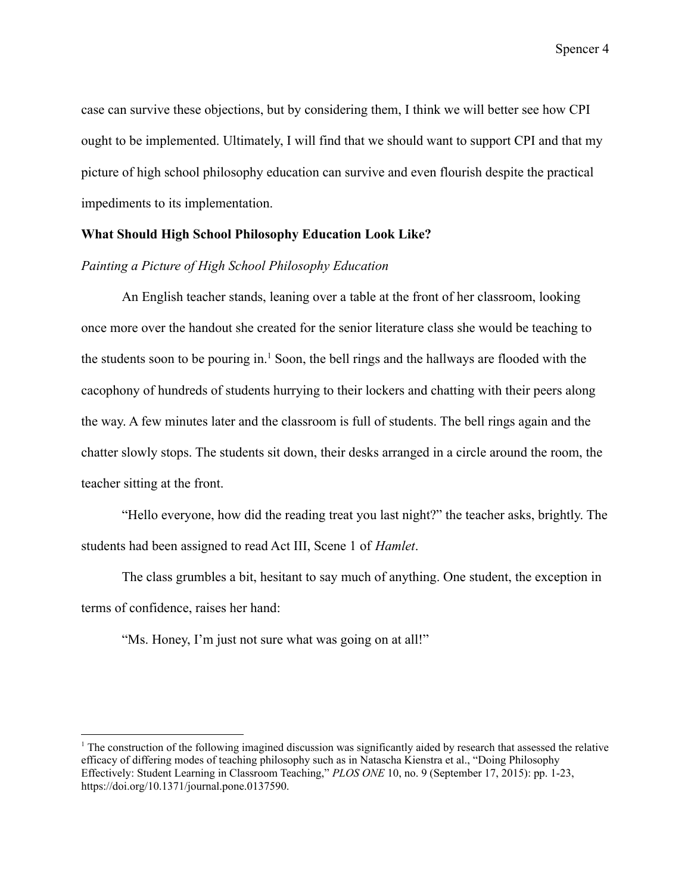case can survive these objections, but by considering them, I think we will better see how CPI ought to be implemented. Ultimately, I will find that we should want to support CPI and that my picture of high school philosophy education can survive and even flourish despite the practical impediments to its implementation.

## What Should High School Philosophy Education Look Like?

### *Painting a Picture of High School Philosophy Education*

An English teacher stands, leaning over a table at the front of her classroom, looking once more over the handout she created for the senior literature class she would be teaching to the students soon to be pouring in.[1] Soon, the bell rings and the hallways are flooded with the cacophony of hundreds of students hurrying to their lockers and chatting with their peers along the way. A few minutes later and the classroom is full of students. The bell rings again and the chatter slowly stops. The students sit down, their desks arranged in a circle around the room, the teacher sitting at the front.

"Hello everyone, how did the reading treat you last night?" the teacher asks, brightly. The students had been assigned to read Act III, Scene 1 of *Hamlet*.

The class grumbles a bit, hesitant to say much of anything. One student, the exception in terms of confidence, raises her hand:

"Ms. Honey, I'm just not sure what was going on at all!"

---

[1] The construction of the following imagined discussion was significantly aided by research that assessed the relative efficacy of differing modes of teaching philosophy such as in Natascha Kienstra et al., "Doing Philosophy Effectively: Student Learning in Classroom Teaching," *PLOS ONE* 10, no. 9 (September 17, 2015): pp. 1-23, https://doi.org/10.1371/journal.pone.0137590.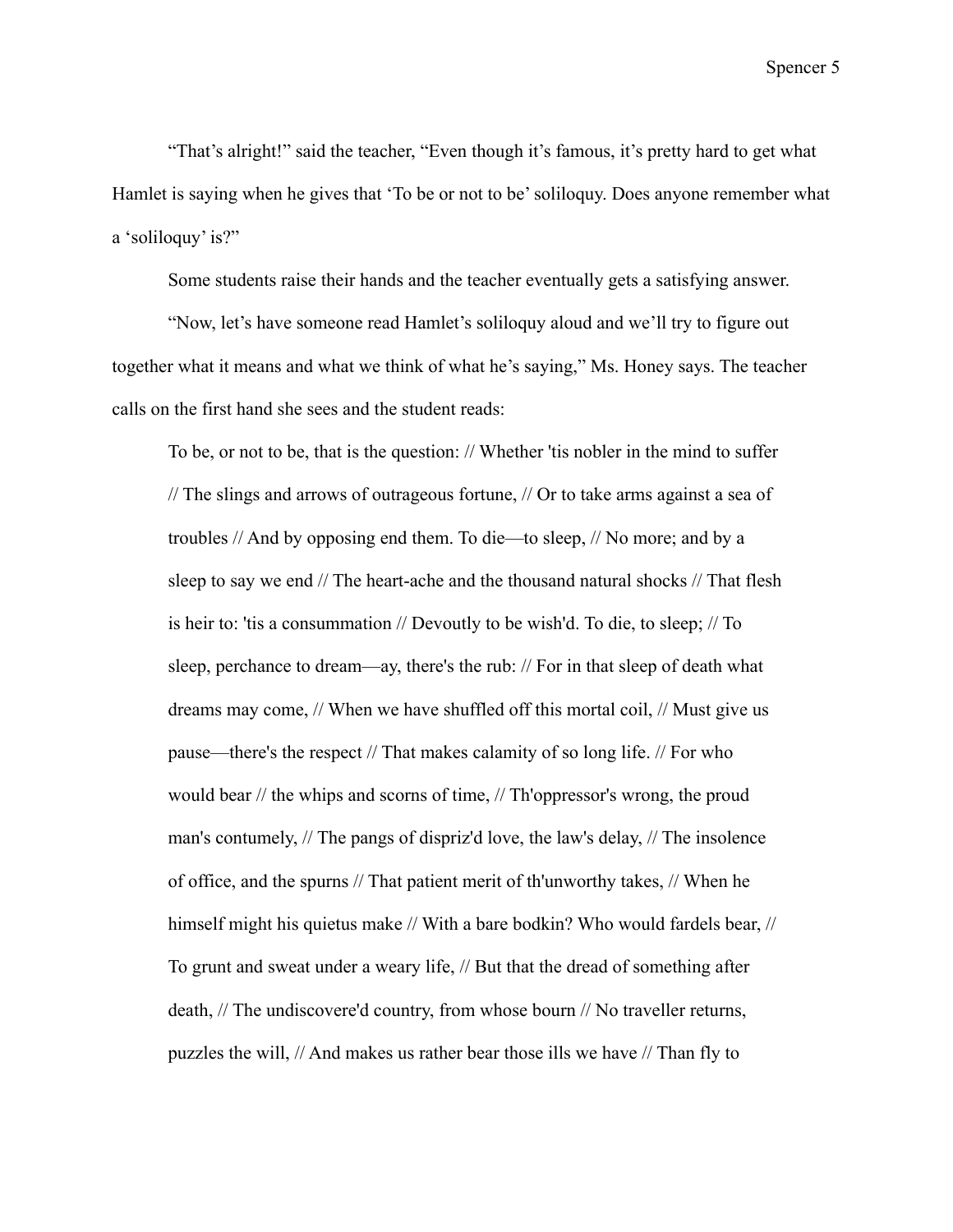“That’s alright!” said the teacher, “Even though it’s famous, it’s pretty hard to get what Hamlet is saying when he gives that ‘To be or not to be’ soliloquy. Does anyone remember what a ‘soliloquy’ is?”

Some students raise their hands and the teacher eventually gets a satisfying answer.

“Now, let’s have someone read Hamlet’s soliloquy aloud and we’ll try to figure out together what it means and what we think of what he’s saying,” Ms. Honey says. The teacher calls on the first hand she sees and the student reads:

> To be, or not to be, that is the question: // Whether 'tis nobler in the mind to suffer // The slings and arrows of outrageous fortune, // Or to take arms against a sea of troubles // And by opposing end them. To die—to sleep, // No more; and by a sleep to say we end // The heart-ache and the thousand natural shocks // That flesh is heir to: 'tis a consummation // Devoutly to be wish'd. To die, to sleep; // To sleep, perchance to dream—ay, there's the rub: // For in that sleep of death what dreams may come, // When we have shuffled off this mortal coil, // Must give us pause—there's the respect // That makes calamity of so long life. // For who would bear // the whips and scorns of time, // Th'oppressor's wrong, the proud man's contumely, // The pangs of dispriz'd love, the law's delay, // The insolence of office, and the spurns // That patient merit of th'unworthy takes, // When he himself might his quietus make // With a bare bodkin? Who would fardels bear, // To grunt and sweat under a weary life, // But that the dread of something after death, // The undiscovere'd country, from whose bourn // No traveller returns, puzzles the will, // And makes us rather bear those ills we have // Than fly to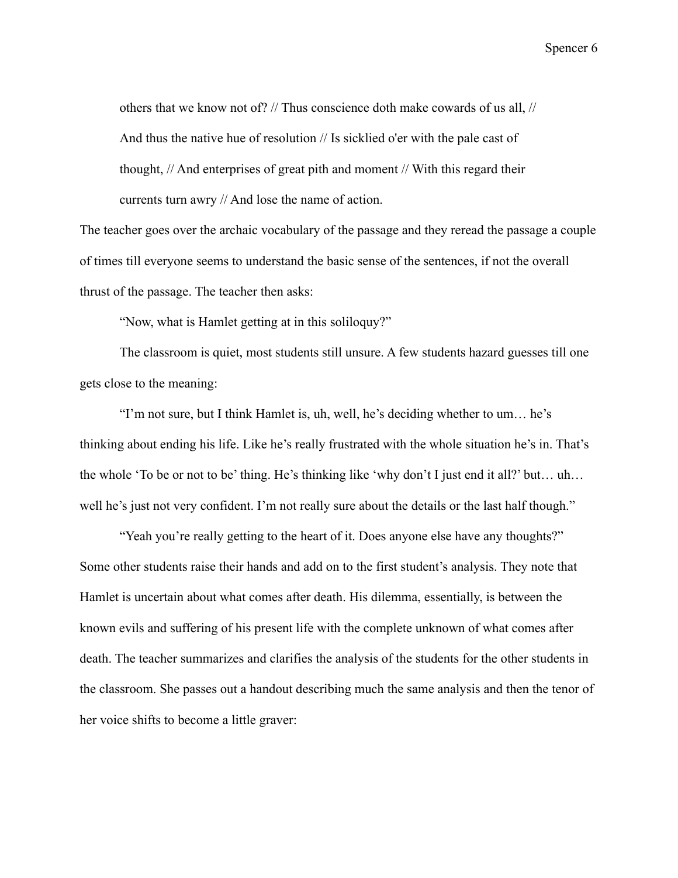> others that we know not of? // Thus conscience doth make cowards of us all, // And thus the native hue of resolution // Is sicklied o'er with the pale cast of thought, // And enterprises of great pith and moment // With this regard their currents turn awry // And lose the name of action.

The teacher goes over the archaic vocabulary of the passage and they reread the passage a couple of times till everyone seems to understand the basic sense of the sentences, if not the overall thrust of the passage. The teacher then asks:

"Now, what is Hamlet getting at in this soliloquy?"

The classroom is quiet, most students still unsure. A few students hazard guesses till one gets close to the meaning:

"I'm not sure, but I think Hamlet is, uh, well, he's deciding whether to um… he's thinking about ending his life. Like he's really frustrated with the whole situation he's in. That's the whole 'To be or not to be' thing. He's thinking like 'why don't I just end it all?' but… uh… well he's just not very confident. I'm not really sure about the details or the last half though."

"Yeah you're really getting to the heart of it. Does anyone else have any thoughts?" Some other students raise their hands and add on to the first student's analysis. They note that Hamlet is uncertain about what comes after death. His dilemma, essentially, is between the known evils and suffering of his present life with the complete unknown of what comes after death. The teacher summarizes and clarifies the analysis of the students for the other students in the classroom. She passes out a handout describing much the same analysis and then the tenor of her voice shifts to become a little graver: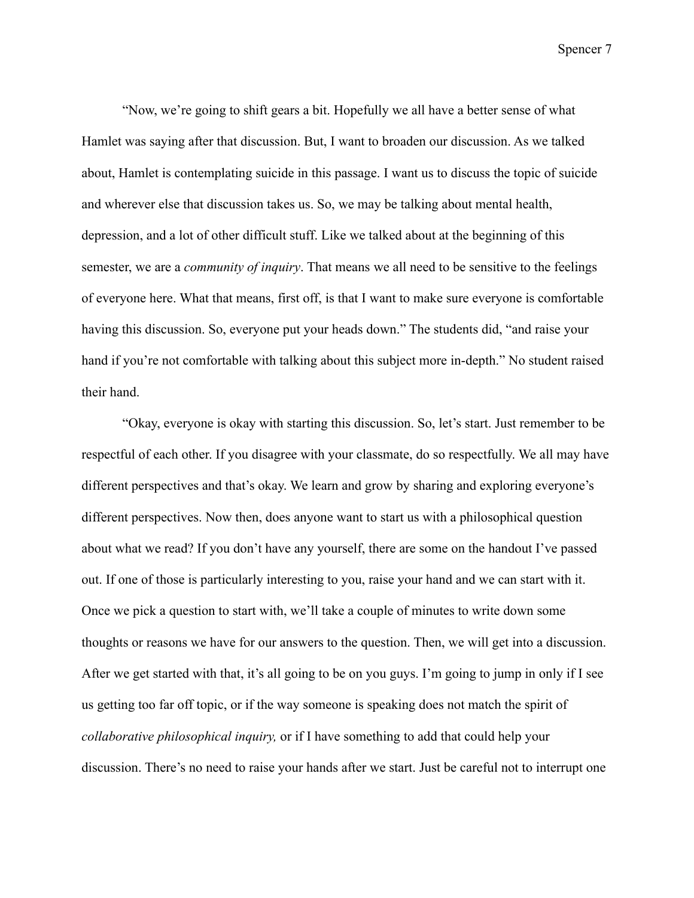"Now, we're going to shift gears a bit. Hopefully we all have a better sense of what Hamlet was saying after that discussion. But, I want to broaden our discussion. As we talked about, Hamlet is contemplating suicide in this passage. I want us to discuss the topic of suicide and wherever else that discussion takes us. So, we may be talking about mental health, depression, and a lot of other difficult stuff. Like we talked about at the beginning of this semester, we are a *community of inquiry*. That means we all need to be sensitive to the feelings of everyone here. What that means, first off, is that I want to make sure everyone is comfortable having this discussion. So, everyone put your heads down." The students did, "and raise your hand if you're not comfortable with talking about this subject more in-depth." No student raised their hand.

"Okay, everyone is okay with starting this discussion. So, let's start. Just remember to be respectful of each other. If you disagree with your classmate, do so respectfully. We all may have different perspectives and that's okay. We learn and grow by sharing and exploring everyone's different perspectives. Now then, does anyone want to start us with a philosophical question about what we read? If you don't have any yourself, there are some on the handout I've passed out. If one of those is particularly interesting to you, raise your hand and we can start with it. Once we pick a question to start with, we'll take a couple of minutes to write down some thoughts or reasons we have for our answers to the question. Then, we will get into a discussion. After we get started with that, it's all going to be on you guys. I'm going to jump in only if I see us getting too far off topic, or if the way someone is speaking does not match the spirit of *collaborative philosophical inquiry,* or if I have something to add that could help your discussion. There's no need to raise your hands after we start. Just be careful not to interrupt one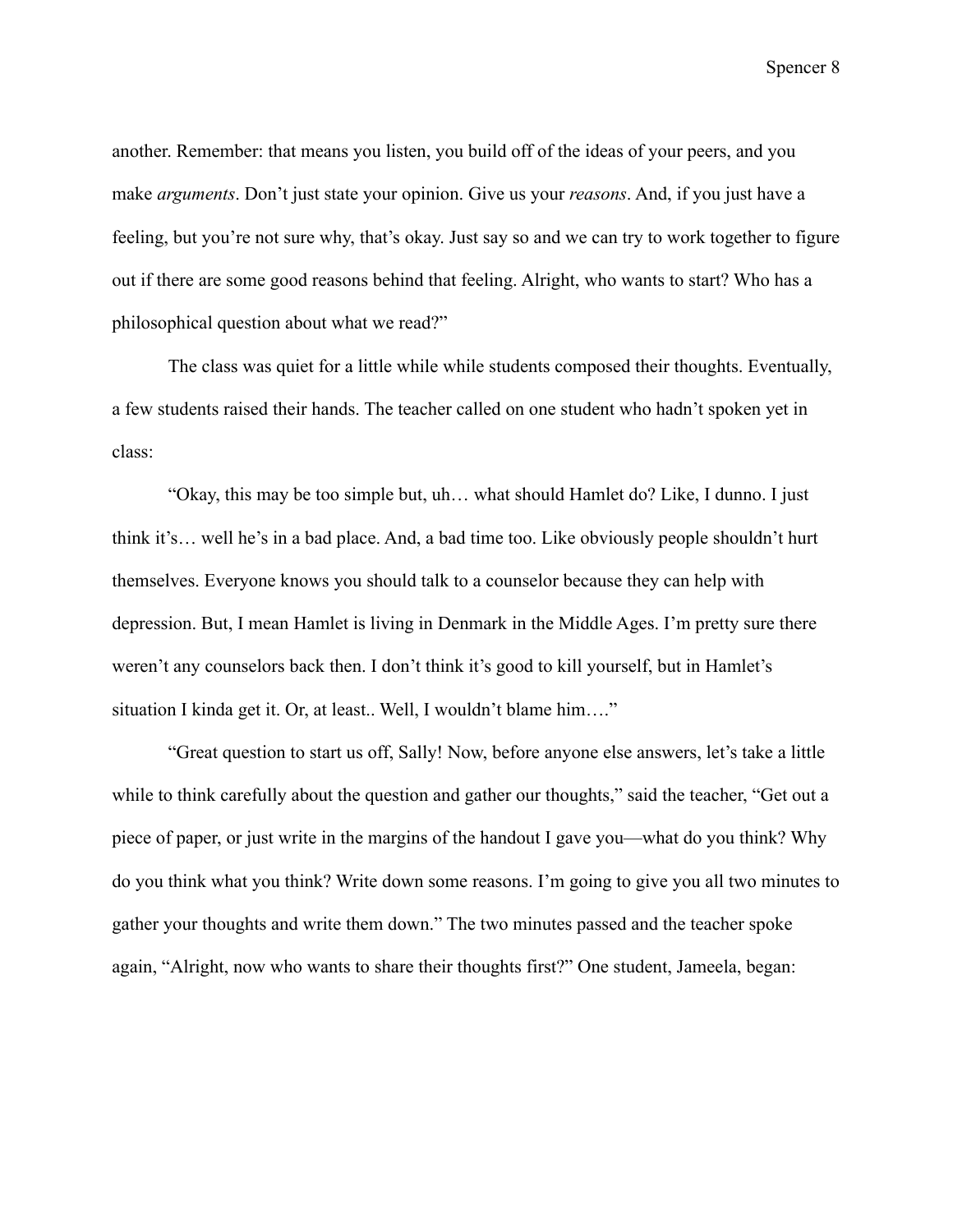another. Remember: that means you listen, you build off of the ideas of your peers, and you make *arguments*. Don't just state your opinion. Give us your *reasons*. And, if you just have a feeling, but you're not sure why, that's okay. Just say so and we can try to work together to figure out if there are some good reasons behind that feeling. Alright, who wants to start? Who has a philosophical question about what we read?"

The class was quiet for a little while while students composed their thoughts. Eventually, a few students raised their hands. The teacher called on one student who hadn't spoken yet in class:

"Okay, this may be too simple but, uh… what should Hamlet do? Like, I dunno. I just think it's… well he's in a bad place. And, a bad time too. Like obviously people shouldn't hurt themselves. Everyone knows you should talk to a counselor because they can help with depression. But, I mean Hamlet is living in Denmark in the Middle Ages. I'm pretty sure there weren't any counselors back then. I don't think it's good to kill yourself, but in Hamlet's situation I kinda get it. Or, at least.. Well, I wouldn't blame him…."

"Great question to start us off, Sally! Now, before anyone else answers, let's take a little while to think carefully about the question and gather our thoughts," said the teacher, "Get out a piece of paper, or just write in the margins of the handout I gave you—what do you think? Why do you think what you think? Write down some reasons. I'm going to give you all two minutes to gather your thoughts and write them down." The two minutes passed and the teacher spoke again, "Alright, now who wants to share their thoughts first?" One student, Jameela, began: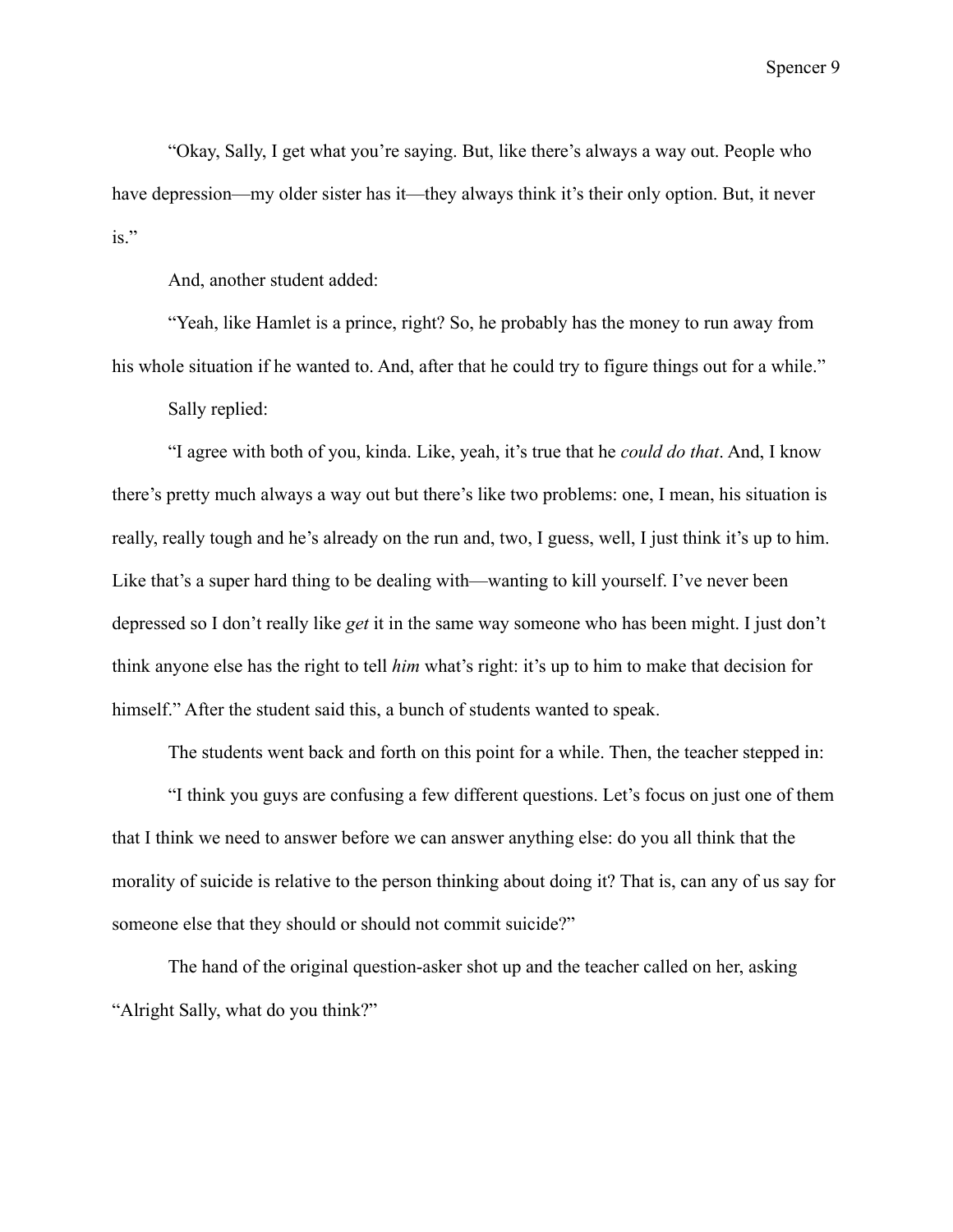"Okay, Sally, I get what you're saying. But, like there's always a way out. People who have depression—my older sister has it—they always think it's their only option. But, it never is."

And, another student added:

"Yeah, like Hamlet is a prince, right? So, he probably has the money to run away from his whole situation if he wanted to. And, after that he could try to figure things out for a while."

Sally replied:

"I agree with both of you, kinda. Like, yeah, it's true that he *could do that*. And, I know there's pretty much always a way out but there's like two problems: one, I mean, his situation is really, really tough and he's already on the run and, two, I guess, well, I just think it's up to him. Like that's a super hard thing to be dealing with—wanting to kill yourself. I've never been depressed so I don't really like *get* it in the same way someone who has been might. I just don't think anyone else has the right to tell *him* what's right: it's up to him to make that decision for himself." After the student said this, a bunch of students wanted to speak.

The students went back and forth on this point for a while. Then, the teacher stepped in:

"I think you guys are confusing a few different questions. Let's focus on just one of them that I think we need to answer before we can answer anything else: do you all think that the morality of suicide is relative to the person thinking about doing it? That is, can any of us say for someone else that they should or should not commit suicide?"

The hand of the original question-asker shot up and the teacher called on her, asking "Alright Sally, what do you think?"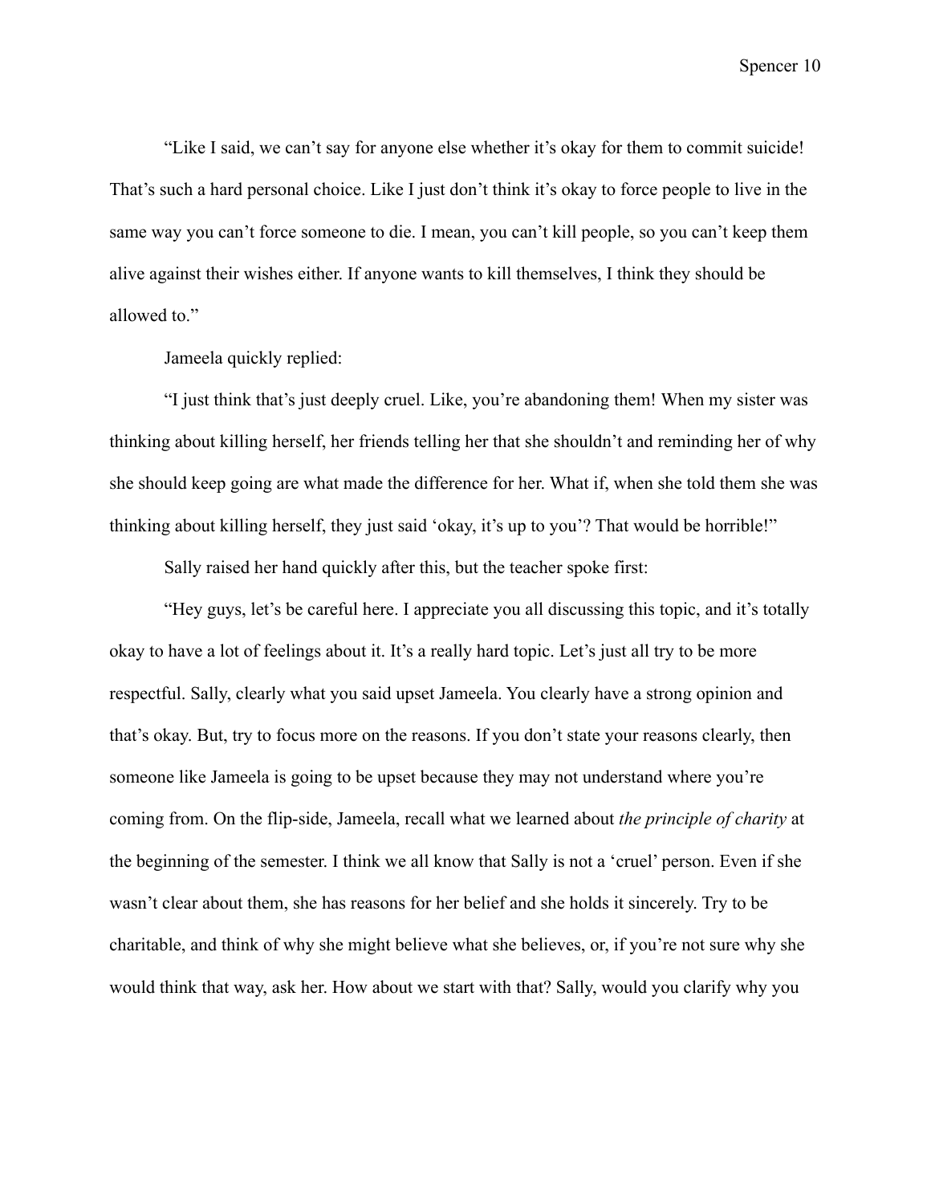"Like I said, we can't say for anyone else whether it's okay for them to commit suicide! That's such a hard personal choice. Like I just don't think it's okay to force people to live in the same way you can't force someone to die. I mean, you can't kill people, so you can't keep them alive against their wishes either. If anyone wants to kill themselves, I think they should be allowed to."

Jameela quickly replied:

"I just think that's just deeply cruel. Like, you're abandoning them! When my sister was thinking about killing herself, her friends telling her that she shouldn't and reminding her of why she should keep going are what made the difference for her. What if, when she told them she was thinking about killing herself, they just said 'okay, it's up to you'? That would be horrible!"

Sally raised her hand quickly after this, but the teacher spoke first:

"Hey guys, let's be careful here. I appreciate you all discussing this topic, and it's totally okay to have a lot of feelings about it. It's a really hard topic. Let's just all try to be more respectful. Sally, clearly what you said upset Jameela. You clearly have a strong opinion and that's okay. But, try to focus more on the reasons. If you don't state your reasons clearly, then someone like Jameela is going to be upset because they may not understand where you're coming from. On the flip-side, Jameela, recall what we learned about *the principle of charity* at the beginning of the semester. I think we all know that Sally is not a 'cruel' person. Even if she wasn't clear about them, she has reasons for her belief and she holds it sincerely. Try to be charitable, and think of why she might believe what she believes, or, if you're not sure why she would think that way, ask her. How about we start with that? Sally, would you clarify why you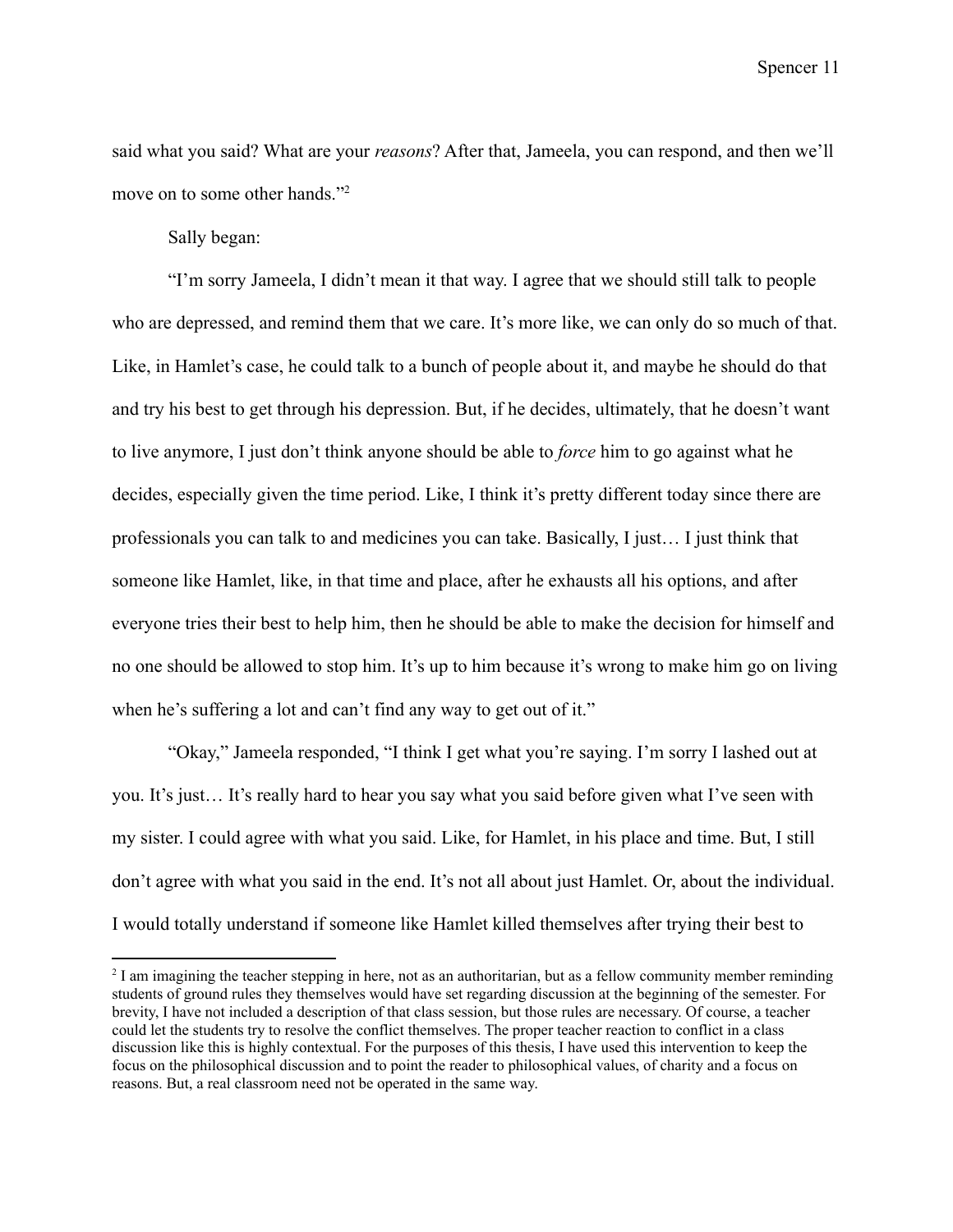said what you said? What are your *reasons*? After that, Jameela, you can respond, and then we'll move on to some other hands."[2]

Sally began:

"I'm sorry Jameela, I didn't mean it that way. I agree that we should still talk to people who are depressed, and remind them that we care. It's more like, we can only do so much of that. Like, in Hamlet's case, he could talk to a bunch of people about it, and maybe he should do that and try his best to get through his depression. But, if he decides, ultimately, that he doesn't want to live anymore, I just don't think anyone should be able to *force* him to go against what he decides, especially given the time period. Like, I think it's pretty different today since there are professionals you can talk to and medicines you can take. Basically, I just… I just think that someone like Hamlet, like, in that time and place, after he exhausts all his options, and after everyone tries their best to help him, then he should be able to make the decision for himself and no one should be allowed to stop him. It's up to him because it's wrong to make him go on living when he's suffering a lot and can't find any way to get out of it."

"Okay," Jameela responded, "I think I get what you're saying. I'm sorry I lashed out at you. It's just… It's really hard to hear you say what you said before given what I've seen with my sister. I could agree with what you said. Like, for Hamlet, in his place and time. But, I still don't agree with what you said in the end. It's not all about just Hamlet. Or, about the individual. I would totally understand if someone like Hamlet killed themselves after trying their best to

[2] I am imagining the teacher stepping in here, not as an authoritarian, but as a fellow community member reminding students of ground rules they themselves would have set regarding discussion at the beginning of the semester. For brevity, I have not included a description of that class session, but those rules are necessary. Of course, a teacher could let the students try to resolve the conflict themselves. The proper teacher reaction to conflict in a class discussion like this is highly contextual. For the purposes of this thesis, I have used this intervention to keep the focus on the philosophical discussion and to point the reader to philosophical values, of charity and a focus on reasons. But, a real classroom need not be operated in the same way.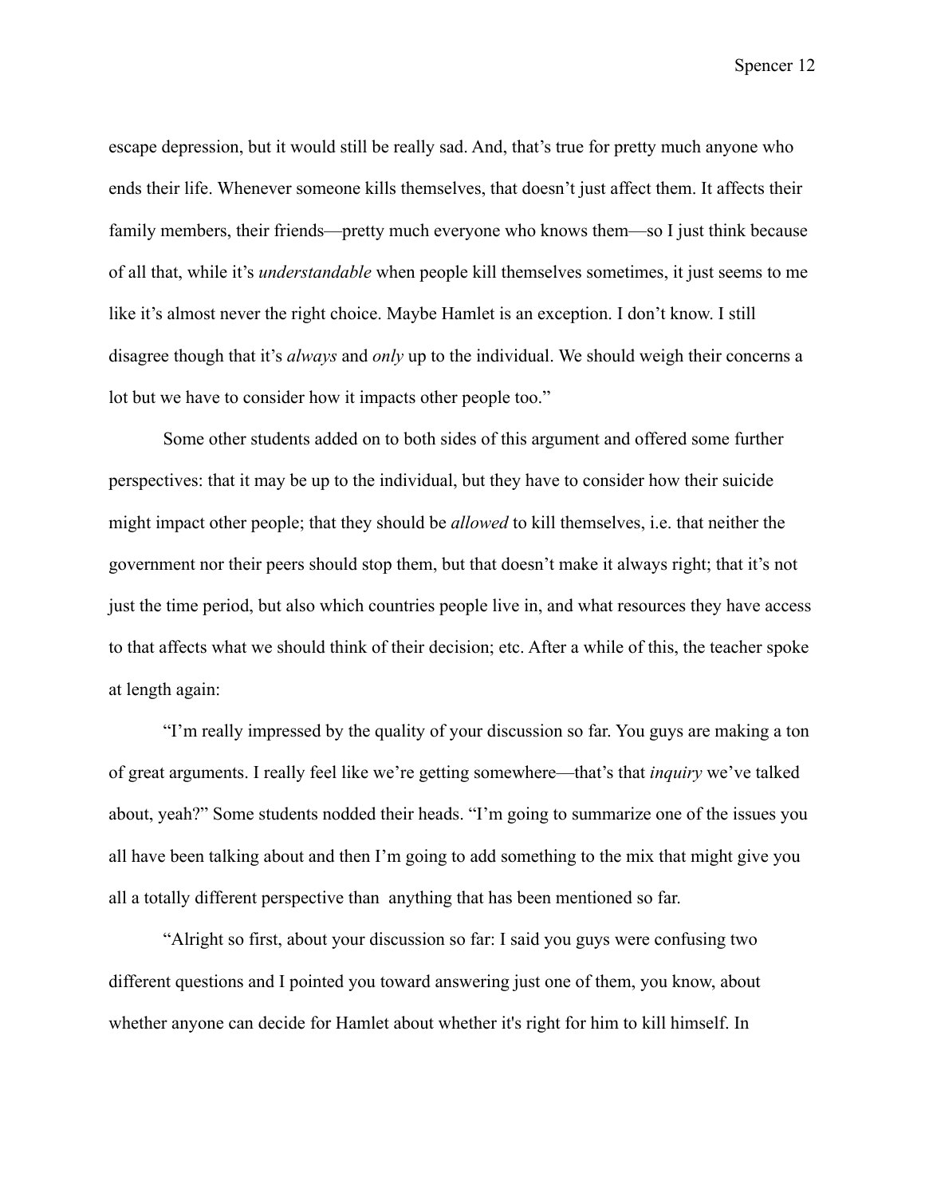escape depression, but it would still be really sad. And, that's true for pretty much anyone who ends their life. Whenever someone kills themselves, that doesn't just affect them. It affects their family members, their friends—pretty much everyone who knows them—so I just think because of all that, while it's *understandable* when people kill themselves sometimes, it just seems to me like it's almost never the right choice. Maybe Hamlet is an exception. I don't know. I still disagree though that it's *always* and *only* up to the individual. We should weigh their concerns a lot but we have to consider how it impacts other people too."

Some other students added on to both sides of this argument and offered some further perspectives: that it may be up to the individual, but they have to consider how their suicide might impact other people; that they should be *allowed* to kill themselves, i.e. that neither the government nor their peers should stop them, but that doesn't make it always right; that it's not just the time period, but also which countries people live in, and what resources they have access to that affects what we should think of their decision; etc. After a while of this, the teacher spoke at length again:

"I'm really impressed by the quality of your discussion so far. You guys are making a ton of great arguments. I really feel like we're getting somewhere—that's that *inquiry* we've talked about, yeah?" Some students nodded their heads. "I'm going to summarize one of the issues you all have been talking about and then I'm going to add something to the mix that might give you all a totally different perspective than anything that has been mentioned so far.

"Alright so first, about your discussion so far: I said you guys were confusing two different questions and I pointed you toward answering just one of them, you know, about whether anyone can decide for Hamlet about whether it's right for him to kill himself. In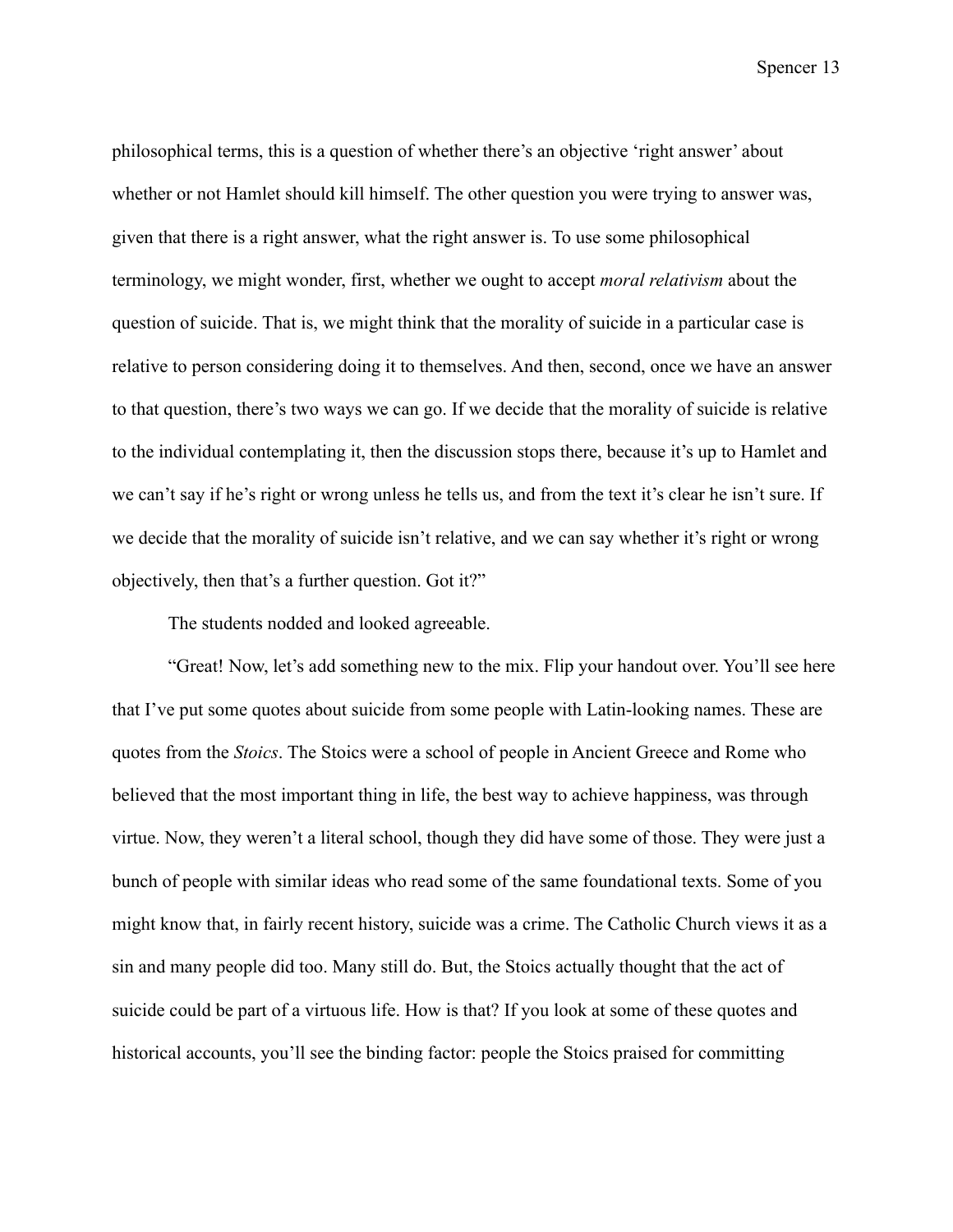philosophical terms, this is a question of whether there's an objective 'right answer' about whether or not Hamlet should kill himself. The other question you were trying to answer was, given that there is a right answer, what the right answer is. To use some philosophical terminology, we might wonder, first, whether we ought to accept *moral relativism* about the question of suicide. That is, we might think that the morality of suicide in a particular case is relative to person considering doing it to themselves. And then, second, once we have an answer to that question, there's two ways we can go. If we decide that the morality of suicide is relative to the individual contemplating it, then the discussion stops there, because it's up to Hamlet and we can't say if he's right or wrong unless he tells us, and from the text it's clear he isn't sure. If we decide that the morality of suicide isn't relative, and we can say whether it's right or wrong objectively, then that's a further question. Got it?"

The students nodded and looked agreeable.

"Great! Now, let's add something new to the mix. Flip your handout over. You'll see here that I've put some quotes about suicide from some people with Latin-looking names. These are quotes from the *Stoics*. The Stoics were a school of people in Ancient Greece and Rome who believed that the most important thing in life, the best way to achieve happiness, was through virtue. Now, they weren't a literal school, though they did have some of those. They were just a bunch of people with similar ideas who read some of the same foundational texts. Some of you might know that, in fairly recent history, suicide was a crime. The Catholic Church views it as a sin and many people did too. Many still do. But, the Stoics actually thought that the act of suicide could be part of a virtuous life. How is that? If you look at some of these quotes and historical accounts, you'll see the binding factor: people the Stoics praised for committing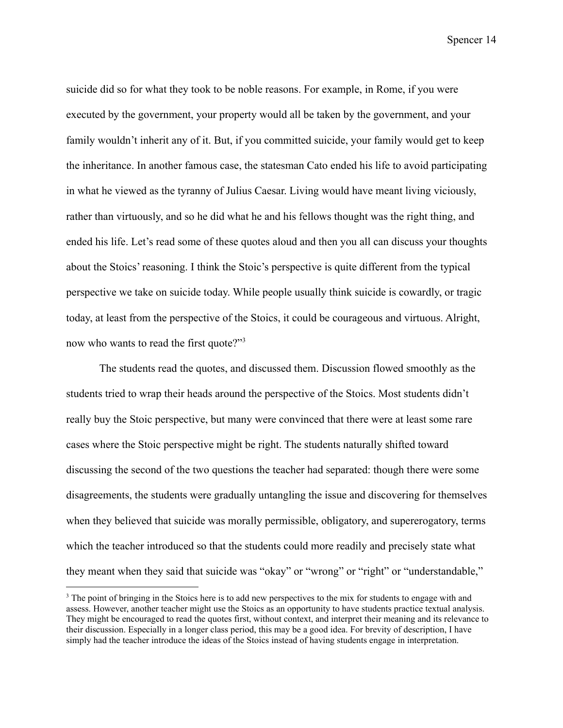suicide did so for what they took to be noble reasons. For example, in Rome, if you were executed by the government, your property would all be taken by the government, and your family wouldn't inherit any of it. But, if you committed suicide, your family would get to keep the inheritance. In another famous case, the statesman Cato ended his life to avoid participating in what he viewed as the tyranny of Julius Caesar. Living would have meant living viciously, rather than virtuously, and so he did what he and his fellows thought was the right thing, and ended his life. Let's read some of these quotes aloud and then you all can discuss your thoughts about the Stoics' reasoning. I think the Stoic's perspective is quite different from the typical perspective we take on suicide today. While people usually think suicide is cowardly, or tragic today, at least from the perspective of the Stoics, it could be courageous and virtuous. Alright, now who wants to read the first quote?"[3]

The students read the quotes, and discussed them. Discussion flowed smoothly as the students tried to wrap their heads around the perspective of the Stoics. Most students didn't really buy the Stoic perspective, but many were convinced that there were at least some rare cases where the Stoic perspective might be right. The students naturally shifted toward discussing the second of the two questions the teacher had separated: though there were some disagreements, the students were gradually untangling the issue and discovering for themselves when they believed that suicide was morally permissible, obligatory, and supererogatory, terms which the teacher introduced so that the students could more readily and precisely state what they meant when they said that suicide was "okay" or "wrong" or "right" or "understandable,"

[3] The point of bringing in the Stoics here is to add new perspectives to the mix for students to engage with and assess. However, another teacher might use the Stoics as an opportunity to have students practice textual analysis. They might be encouraged to read the quotes first, without context, and interpret their meaning and its relevance to their discussion. Especially in a longer class period, this may be a good idea. For brevity of description, I have simply had the teacher introduce the ideas of the Stoics instead of having students engage in interpretation.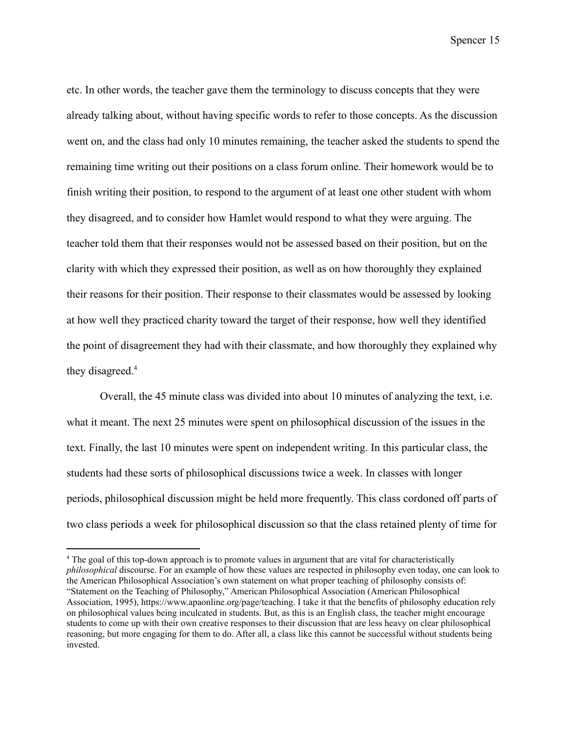etc. In other words, the teacher gave them the terminology to discuss concepts that they were already talking about, without having specific words to refer to those concepts. As the discussion went on, and the class had only 10 minutes remaining, the teacher asked the students to spend the remaining time writing out their positions on a class forum online. Their homework would be to finish writing their position, to respond to the argument of at least one other student with whom they disagreed, and to consider how Hamlet would respond to what they were arguing. The teacher told them that their responses would not be assessed based on their position, but on the clarity with which they expressed their position, as well as on how thoroughly they explained their reasons for their position. Their response to their classmates would be assessed by looking at how well they practiced charity toward the target of their response, how well they identified the point of disagreement they had with their classmate, and how thoroughly they explained why they disagreed.[4]

Overall, the 45 minute class was divided into about 10 minutes of analyzing the text, i.e. what it meant. The next 25 minutes were spent on philosophical discussion of the issues in the text. Finally, the last 10 minutes were spent on independent writing. In this particular class, the students had these sorts of philosophical discussions twice a week. In classes with longer periods, philosophical discussion might be held more frequently. This class cordoned off parts of two class periods a week for philosophical discussion so that the class retained plenty of time for

---

[4] The goal of this top-down approach is to promote values in argument that are vital for characteristically *philosophical* discourse. For an example of how these values are respected in philosophy even today, one can look to the American Philosophical Association's own statement on what proper teaching of philosophy consists of: "Statement on the Teaching of Philosophy," American Philosophical Association (American Philosophical Association, 1995), https://www.apaonline.org/page/teaching. I take it that the benefits of philosophy education rely on philosophical values being inculcated in students. But, as this is an English class, the teacher might encourage students to come up with their own creative responses to their discussion that are less heavy on clear philosophical reasoning, but more engaging for them to do. After all, a class like this cannot be successful without students being invested.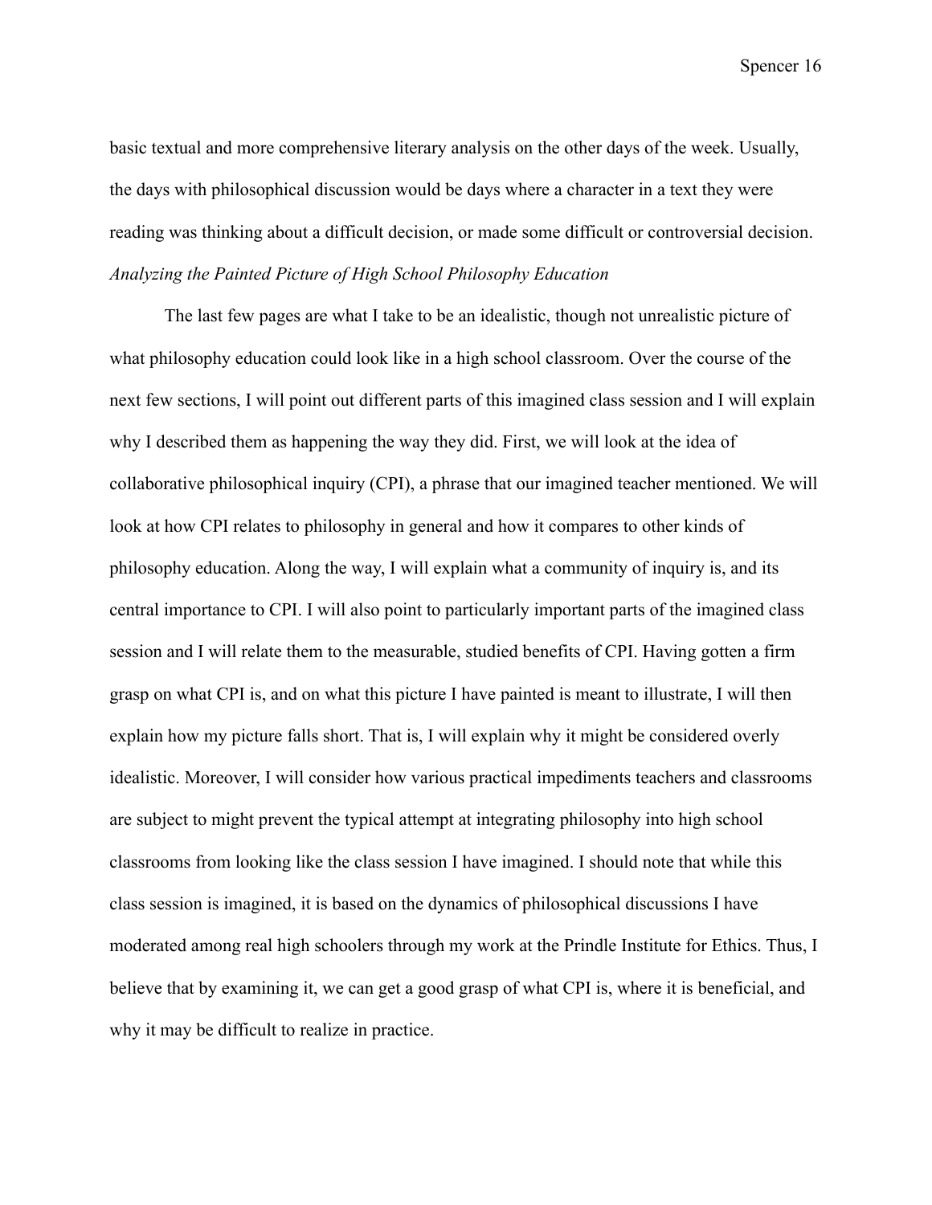basic textual and more comprehensive literary analysis on the other days of the week. Usually, the days with philosophical discussion would be days where a character in a text they were reading was thinking about a difficult decision, or made some difficult or controversial decision.

### *Analyzing the Painted Picture of High School Philosophy Education*

The last few pages are what I take to be an idealistic, though not unrealistic picture of what philosophy education could look like in a high school classroom. Over the course of the next few sections, I will point out different parts of this imagined class session and I will explain why I described them as happening the way they did. First, we will look at the idea of collaborative philosophical inquiry (CPI), a phrase that our imagined teacher mentioned. We will look at how CPI relates to philosophy in general and how it compares to other kinds of philosophy education. Along the way, I will explain what a community of inquiry is, and its central importance to CPI. I will also point to particularly important parts of the imagined class session and I will relate them to the measurable, studied benefits of CPI. Having gotten a firm grasp on what CPI is, and on what this picture I have painted is meant to illustrate, I will then explain how my picture falls short. That is, I will explain why it might be considered overly idealistic. Moreover, I will consider how various practical impediments teachers and classrooms are subject to might prevent the typical attempt at integrating philosophy into high school classrooms from looking like the class session I have imagined. I should note that while this class session is imagined, it is based on the dynamics of philosophical discussions I have moderated among real high schoolers through my work at the Prindle Institute for Ethics. Thus, I believe that by examining it, we can get a good grasp of what CPI is, where it is beneficial, and why it may be difficult to realize in practice.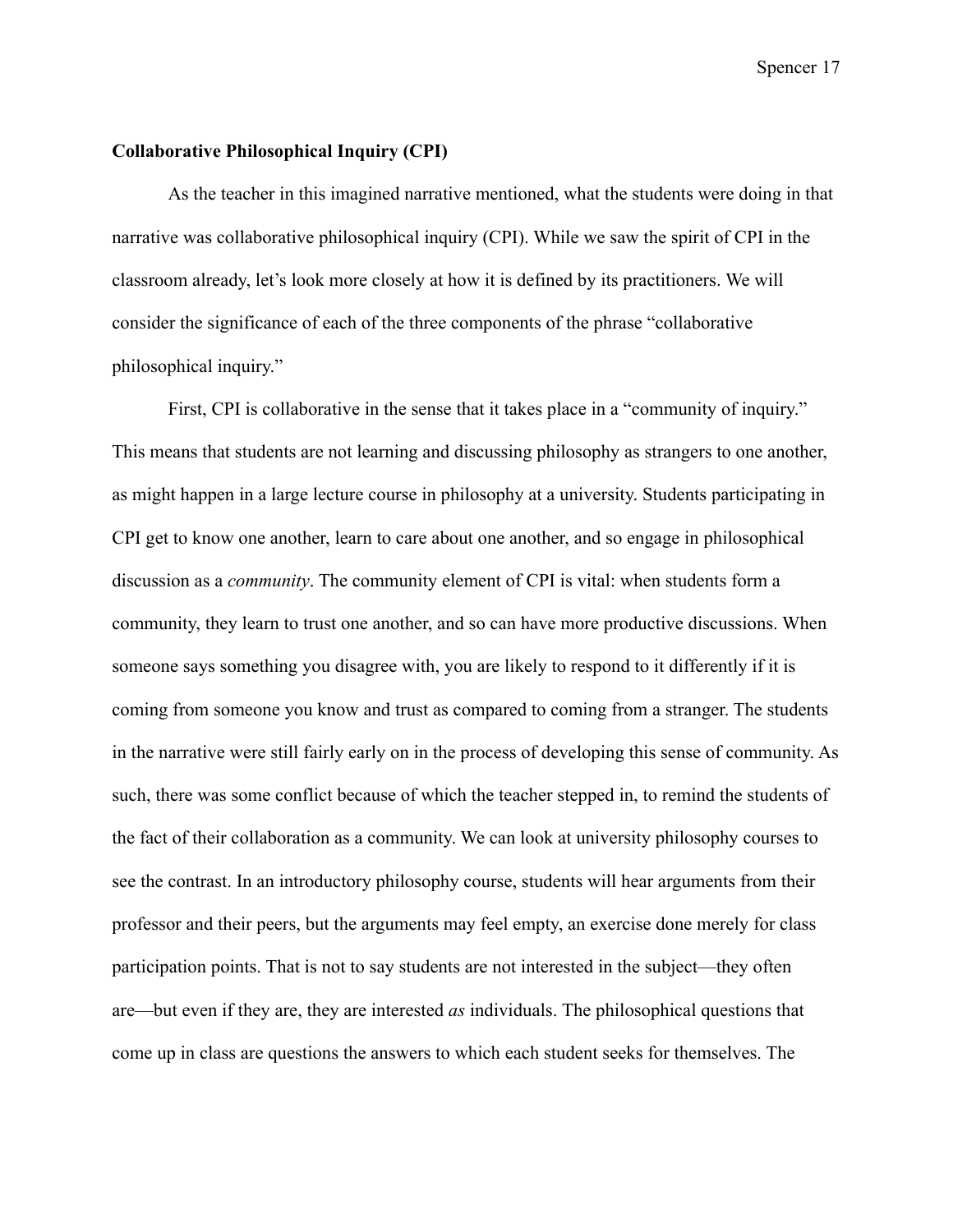**Collaborative Philosophical Inquiry (CPI)**

As the teacher in this imagined narrative mentioned, what the students were doing in that narrative was collaborative philosophical inquiry (CPI). While we saw the spirit of CPI in the classroom already, let's look more closely at how it is defined by its practitioners. We will consider the significance of each of the three components of the phrase "collaborative philosophical inquiry."

First, CPI is collaborative in the sense that it takes place in a "community of inquiry." This means that students are not learning and discussing philosophy as strangers to one another, as might happen in a large lecture course in philosophy at a university. Students participating in CPI get to know one another, learn to care about one another, and so engage in philosophical discussion as a *community*. The community element of CPI is vital: when students form a community, they learn to trust one another, and so can have more productive discussions. When someone says something you disagree with, you are likely to respond to it differently if it is coming from someone you know and trust as compared to coming from a stranger. The students in the narrative were still fairly early on in the process of developing this sense of community. As such, there was some conflict because of which the teacher stepped in, to remind the students of the fact of their collaboration as a community. We can look at university philosophy courses to see the contrast. In an introductory philosophy course, students will hear arguments from their professor and their peers, but the arguments may feel empty, an exercise done merely for class participation points. That is not to say students are not interested in the subject—they often are—but even if they are, they are interested *as* individuals. The philosophical questions that come up in class are questions the answers to which each student seeks for themselves. The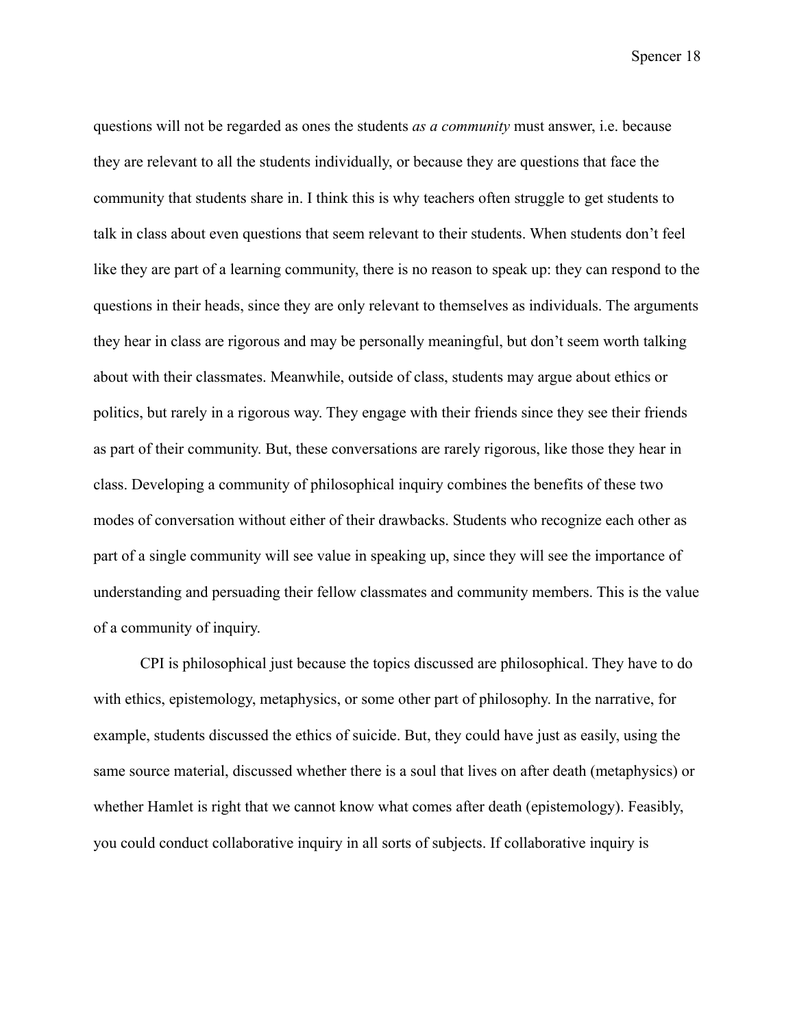questions will not be regarded as ones the students *as a community* must answer, i.e. because they are relevant to all the students individually, or because they are questions that face the community that students share in. I think this is why teachers often struggle to get students to talk in class about even questions that seem relevant to their students. When students don't feel like they are part of a learning community, there is no reason to speak up: they can respond to the questions in their heads, since they are only relevant to themselves as individuals. The arguments they hear in class are rigorous and may be personally meaningful, but don't seem worth talking about with their classmates. Meanwhile, outside of class, students may argue about ethics or politics, but rarely in a rigorous way. They engage with their friends since they see their friends as part of their community. But, these conversations are rarely rigorous, like those they hear in class. Developing a community of philosophical inquiry combines the benefits of these two modes of conversation without either of their drawbacks. Students who recognize each other as part of a single community will see value in speaking up, since they will see the importance of understanding and persuading their fellow classmates and community members. This is the value of a community of inquiry.

CPI is philosophical just because the topics discussed are philosophical. They have to do with ethics, epistemology, metaphysics, or some other part of philosophy. In the narrative, for example, students discussed the ethics of suicide. But, they could have just as easily, using the same source material, discussed whether there is a soul that lives on after death (metaphysics) or whether Hamlet is right that we cannot know what comes after death (epistemology). Feasibly, you could conduct collaborative inquiry in all sorts of subjects. If collaborative inquiry is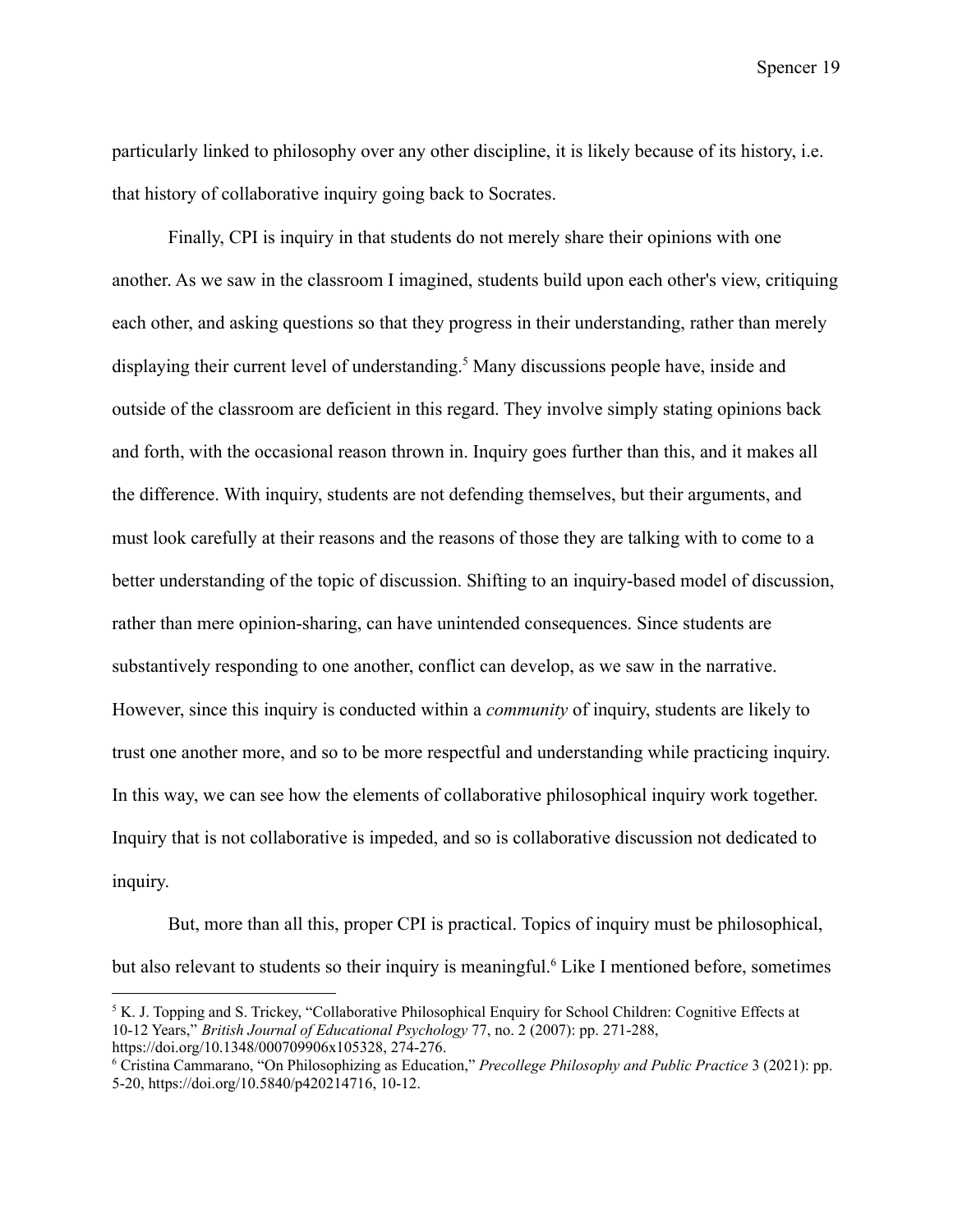particularly linked to philosophy over any other discipline, it is likely because of its history, i.e. that history of collaborative inquiry going back to Socrates.

Finally, CPI is inquiry in that students do not merely share their opinions with one another. As we saw in the classroom I imagined, students build upon each other's view, critiquing each other, and asking questions so that they progress in their understanding, rather than merely displaying their current level of understanding.[5] Many discussions people have, inside and outside of the classroom are deficient in this regard. They involve simply stating opinions back and forth, with the occasional reason thrown in. Inquiry goes further than this, and it makes all the difference. With inquiry, students are not defending themselves, but their arguments, and must look carefully at their reasons and the reasons of those they are talking with to come to a better understanding of the topic of discussion. Shifting to an inquiry-based model of discussion, rather than mere opinion-sharing, can have unintended consequences. Since students are substantively responding to one another, conflict can develop, as we saw in the narrative. However, since this inquiry is conducted within a *community* of inquiry, students are likely to trust one another more, and so to be more respectful and understanding while practicing inquiry. In this way, we can see how the elements of collaborative philosophical inquiry work together. Inquiry that is not collaborative is impeded, and so is collaborative discussion not dedicated to inquiry.

But, more than all this, proper CPI is practical. Topics of inquiry must be philosophical, but also relevant to students so their inquiry is meaningful.[6] Like I mentioned before, sometimes

---

[5] K. J. Topping and S. Trickey, "Collaborative Philosophical Enquiry for School Children: Cognitive Effects at 10-12 Years," *British Journal of Educational Psychology* 77, no. 2 (2007): pp. 271-288, https://doi.org/10.1348/000709906x105328, 274-276.

[6] Cristina Cammarano, "On Philosophizing as Education," *Precollege Philosophy and Public Practice* 3 (2021): pp. 5-20, https://doi.org/10.5840/p420214716, 10-12.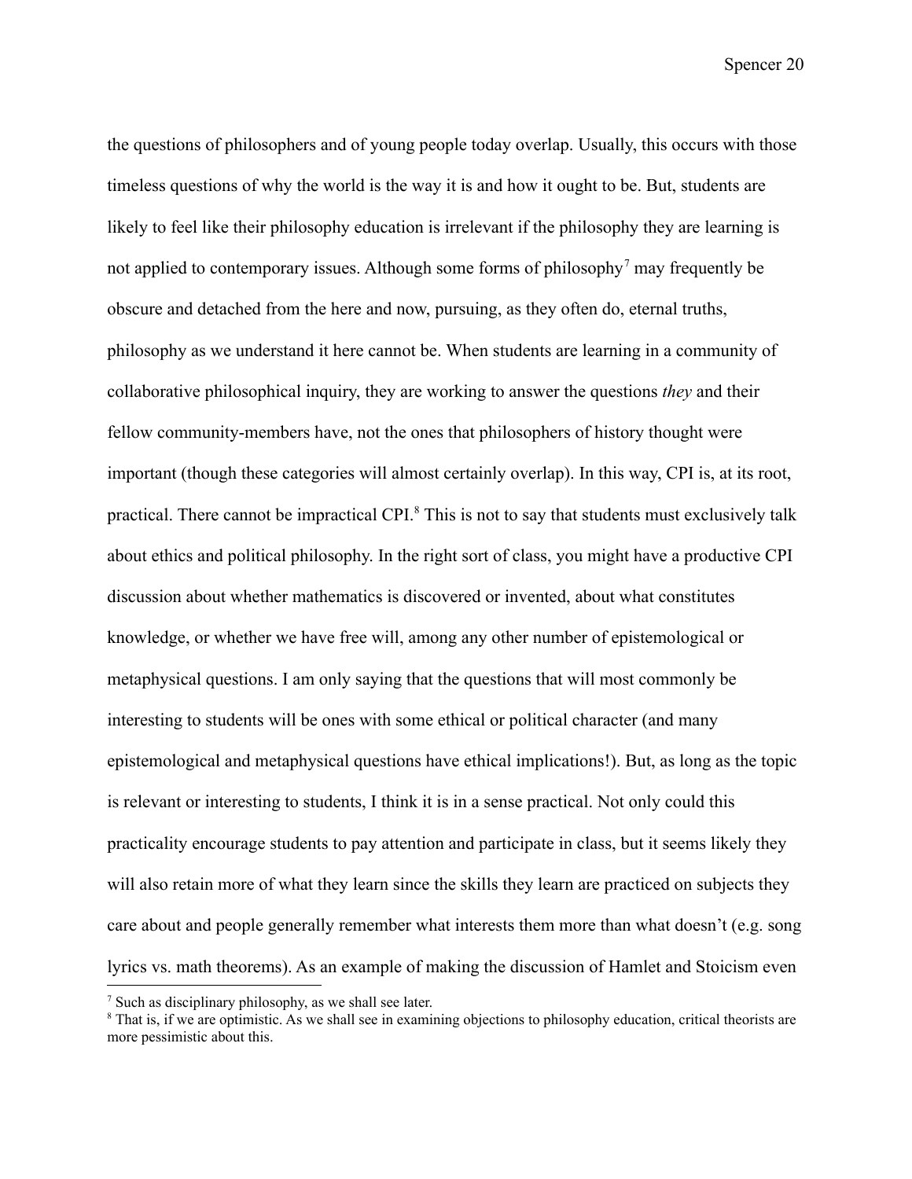the questions of philosophers and of young people today overlap. Usually, this occurs with those timeless questions of why the world is the way it is and how it ought to be. But, students are likely to feel like their philosophy education is irrelevant if the philosophy they are learning is not applied to contemporary issues. Although some forms of philosophy[7] may frequently be obscure and detached from the here and now, pursuing, as they often do, eternal truths, philosophy as we understand it here cannot be. When students are learning in a community of collaborative philosophical inquiry, they are working to answer the questions *they* and their fellow community-members have, not the ones that philosophers of history thought were important (though these categories will almost certainly overlap). In this way, CPI is, at its root, practical. There cannot be impractical CPI.[8] This is not to say that students must exclusively talk about ethics and political philosophy. In the right sort of class, you might have a productive CPI discussion about whether mathematics is discovered or invented, about what constitutes knowledge, or whether we have free will, among any other number of epistemological or metaphysical questions. I am only saying that the questions that will most commonly be interesting to students will be ones with some ethical or political character (and many epistemological and metaphysical questions have ethical implications!). But, as long as the topic is relevant or interesting to students, I think it is in a sense practical. Not only could this practicality encourage students to pay attention and participate in class, but it seems likely they will also retain more of what they learn since the skills they learn are practiced on subjects they care about and people generally remember what interests them more than what doesn't (e.g. song lyrics vs. math theorems). As an example of making the discussion of Hamlet and Stoicism even

[7] Such as disciplinary philosophy, as we shall see later.

[8] That is, if we are optimistic. As we shall see in examining objections to philosophy education, critical theorists are more pessimistic about this.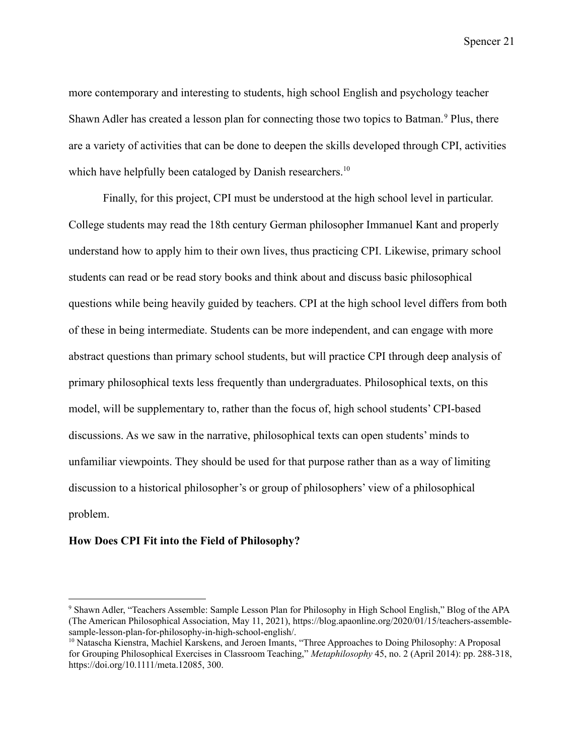more contemporary and interesting to students, high school English and psychology teacher Shawn Adler has created a lesson plan for connecting those two topics to Batman.[9] Plus, there are a variety of activities that can be done to deepen the skills developed through CPI, activities which have helpfully been cataloged by Danish researchers.[10]

Finally, for this project, CPI must be understood at the high school level in particular. College students may read the 18th century German philosopher Immanuel Kant and properly understand how to apply him to their own lives, thus practicing CPI. Likewise, primary school students can read or be read story books and think about and discuss basic philosophical questions while being heavily guided by teachers. CPI at the high school level differs from both of these in being intermediate. Students can be more independent, and can engage with more abstract questions than primary school students, but will practice CPI through deep analysis of primary philosophical texts less frequently than undergraduates. Philosophical texts, on this model, will be supplementary to, rather than the focus of, high school students' CPI-based discussions. As we saw in the narrative, philosophical texts can open students' minds to unfamiliar viewpoints. They should be used for that purpose rather than as a way of limiting discussion to a historical philosopher's or group of philosophers' view of a philosophical problem.

**How Does CPI Fit into the Field of Philosophy?**

---

[9] Shawn Adler, "Teachers Assemble: Sample Lesson Plan for Philosophy in High School English," Blog of the APA (The American Philosophical Association, May 11, 2021), https://blog.apaonline.org/2020/01/15/teachers-assemble-sample-lesson-plan-for-philosophy-in-high-school-english/.

[10] Natascha Kienstra, Machiel Karskens, and Jeroen Imants, "Three Approaches to Doing Philosophy: A Proposal for Grouping Philosophical Exercises in Classroom Teaching," *Metaphilosophy* 45, no. 2 (April 2014): pp. 288-318, https://doi.org/10.1111/meta.12085, 300.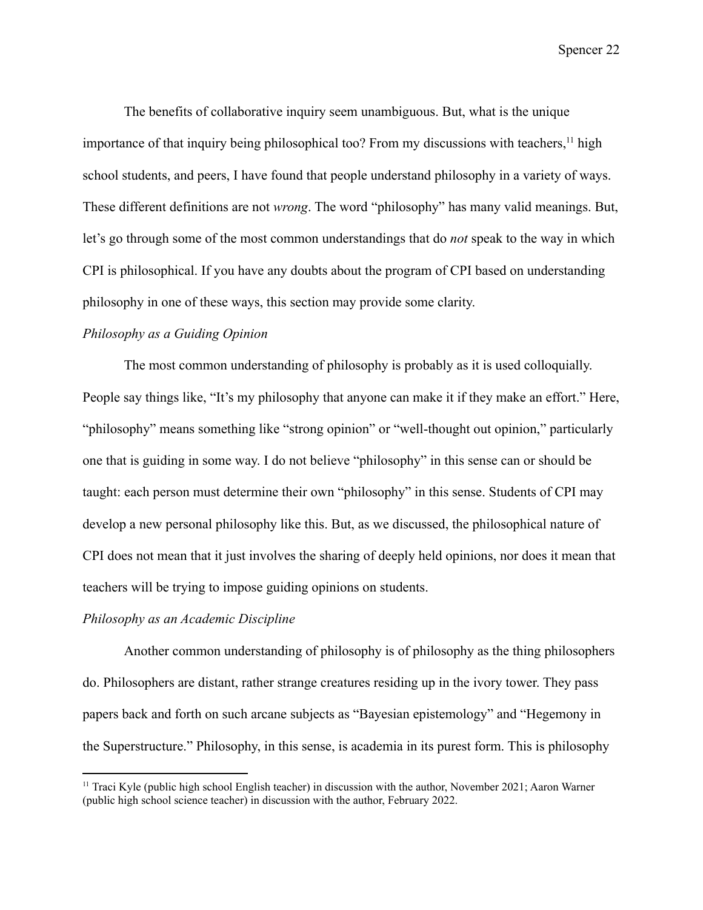The benefits of collaborative inquiry seem unambiguous. But, what is the unique importance of that inquiry being philosophical too? From my discussions with teachers,[11] high school students, and peers, I have found that people understand philosophy in a variety of ways. These different definitions are not *wrong*. The word "philosophy" has many valid meanings. But, let's go through some of the most common understandings that do *not* speak to the way in which CPI is philosophical. If you have any doubts about the program of CPI based on understanding philosophy in one of these ways, this section may provide some clarity.

### *Philosophy as a Guiding Opinion*

The most common understanding of philosophy is probably as it is used colloquially. People say things like, "It's my philosophy that anyone can make it if they make an effort." Here, "philosophy" means something like "strong opinion" or "well-thought out opinion," particularly one that is guiding in some way. I do not believe "philosophy" in this sense can or should be taught: each person must determine their own "philosophy" in this sense. Students of CPI may develop a new personal philosophy like this. But, as we discussed, the philosophical nature of CPI does not mean that it just involves the sharing of deeply held opinions, nor does it mean that teachers will be trying to impose guiding opinions on students.

### *Philosophy as an Academic Discipline*

Another common understanding of philosophy is of philosophy as the thing philosophers do. Philosophers are distant, rather strange creatures residing up in the ivory tower. They pass papers back and forth on such arcane subjects as "Bayesian epistemology" and "Hegemony in the Superstructure." Philosophy, in this sense, is academia in its purest form. This is philosophy

[11] Traci Kyle (public high school English teacher) in discussion with the author, November 2021; Aaron Warner (public high school science teacher) in discussion with the author, February 2022.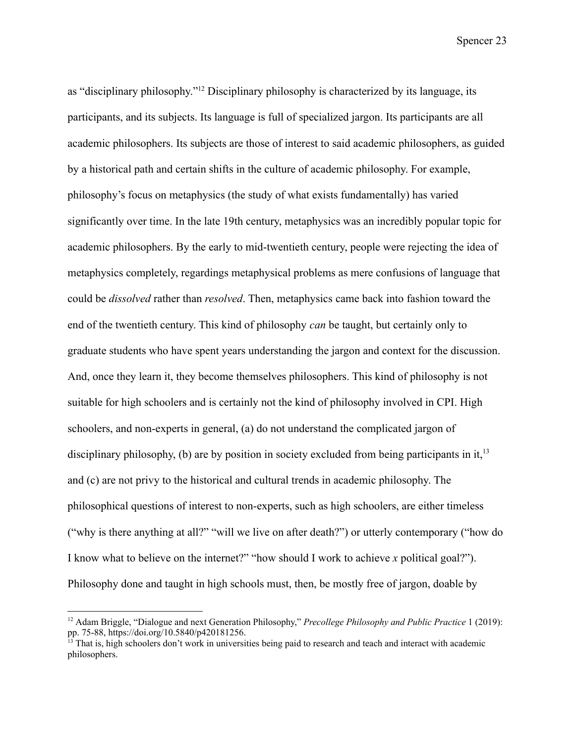as "disciplinary philosophy."[12] Disciplinary philosophy is characterized by its language, its participants, and its subjects. Its language is full of specialized jargon. Its participants are all academic philosophers. Its subjects are those of interest to said academic philosophers, as guided by a historical path and certain shifts in the culture of academic philosophy. For example, philosophy's focus on metaphysics (the study of what exists fundamentally) has varied significantly over time. In the late 19th century, metaphysics was an incredibly popular topic for academic philosophers. By the early to mid-twentieth century, people were rejecting the idea of metaphysics completely, regardings metaphysical problems as mere confusions of language that could be *dissolved* rather than *resolved*. Then, metaphysics came back into fashion toward the end of the twentieth century. This kind of philosophy *can* be taught, but certainly only to graduate students who have spent years understanding the jargon and context for the discussion. And, once they learn it, they become themselves philosophers. This kind of philosophy is not suitable for high schoolers and is certainly not the kind of philosophy involved in CPI. High schoolers, and non-experts in general, (a) do not understand the complicated jargon of disciplinary philosophy, (b) are by position in society excluded from being participants in it,[13] and (c) are not privy to the historical and cultural trends in academic philosophy. The philosophical questions of interest to non-experts, such as high schoolers, are either timeless ("why is there anything at all?" "will we live on after death?") or utterly contemporary ("how do I know what to believe on the internet?" "how should I work to achieve *x* political goal?"). Philosophy done and taught in high schools must, then, be mostly free of jargon, doable by

---

[12] Adam Briggle, "Dialogue and next Generation Philosophy," *Precollege Philosophy and Public Practice* 1 (2019): pp. 75-88, https://doi.org/10.5840/p420181256.

[13] That is, high schoolers don't work in universities being paid to research and teach and interact with academic philosophers.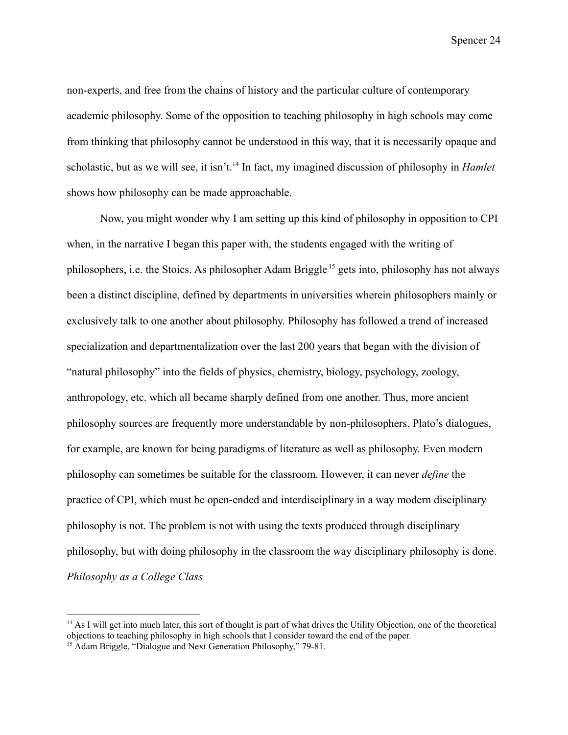non-experts, and free from the chains of history and the particular culture of contemporary academic philosophy. Some of the opposition to teaching philosophy in high schools may come from thinking that philosophy cannot be understood in this way, that it is necessarily opaque and scholastic, but as we will see, it isn't.[14] In fact, my imagined discussion of philosophy in *Hamlet* shows how philosophy can be made approachable.

Now, you might wonder why I am setting up this kind of philosophy in opposition to CPI when, in the narrative I began this paper with, the students engaged with the writing of philosophers, i.e. the Stoics. As philosopher Adam Briggle[15] gets into, philosophy has not always been a distinct discipline, defined by departments in universities wherein philosophers mainly or exclusively talk to one another about philosophy. Philosophy has followed a trend of increased specialization and departmentalization over the last 200 years that began with the division of "natural philosophy" into the fields of physics, chemistry, biology, psychology, zoology, anthropology, etc. which all became sharply defined from one another. Thus, more ancient philosophy sources are frequently more understandable by non-philosophers. Plato's dialogues, for example, are known for being paradigms of literature as well as philosophy. Even modern philosophy can sometimes be suitable for the classroom. However, it can never *define* the practice of CPI, which must be open-ended and interdisciplinary in a way modern disciplinary philosophy is not. The problem is not with using the texts produced through disciplinary philosophy, but with doing philosophy in the classroom the way disciplinary philosophy is done.

*Philosophy as a College Class*

---

[14] As I will get into much later, this sort of thought is part of what drives the Utility Objection, one of the theoretical objections to teaching philosophy in high schools that I consider toward the end of the paper.

[15] Adam Briggle, "Dialogue and Next Generation Philosophy," 79-81.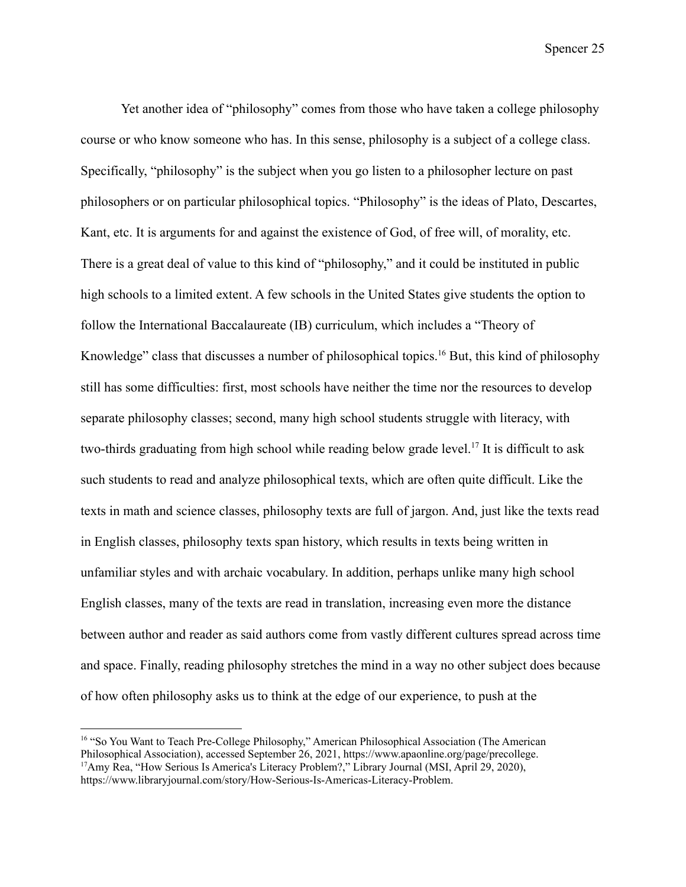Yet another idea of "philosophy" comes from those who have taken a college philosophy course or who know someone who has. In this sense, philosophy is a subject of a college class. Specifically, "philosophy" is the subject when you go listen to a philosopher lecture on past philosophers or on particular philosophical topics. "Philosophy" is the ideas of Plato, Descartes, Kant, etc. It is arguments for and against the existence of God, of free will, of morality, etc. There is a great deal of value to this kind of "philosophy," and it could be instituted in public high schools to a limited extent. A few schools in the United States give students the option to follow the International Baccalaureate (IB) curriculum, which includes a "Theory of Knowledge" class that discusses a number of philosophical topics.[16] But, this kind of philosophy still has some difficulties: first, most schools have neither the time nor the resources to develop separate philosophy classes; second, many high school students struggle with literacy, with two-thirds graduating from high school while reading below grade level.[17] It is difficult to ask such students to read and analyze philosophical texts, which are often quite difficult. Like the texts in math and science classes, philosophy texts are full of jargon. And, just like the texts read in English classes, philosophy texts span history, which results in texts being written in unfamiliar styles and with archaic vocabulary. In addition, perhaps unlike many high school English classes, many of the texts are read in translation, increasing even more the distance between author and reader as said authors come from vastly different cultures spread across time and space. Finally, reading philosophy stretches the mind in a way no other subject does because of how often philosophy asks us to think at the edge of our experience, to push at the

---

[16] "So You Want to Teach Pre-College Philosophy," American Philosophical Association (The American Philosophical Association), accessed September 26, 2021, https://www.apaonline.org/page/precollege.

[17] Amy Rea, "How Serious Is America's Literacy Problem?," Library Journal (MSI, April 29, 2020), https://www.libraryjournal.com/story/How-Serious-Is-Americas-Literacy-Problem.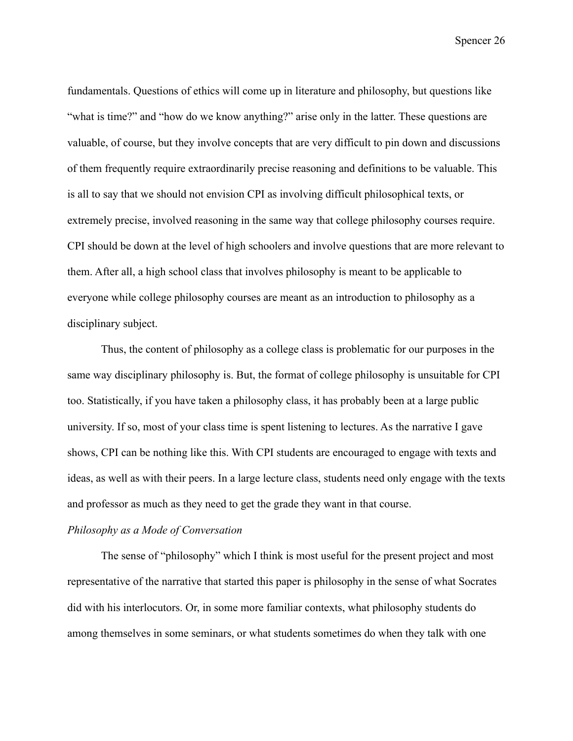fundamentals. Questions of ethics will come up in literature and philosophy, but questions like "what is time?" and "how do we know anything?" arise only in the latter. These questions are valuable, of course, but they involve concepts that are very difficult to pin down and discussions of them frequently require extraordinarily precise reasoning and definitions to be valuable. This is all to say that we should not envision CPI as involving difficult philosophical texts, or extremely precise, involved reasoning in the same way that college philosophy courses require. CPI should be down at the level of high schoolers and involve questions that are more relevant to them. After all, a high school class that involves philosophy is meant to be applicable to everyone while college philosophy courses are meant as an introduction to philosophy as a disciplinary subject.

Thus, the content of philosophy as a college class is problematic for our purposes in the same way disciplinary philosophy is. But, the format of college philosophy is unsuitable for CPI too. Statistically, if you have taken a philosophy class, it has probably been at a large public university. If so, most of your class time is spent listening to lectures. As the narrative I gave shows, CPI can be nothing like this. With CPI students are encouraged to engage with texts and ideas, as well as with their peers. In a large lecture class, students need only engage with the texts and professor as much as they need to get the grade they want in that course.

*Philosophy as a Mode of Conversation*

The sense of "philosophy" which I think is most useful for the present project and most representative of the narrative that started this paper is philosophy in the sense of what Socrates did with his interlocutors. Or, in some more familiar contexts, what philosophy students do among themselves in some seminars, or what students sometimes do when they talk with one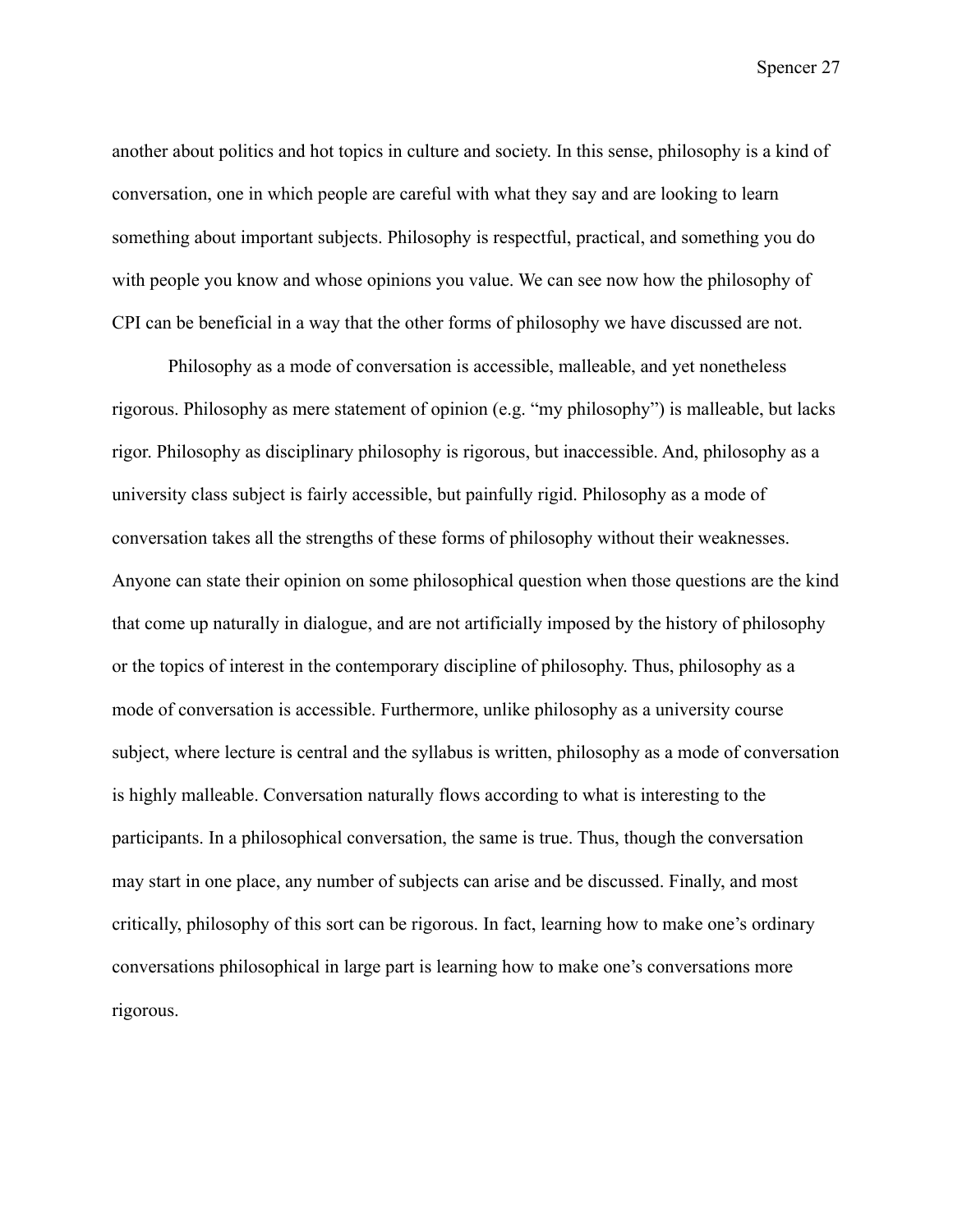another about politics and hot topics in culture and society. In this sense, philosophy is a kind of conversation, one in which people are careful with what they say and are looking to learn something about important subjects. Philosophy is respectful, practical, and something you do with people you know and whose opinions you value. We can see now how the philosophy of CPI can be beneficial in a way that the other forms of philosophy we have discussed are not.

Philosophy as a mode of conversation is accessible, malleable, and yet nonetheless rigorous. Philosophy as mere statement of opinion (e.g. “my philosophy”) is malleable, but lacks rigor. Philosophy as disciplinary philosophy is rigorous, but inaccessible. And, philosophy as a university class subject is fairly accessible, but painfully rigid. Philosophy as a mode of conversation takes all the strengths of these forms of philosophy without their weaknesses. Anyone can state their opinion on some philosophical question when those questions are the kind that come up naturally in dialogue, and are not artificially imposed by the history of philosophy or the topics of interest in the contemporary discipline of philosophy. Thus, philosophy as a mode of conversation is accessible. Furthermore, unlike philosophy as a university course subject, where lecture is central and the syllabus is written, philosophy as a mode of conversation is highly malleable. Conversation naturally flows according to what is interesting to the participants. In a philosophical conversation, the same is true. Thus, though the conversation may start in one place, any number of subjects can arise and be discussed. Finally, and most critically, philosophy of this sort can be rigorous. In fact, learning how to make one’s ordinary conversations philosophical in large part is learning how to make one’s conversations more rigorous.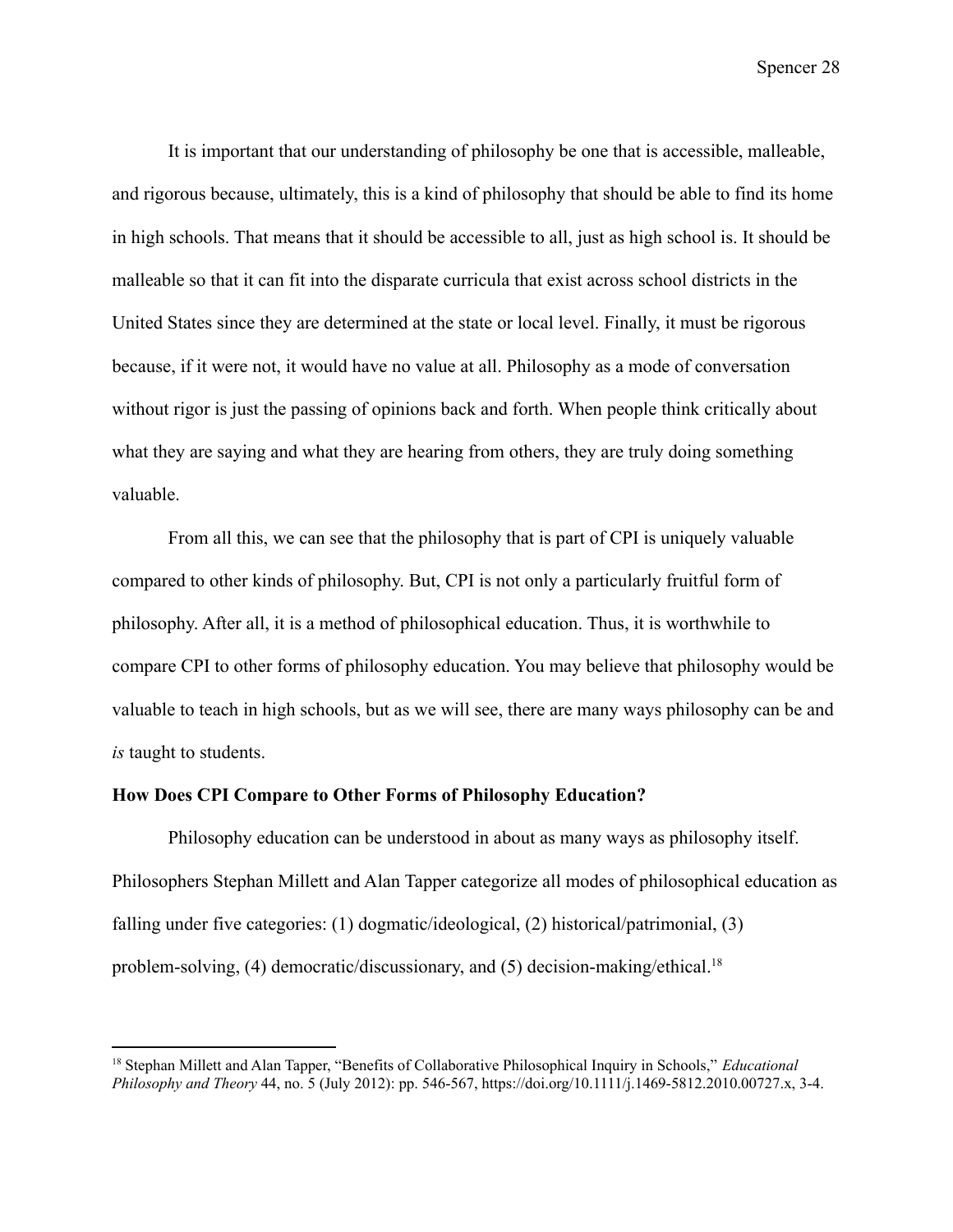It is important that our understanding of philosophy be one that is accessible, malleable, and rigorous because, ultimately, this is a kind of philosophy that should be able to find its home in high schools. That means that it should be accessible to all, just as high school is. It should be malleable so that it can fit into the disparate curricula that exist across school districts in the United States since they are determined at the state or local level. Finally, it must be rigorous because, if it were not, it would have no value at all. Philosophy as a mode of conversation without rigor is just the passing of opinions back and forth. When people think critically about what they are saying and what they are hearing from others, they are truly doing something valuable.

From all this, we can see that the philosophy that is part of CPI is uniquely valuable compared to other kinds of philosophy. But, CPI is not only a particularly fruitful form of philosophy. After all, it is a method of philosophical education. Thus, it is worthwhile to compare CPI to other forms of philosophy education. You may believe that philosophy would be valuable to teach in high schools, but as we will see, there are many ways philosophy can be and *is* taught to students.

**How Does CPI Compare to Other Forms of Philosophy Education?**

Philosophy education can be understood in about as many ways as philosophy itself. Philosophers Stephan Millett and Alan Tapper categorize all modes of philosophical education as falling under five categories: (1) dogmatic/ideological, (2) historical/patrimonial, (3) problem-solving, (4) democratic/discussionary, and (5) decision-making/ethical.[18]

---

[18] Stephan Millett and Alan Tapper, "Benefits of Collaborative Philosophical Inquiry in Schools," *Educational Philosophy and Theory* 44, no. 5 (July 2012): pp. 546-567, https://doi.org/10.1111/j.1469-5812.2010.00727.x, 3-4.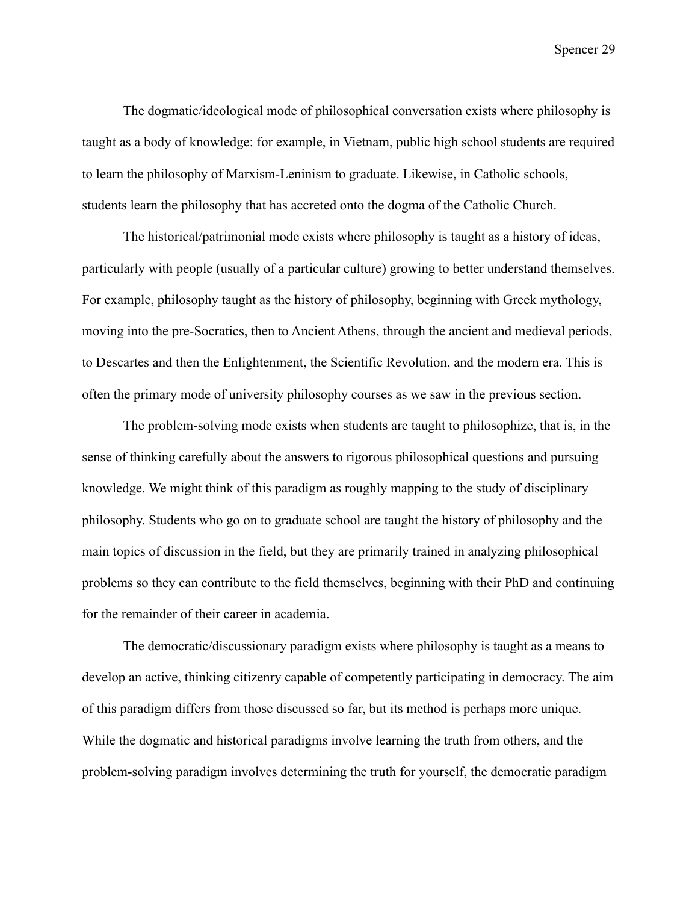The dogmatic/ideological mode of philosophical conversation exists where philosophy is taught as a body of knowledge: for example, in Vietnam, public high school students are required to learn the philosophy of Marxism-Leninism to graduate. Likewise, in Catholic schools, students learn the philosophy that has accreted onto the dogma of the Catholic Church.

The historical/patrimonial mode exists where philosophy is taught as a history of ideas, particularly with people (usually of a particular culture) growing to better understand themselves. For example, philosophy taught as the history of philosophy, beginning with Greek mythology, moving into the pre-Socratics, then to Ancient Athens, through the ancient and medieval periods, to Descartes and then the Enlightenment, the Scientific Revolution, and the modern era. This is often the primary mode of university philosophy courses as we saw in the previous section.

The problem-solving mode exists when students are taught to philosophize, that is, in the sense of thinking carefully about the answers to rigorous philosophical questions and pursuing knowledge. We might think of this paradigm as roughly mapping to the study of disciplinary philosophy. Students who go on to graduate school are taught the history of philosophy and the main topics of discussion in the field, but they are primarily trained in analyzing philosophical problems so they can contribute to the field themselves, beginning with their PhD and continuing for the remainder of their career in academia.

The democratic/discussionary paradigm exists where philosophy is taught as a means to develop an active, thinking citizenry capable of competently participating in democracy. The aim of this paradigm differs from those discussed so far, but its method is perhaps more unique. While the dogmatic and historical paradigms involve learning the truth from others, and the problem-solving paradigm involves determining the truth for yourself, the democratic paradigm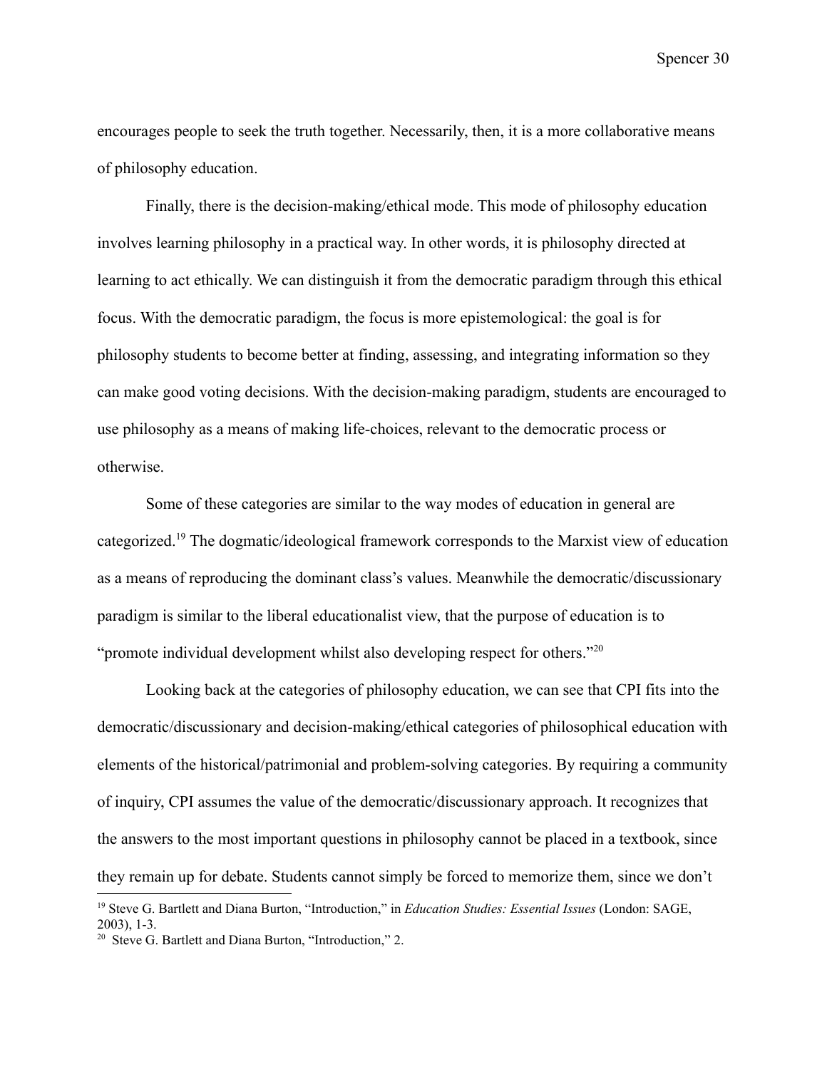encourages people to seek the truth together. Necessarily, then, it is a more collaborative means of philosophy education.

Finally, there is the decision-making/ethical mode. This mode of philosophy education involves learning philosophy in a practical way. In other words, it is philosophy directed at learning to act ethically. We can distinguish it from the democratic paradigm through this ethical focus. With the democratic paradigm, the focus is more epistemological: the goal is for philosophy students to become better at finding, assessing, and integrating information so they can make good voting decisions. With the decision-making paradigm, students are encouraged to use philosophy as a means of making life-choices, relevant to the democratic process or otherwise.

Some of these categories are similar to the way modes of education in general are categorized.[19] The dogmatic/ideological framework corresponds to the Marxist view of education as a means of reproducing the dominant class's values. Meanwhile the democratic/discussionary paradigm is similar to the liberal educationalist view, that the purpose of education is to "promote individual development whilst also developing respect for others."[20]

Looking back at the categories of philosophy education, we can see that CPI fits into the democratic/discussionary and decision-making/ethical categories of philosophical education with elements of the historical/patrimonial and problem-solving categories. By requiring a community of inquiry, CPI assumes the value of the democratic/discussionary approach. It recognizes that the answers to the most important questions in philosophy cannot be placed in a textbook, since they remain up for debate. Students cannot simply be forced to memorize them, since we don't

---

[19] Steve G. Bartlett and Diana Burton, "Introduction," in *Education Studies: Essential Issues* (London: SAGE, 2003), 1-3.

[20] Steve G. Bartlett and Diana Burton, "Introduction," 2.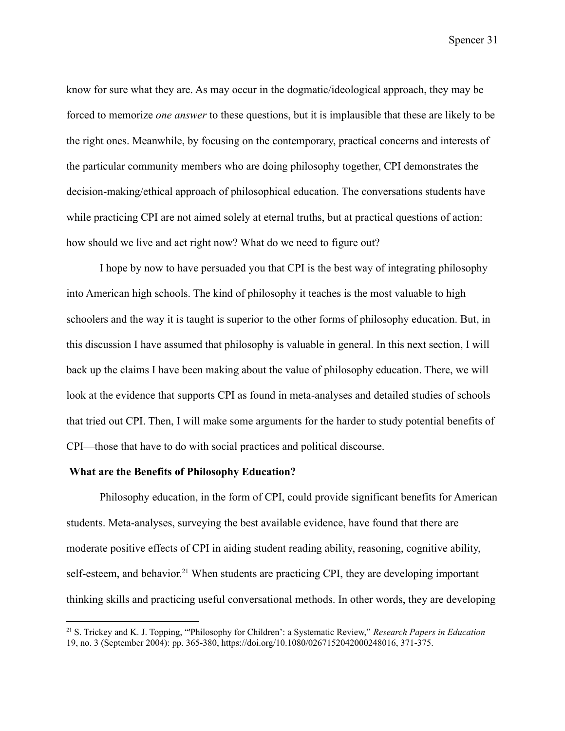know for sure what they are. As may occur in the dogmatic/ideological approach, they may be forced to memorize *one answer* to these questions, but it is implausible that these are likely to be the right ones. Meanwhile, by focusing on the contemporary, practical concerns and interests of the particular community members who are doing philosophy together, CPI demonstrates the decision-making/ethical approach of philosophical education. The conversations students have while practicing CPI are not aimed solely at eternal truths, but at practical questions of action: how should we live and act right now? What do we need to figure out?

I hope by now to have persuaded you that CPI is the best way of integrating philosophy into American high schools. The kind of philosophy it teaches is the most valuable to high schoolers and the way it is taught is superior to the other forms of philosophy education. But, in this discussion I have assumed that philosophy is valuable in general. In this next section, I will back up the claims I have been making about the value of philosophy education. There, we will look at the evidence that supports CPI as found in meta-analyses and detailed studies of schools that tried out CPI. Then, I will make some arguments for the harder to study potential benefits of CPI—those that have to do with social practices and political discourse.

**What are the Benefits of Philosophy Education?**

Philosophy education, in the form of CPI, could provide significant benefits for American students. Meta-analyses, surveying the best available evidence, have found that there are moderate positive effects of CPI in aiding student reading ability, reasoning, cognitive ability, self-esteem, and behavior.[21] When students are practicing CPI, they are developing important thinking skills and practicing useful conversational methods. In other words, they are developing

[21] S. Trickey and K. J. Topping, "'Philosophy for Children': a Systematic Review," *Research Papers in Education* 19, no. 3 (September 2004): pp. 365-380, https://doi.org/10.1080/0267152042000248016, 371-375.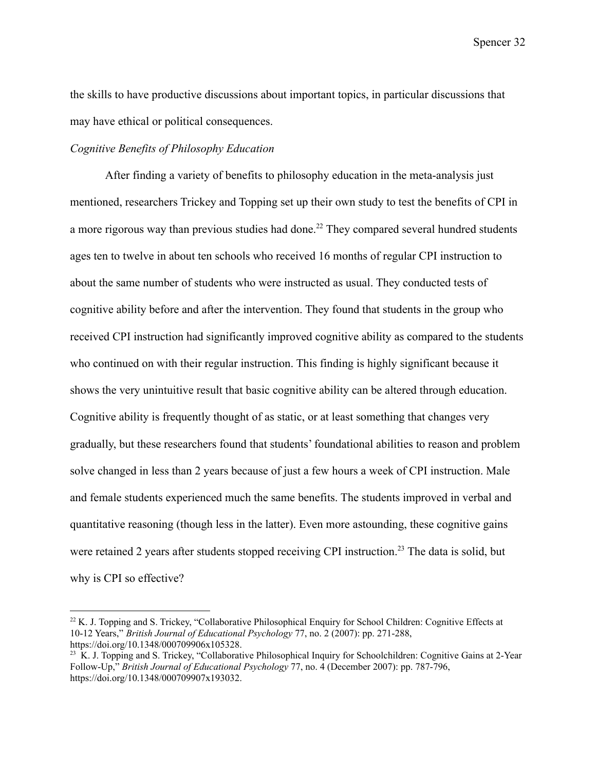the skills to have productive discussions about important topics, in particular discussions that may have ethical or political consequences.

*Cognitive Benefits of Philosophy Education*

After finding a variety of benefits to philosophy education in the meta-analysis just mentioned, researchers Trickey and Topping set up their own study to test the benefits of CPI in a more rigorous way than previous studies had done.[22] They compared several hundred students ages ten to twelve in about ten schools who received 16 months of regular CPI instruction to about the same number of students who were instructed as usual. They conducted tests of cognitive ability before and after the intervention. They found that students in the group who received CPI instruction had significantly improved cognitive ability as compared to the students who continued on with their regular instruction. This finding is highly significant because it shows the very unintuitive result that basic cognitive ability can be altered through education. Cognitive ability is frequently thought of as static, or at least something that changes very gradually, but these researchers found that students' foundational abilities to reason and problem solve changed in less than 2 years because of just a few hours a week of CPI instruction. Male and female students experienced much the same benefits. The students improved in verbal and quantitative reasoning (though less in the latter). Even more astounding, these cognitive gains were retained 2 years after students stopped receiving CPI instruction.[23] The data is solid, but why is CPI so effective?

---

[22] K. J. Topping and S. Trickey, "Collaborative Philosophical Enquiry for School Children: Cognitive Effects at 10-12 Years," *British Journal of Educational Psychology* 77, no. 2 (2007): pp. 271-288, https://doi.org/10.1348/000709906x105328.

[23] K. J. Topping and S. Trickey, "Collaborative Philosophical Inquiry for Schoolchildren: Cognitive Gains at 2-Year Follow-Up," *British Journal of Educational Psychology* 77, no. 4 (December 2007): pp. 787-796, https://doi.org/10.1348/000709907x193032.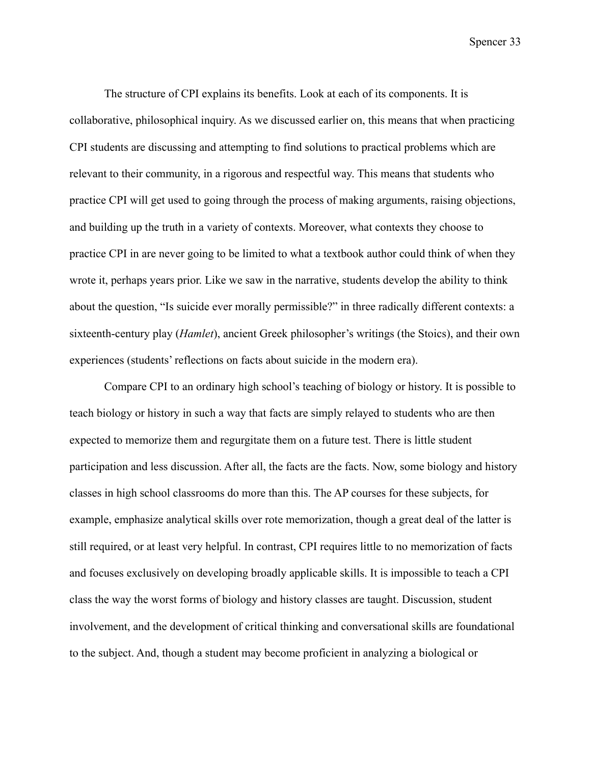The structure of CPI explains its benefits. Look at each of its components. It is collaborative, philosophical inquiry. As we discussed earlier on, this means that when practicing CPI students are discussing and attempting to find solutions to practical problems which are relevant to their community, in a rigorous and respectful way. This means that students who practice CPI will get used to going through the process of making arguments, raising objections, and building up the truth in a variety of contexts. Moreover, what contexts they choose to practice CPI in are never going to be limited to what a textbook author could think of when they wrote it, perhaps years prior. Like we saw in the narrative, students develop the ability to think about the question, "Is suicide ever morally permissible?" in three radically different contexts: a sixteenth-century play (*Hamlet*), ancient Greek philosopher's writings (the Stoics), and their own experiences (students' reflections on facts about suicide in the modern era).

Compare CPI to an ordinary high school's teaching of biology or history. It is possible to teach biology or history in such a way that facts are simply relayed to students who are then expected to memorize them and regurgitate them on a future test. There is little student participation and less discussion. After all, the facts are the facts. Now, some biology and history classes in high school classrooms do more than this. The AP courses for these subjects, for example, emphasize analytical skills over rote memorization, though a great deal of the latter is still required, or at least very helpful. In contrast, CPI requires little to no memorization of facts and focuses exclusively on developing broadly applicable skills. It is impossible to teach a CPI class the way the worst forms of biology and history classes are taught. Discussion, student involvement, and the development of critical thinking and conversational skills are foundational to the subject. And, though a student may become proficient in analyzing a biological or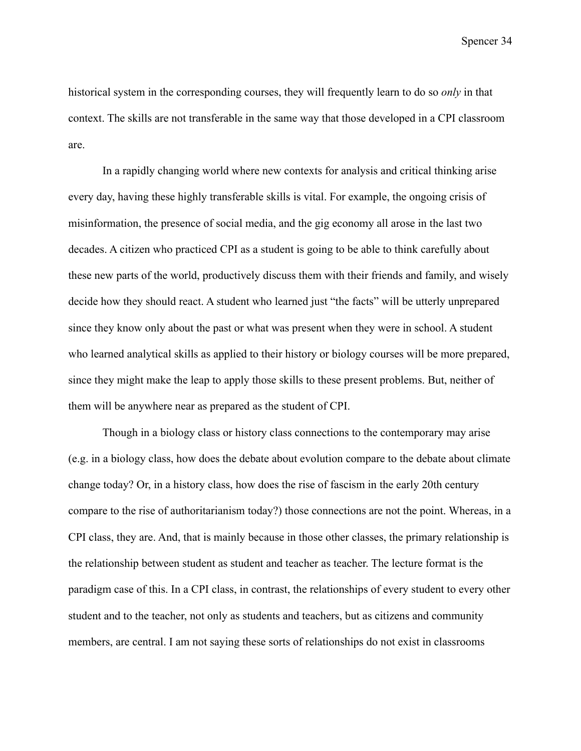historical system in the corresponding courses, they will frequently learn to do so *only* in that context. The skills are not transferable in the same way that those developed in a CPI classroom are.

In a rapidly changing world where new contexts for analysis and critical thinking arise every day, having these highly transferable skills is vital. For example, the ongoing crisis of misinformation, the presence of social media, and the gig economy all arose in the last two decades. A citizen who practiced CPI as a student is going to be able to think carefully about these new parts of the world, productively discuss them with their friends and family, and wisely decide how they should react. A student who learned just "the facts" will be utterly unprepared since they know only about the past or what was present when they were in school. A student who learned analytical skills as applied to their history or biology courses will be more prepared, since they might make the leap to apply those skills to these present problems. But, neither of them will be anywhere near as prepared as the student of CPI.

Though in a biology class or history class connections to the contemporary may arise (e.g. in a biology class, how does the debate about evolution compare to the debate about climate change today? Or, in a history class, how does the rise of fascism in the early 20th century compare to the rise of authoritarianism today?) those connections are not the point. Whereas, in a CPI class, they are. And, that is mainly because in those other classes, the primary relationship is the relationship between student as student and teacher as teacher. The lecture format is the paradigm case of this. In a CPI class, in contrast, the relationships of every student to every other student and to the teacher, not only as students and teachers, but as citizens and community members, are central. I am not saying these sorts of relationships do not exist in classrooms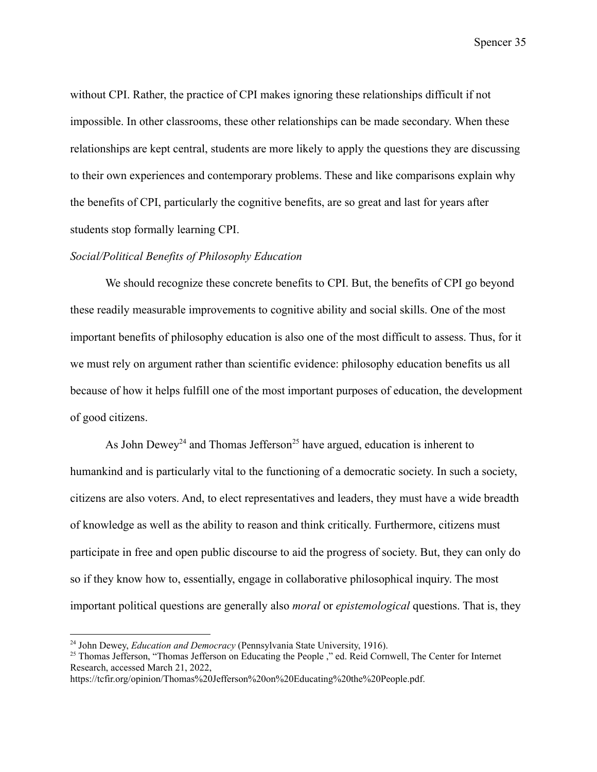without CPI. Rather, the practice of CPI makes ignoring these relationships difficult if not impossible. In other classrooms, these other relationships can be made secondary. When these relationships are kept central, students are more likely to apply the questions they are discussing to their own experiences and contemporary problems. These and like comparisons explain why the benefits of CPI, particularly the cognitive benefits, are so great and last for years after students stop formally learning CPI.

*Social/Political Benefits of Philosophy Education*

We should recognize these concrete benefits to CPI. But, the benefits of CPI go beyond these readily measurable improvements to cognitive ability and social skills. One of the most important benefits of philosophy education is also one of the most difficult to assess. Thus, for it we must rely on argument rather than scientific evidence: philosophy education benefits us all because of how it helps fulfill one of the most important purposes of education, the development of good citizens.

As John Dewey[24] and Thomas Jefferson[25] have argued, education is inherent to humankind and is particularly vital to the functioning of a democratic society. In such a society, citizens are also voters. And, to elect representatives and leaders, they must have a wide breadth of knowledge as well as the ability to reason and think critically. Furthermore, citizens must participate in free and open public discourse to aid the progress of society. But, they can only do so if they know how to, essentially, engage in collaborative philosophical inquiry. The most important political questions are generally also *moral* or *epistemological* questions. That is, they

---

[24] John Dewey, *Education and Democracy* (Pennsylvania State University, 1916).

[25] Thomas Jefferson, "Thomas Jefferson on Educating the People ," ed. Reid Cornwell, The Center for Internet Research, accessed March 21, 2022, https://tcfir.org/opinion/Thomas%20Jefferson%20on%20Educating%20the%20People.pdf.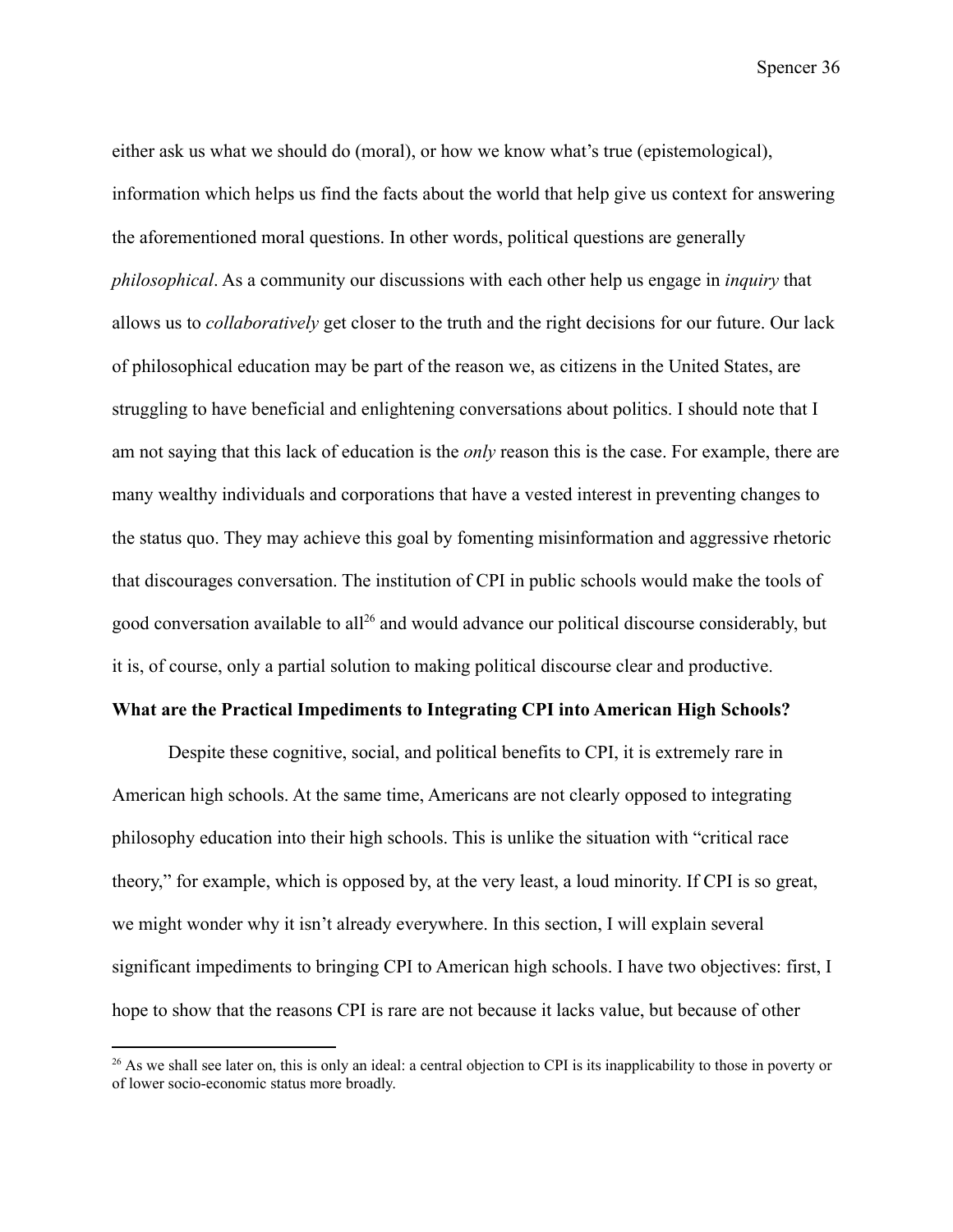either ask us what we should do (moral), or how we know what's true (epistemological), information which helps us find the facts about the world that help give us context for answering the aforementioned moral questions. In other words, political questions are generally *philosophical*. As a community our discussions with each other help us engage in *inquiry* that allows us to *collaboratively* get closer to the truth and the right decisions for our future. Our lack of philosophical education may be part of the reason we, as citizens in the United States, are struggling to have beneficial and enlightening conversations about politics. I should note that I am not saying that this lack of education is the *only* reason this is the case. For example, there are many wealthy individuals and corporations that have a vested interest in preventing changes to the status quo. They may achieve this goal by fomenting misinformation and aggressive rhetoric that discourages conversation. The institution of CPI in public schools would make the tools of good conversation available to all[26] and would advance our political discourse considerably, but it is, of course, only a partial solution to making political discourse clear and productive.

**What are the Practical Impediments to Integrating CPI into American High Schools?**

Despite these cognitive, social, and political benefits to CPI, it is extremely rare in American high schools. At the same time, Americans are not clearly opposed to integrating philosophy education into their high schools. This is unlike the situation with "critical race theory," for example, which is opposed by, at the very least, a loud minority. If CPI is so great, we might wonder why it isn't already everywhere. In this section, I will explain several significant impediments to bringing CPI to American high schools. I have two objectives: first, I hope to show that the reasons CPI is rare are not because it lacks value, but because of other

[26] As we shall see later on, this is only an ideal: a central objection to CPI is its inapplicability to those in poverty or of lower socio-economic status more broadly.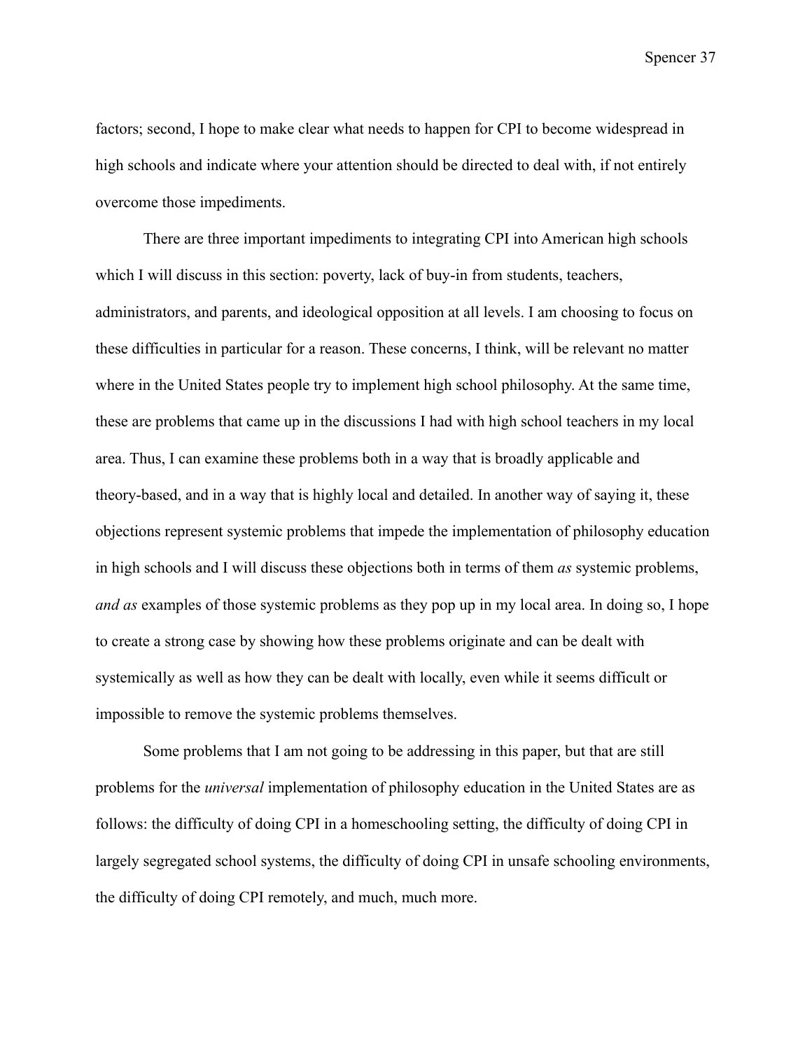factors; second, I hope to make clear what needs to happen for CPI to become widespread in high schools and indicate where your attention should be directed to deal with, if not entirely overcome those impediments.

There are three important impediments to integrating CPI into American high schools which I will discuss in this section: poverty, lack of buy-in from students, teachers, administrators, and parents, and ideological opposition at all levels. I am choosing to focus on these difficulties in particular for a reason. These concerns, I think, will be relevant no matter where in the United States people try to implement high school philosophy. At the same time, these are problems that came up in the discussions I had with high school teachers in my local area. Thus, I can examine these problems both in a way that is broadly applicable and theory-based, and in a way that is highly local and detailed. In another way of saying it, these objections represent systemic problems that impede the implementation of philosophy education in high schools and I will discuss these objections both in terms of them *as* systemic problems, *and as* examples of those systemic problems as they pop up in my local area. In doing so, I hope to create a strong case by showing how these problems originate and can be dealt with systemically as well as how they can be dealt with locally, even while it seems difficult or impossible to remove the systemic problems themselves.

Some problems that I am not going to be addressing in this paper, but that are still problems for the *universal* implementation of philosophy education in the United States are as follows: the difficulty of doing CPI in a homeschooling setting, the difficulty of doing CPI in largely segregated school systems, the difficulty of doing CPI in unsafe schooling environments, the difficulty of doing CPI remotely, and much, much more.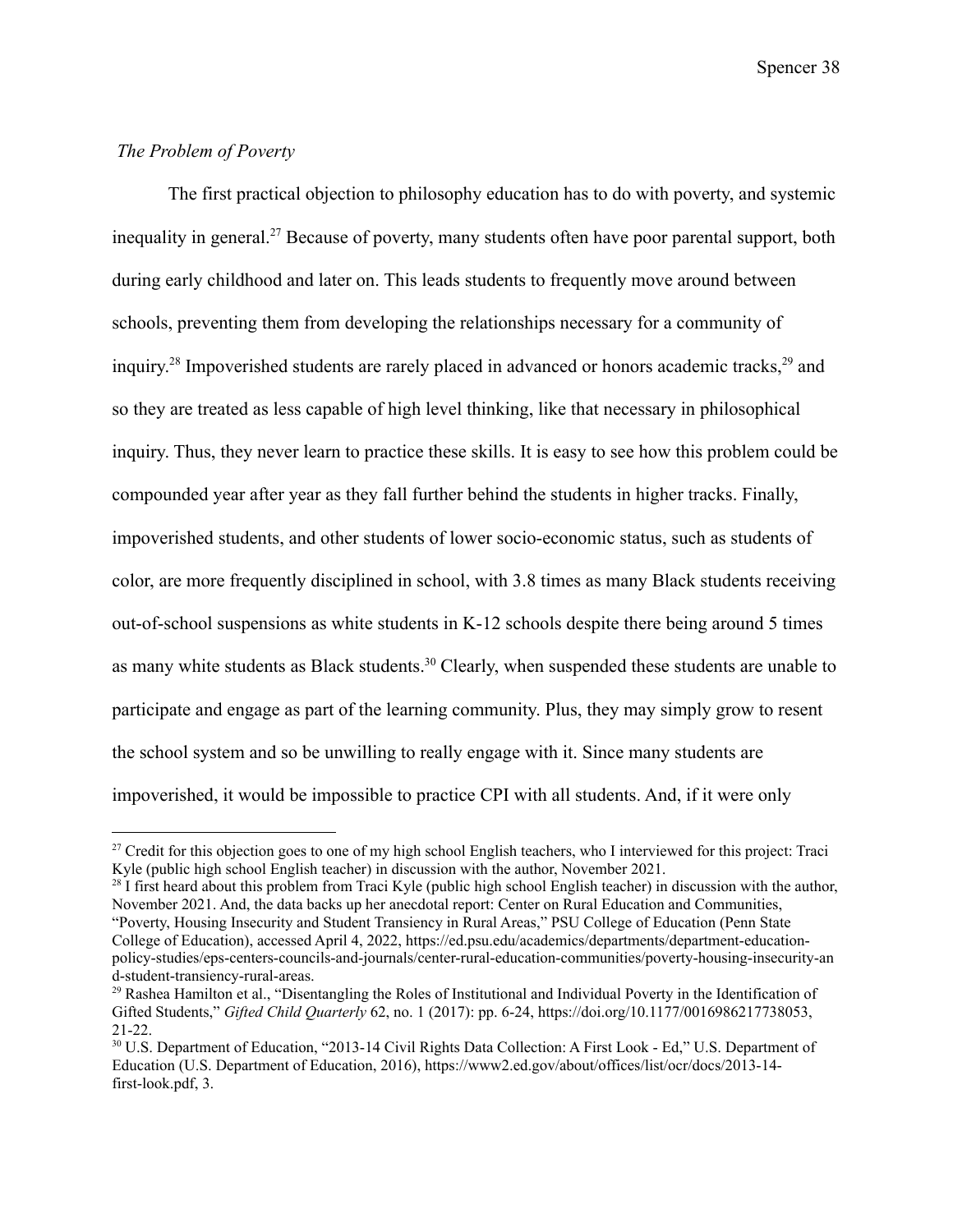*The Problem of Poverty*

The first practical objection to philosophy education has to do with poverty, and systemic inequality in general.[27] Because of poverty, many students often have poor parental support, both during early childhood and later on. This leads students to frequently move around between schools, preventing them from developing the relationships necessary for a community of inquiry.[28] Impoverished students are rarely placed in advanced or honors academic tracks,[29] and so they are treated as less capable of high level thinking, like that necessary in philosophical inquiry. Thus, they never learn to practice these skills. It is easy to see how this problem could be compounded year after year as they fall further behind the students in higher tracks. Finally, impoverished students, and other students of lower socio-economic status, such as students of color, are more frequently disciplined in school, with 3.8 times as many Black students receiving out-of-school suspensions as white students in K-12 schools despite there being around 5 times as many white students as Black students.[30] Clearly, when suspended these students are unable to participate and engage as part of the learning community. Plus, they may simply grow to resent the school system and so be unwilling to really engage with it. Since many students are impoverished, it would be impossible to practice CPI with all students. And, if it were only

---

[27] Credit for this objection goes to one of my high school English teachers, who I interviewed for this project: Traci Kyle (public high school English teacher) in discussion with the author, November 2021.

[28] I first heard about this problem from Traci Kyle (public high school English teacher) in discussion with the author, November 2021. And, the data backs up her anecdotal report: Center on Rural Education and Communities, "Poverty, Housing Insecurity and Student Transiency in Rural Areas," PSU College of Education (Penn State College of Education), accessed April 4, 2022, https://ed.psu.edu/academics/departments/department-education-policy-studies/eps-centers-councils-and-journals/center-rural-education-communities/poverty-housing-insecurity-and-student-transiency-rural-areas.

[29] Rashea Hamilton et al., "Disentangling the Roles of Institutional and Individual Poverty in the Identification of Gifted Students," *Gifted Child Quarterly* 62, no. 1 (2017): pp. 6-24, https://doi.org/10.1177/0016986217738053, 21-22.

[30] U.S. Department of Education, "2013-14 Civil Rights Data Collection: A First Look - Ed," U.S. Department of Education (U.S. Department of Education, 2016), https://www2.ed.gov/about/offices/list/ocr/docs/2013-14-first-look.pdf, 3.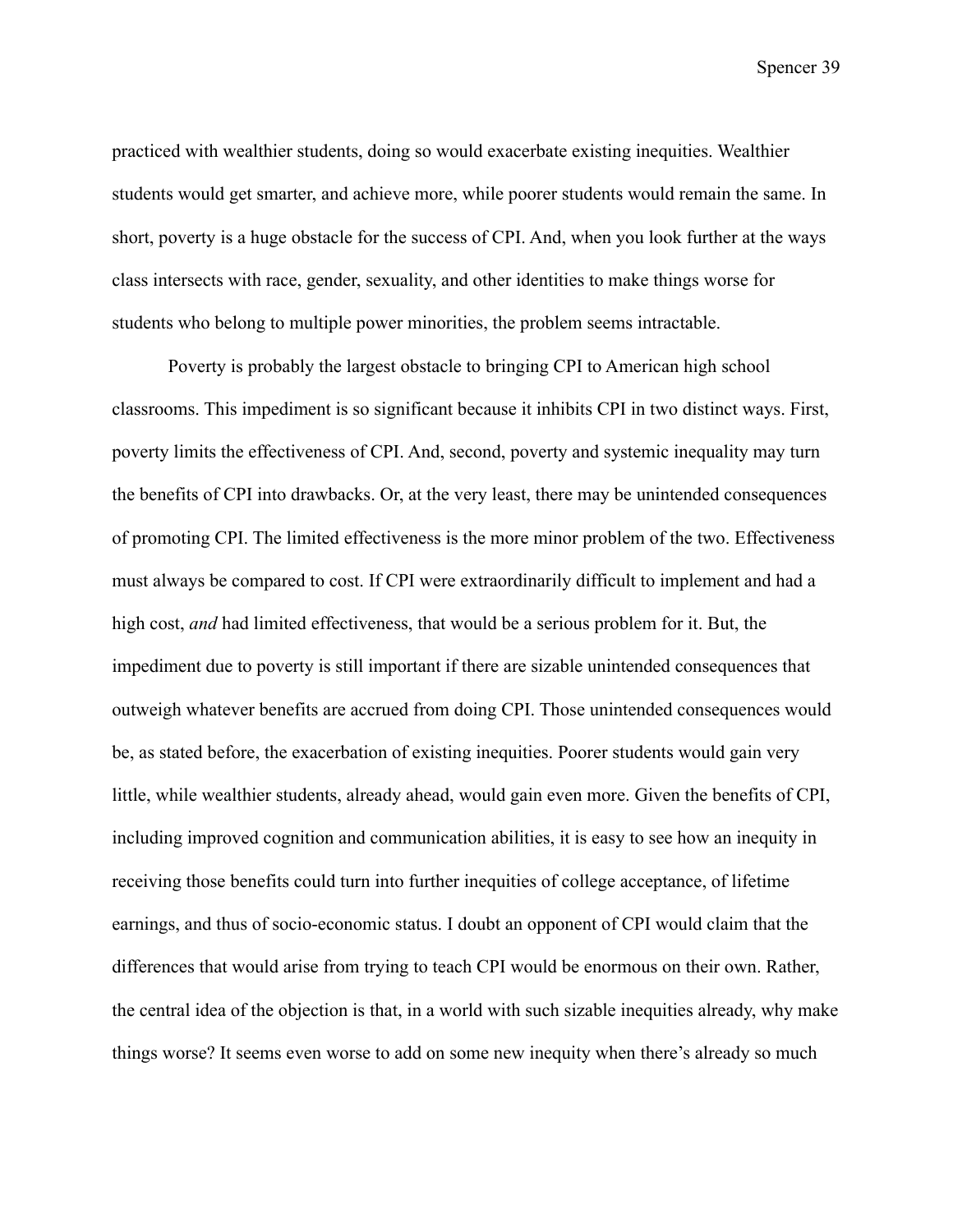practiced with wealthier students, doing so would exacerbate existing inequities. Wealthier students would get smarter, and achieve more, while poorer students would remain the same. In short, poverty is a huge obstacle for the success of CPI. And, when you look further at the ways class intersects with race, gender, sexuality, and other identities to make things worse for students who belong to multiple power minorities, the problem seems intractable.

Poverty is probably the largest obstacle to bringing CPI to American high school classrooms. This impediment is so significant because it inhibits CPI in two distinct ways. First, poverty limits the effectiveness of CPI. And, second, poverty and systemic inequality may turn the benefits of CPI into drawbacks. Or, at the very least, there may be unintended consequences of promoting CPI. The limited effectiveness is the more minor problem of the two. Effectiveness must always be compared to cost. If CPI were extraordinarily difficult to implement and had a high cost, *and* had limited effectiveness, that would be a serious problem for it. But, the impediment due to poverty is still important if there are sizable unintended consequences that outweigh whatever benefits are accrued from doing CPI. Those unintended consequences would be, as stated before, the exacerbation of existing inequities. Poorer students would gain very little, while wealthier students, already ahead, would gain even more. Given the benefits of CPI, including improved cognition and communication abilities, it is easy to see how an inequity in receiving those benefits could turn into further inequities of college acceptance, of lifetime earnings, and thus of socio-economic status. I doubt an opponent of CPI would claim that the differences that would arise from trying to teach CPI would be enormous on their own. Rather, the central idea of the objection is that, in a world with such sizable inequities already, why make things worse? It seems even worse to add on some new inequity when there's already so much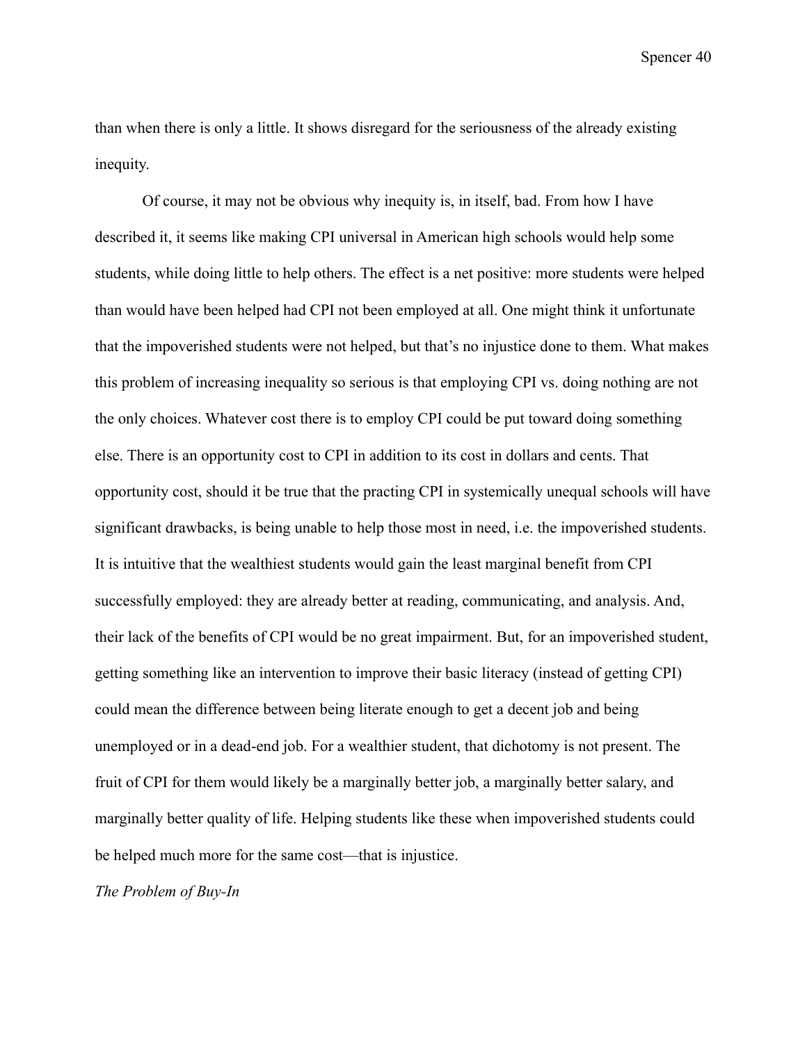than when there is only a little. It shows disregard for the seriousness of the already existing inequity.

Of course, it may not be obvious why inequity is, in itself, bad. From how I have described it, it seems like making CPI universal in American high schools would help some students, while doing little to help others. The effect is a net positive: more students were helped than would have been helped had CPI not been employed at all. One might think it unfortunate that the impoverished students were not helped, but that's no injustice done to them. What makes this problem of increasing inequality so serious is that employing CPI vs. doing nothing are not the only choices. Whatever cost there is to employ CPI could be put toward doing something else. There is an opportunity cost to CPI in addition to its cost in dollars and cents. That opportunity cost, should it be true that the practing CPI in systemically unequal schools will have significant drawbacks, is being unable to help those most in need, i.e. the impoverished students. It is intuitive that the wealthiest students would gain the least marginal benefit from CPI successfully employed: they are already better at reading, communicating, and analysis. And, their lack of the benefits of CPI would be no great impairment. But, for an impoverished student, getting something like an intervention to improve their basic literacy (instead of getting CPI) could mean the difference between being literate enough to get a decent job and being unemployed or in a dead-end job. For a wealthier student, that dichotomy is not present. The fruit of CPI for them would likely be a marginally better job, a marginally better salary, and marginally better quality of life. Helping students like these when impoverished students could be helped much more for the same cost—that is injustice.

*The Problem of Buy-In*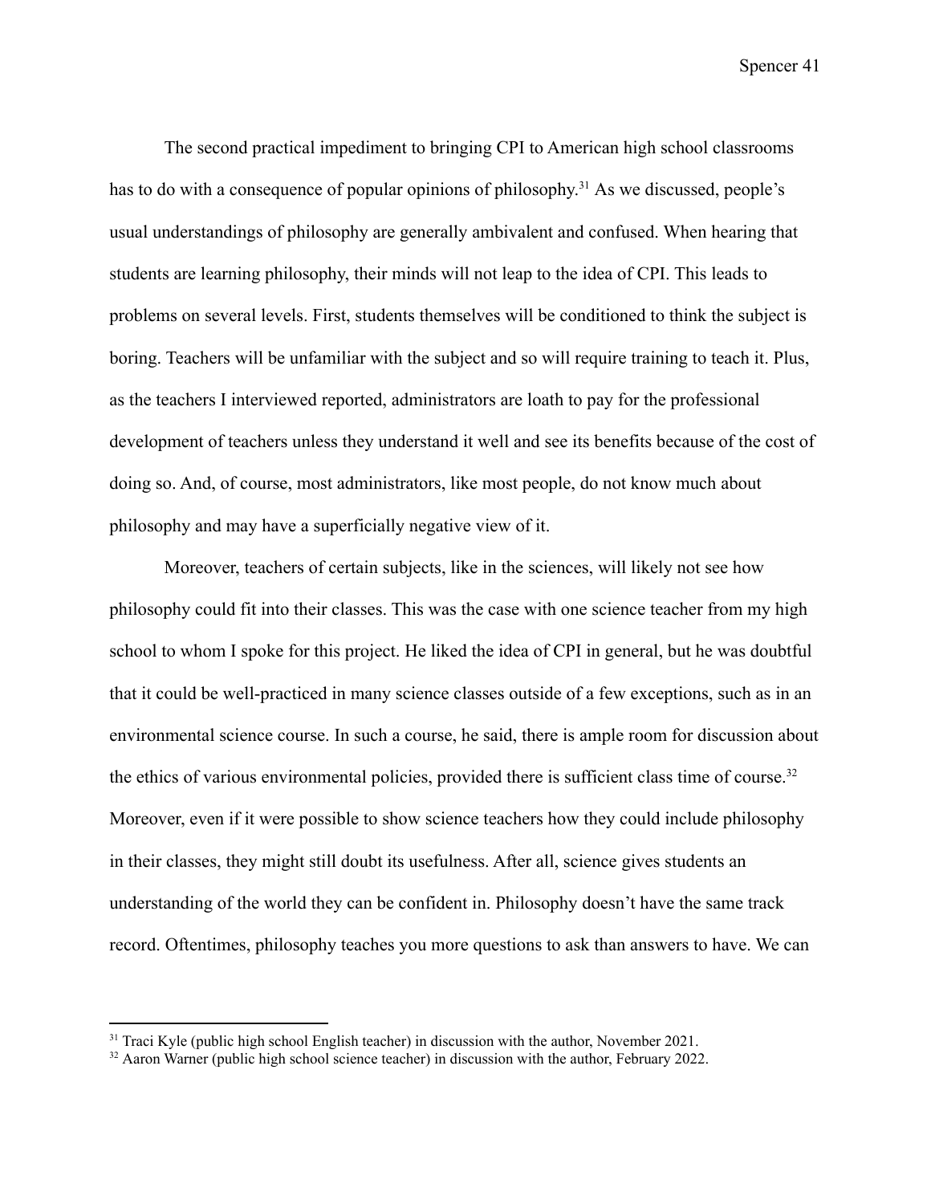The second practical impediment to bringing CPI to American high school classrooms has to do with a consequence of popular opinions of philosophy.[31] As we discussed, people's usual understandings of philosophy are generally ambivalent and confused. When hearing that students are learning philosophy, their minds will not leap to the idea of CPI. This leads to problems on several levels. First, students themselves will be conditioned to think the subject is boring. Teachers will be unfamiliar with the subject and so will require training to teach it. Plus, as the teachers I interviewed reported, administrators are loath to pay for the professional development of teachers unless they understand it well and see its benefits because of the cost of doing so. And, of course, most administrators, like most people, do not know much about philosophy and may have a superficially negative view of it.

Moreover, teachers of certain subjects, like in the sciences, will likely not see how philosophy could fit into their classes. This was the case with one science teacher from my high school to whom I spoke for this project. He liked the idea of CPI in general, but he was doubtful that it could be well-practiced in many science classes outside of a few exceptions, such as in an environmental science course. In such a course, he said, there is ample room for discussion about the ethics of various environmental policies, provided there is sufficient class time of course.[32] Moreover, even if it were possible to show science teachers how they could include philosophy in their classes, they might still doubt its usefulness. After all, science gives students an understanding of the world they can be confident in. Philosophy doesn't have the same track record. Oftentimes, philosophy teaches you more questions to ask than answers to have. We can

[31] Traci Kyle (public high school English teacher) in discussion with the author, November 2021.

[32] Aaron Warner (public high school science teacher) in discussion with the author, February 2022.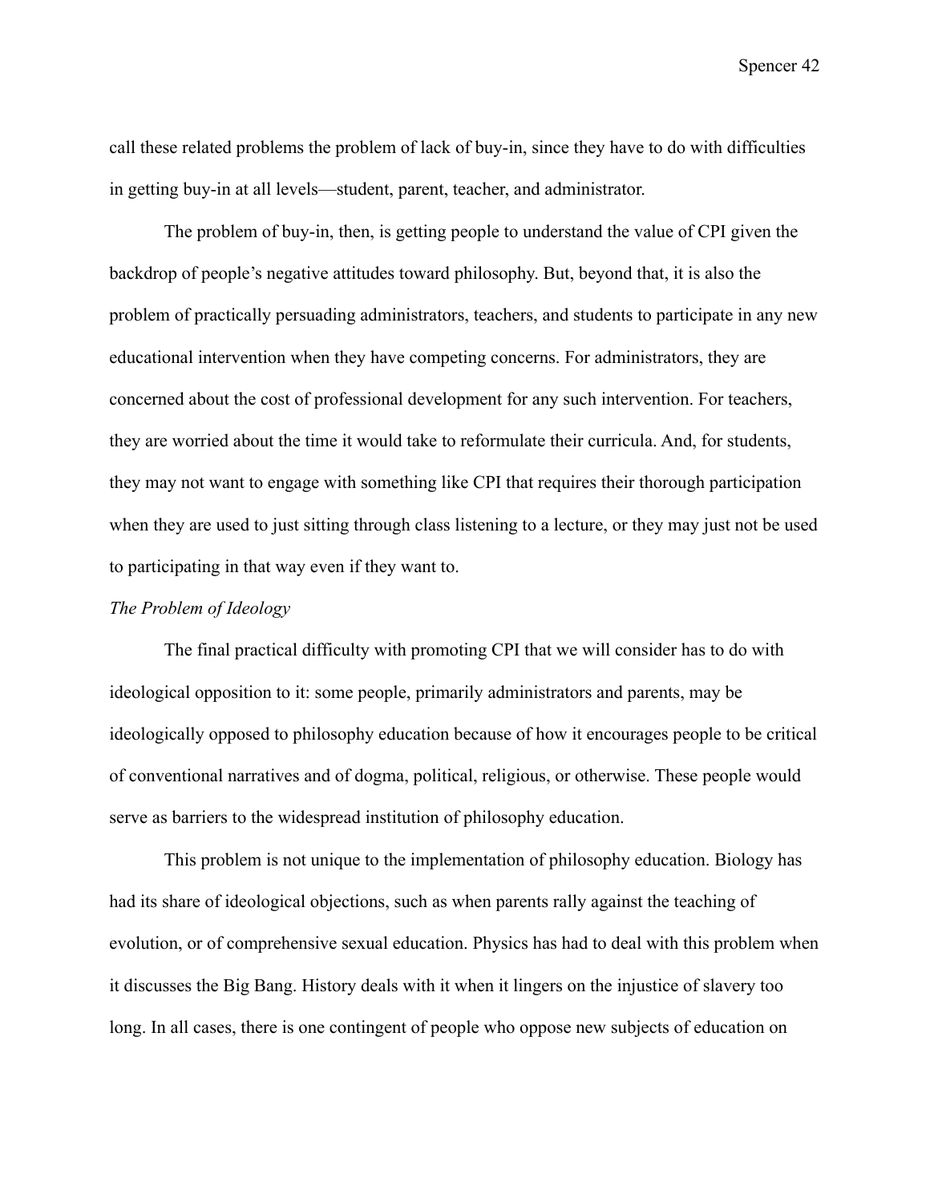call these related problems the problem of lack of buy-in, since they have to do with difficulties in getting buy-in at all levels—student, parent, teacher, and administrator.

The problem of buy-in, then, is getting people to understand the value of CPI given the backdrop of people's negative attitudes toward philosophy. But, beyond that, it is also the problem of practically persuading administrators, teachers, and students to participate in any new educational intervention when they have competing concerns. For administrators, they are concerned about the cost of professional development for any such intervention. For teachers, they are worried about the time it would take to reformulate their curricula. And, for students, they may not want to engage with something like CPI that requires their thorough participation when they are used to just sitting through class listening to a lecture, or they may just not be used to participating in that way even if they want to.

*The Problem of Ideology*

The final practical difficulty with promoting CPI that we will consider has to do with ideological opposition to it: some people, primarily administrators and parents, may be ideologically opposed to philosophy education because of how it encourages people to be critical of conventional narratives and of dogma, political, religious, or otherwise. These people would serve as barriers to the widespread institution of philosophy education.

This problem is not unique to the implementation of philosophy education. Biology has had its share of ideological objections, such as when parents rally against the teaching of evolution, or of comprehensive sexual education. Physics has had to deal with this problem when it discusses the Big Bang. History deals with it when it lingers on the injustice of slavery too long. In all cases, there is one contingent of people who oppose new subjects of education on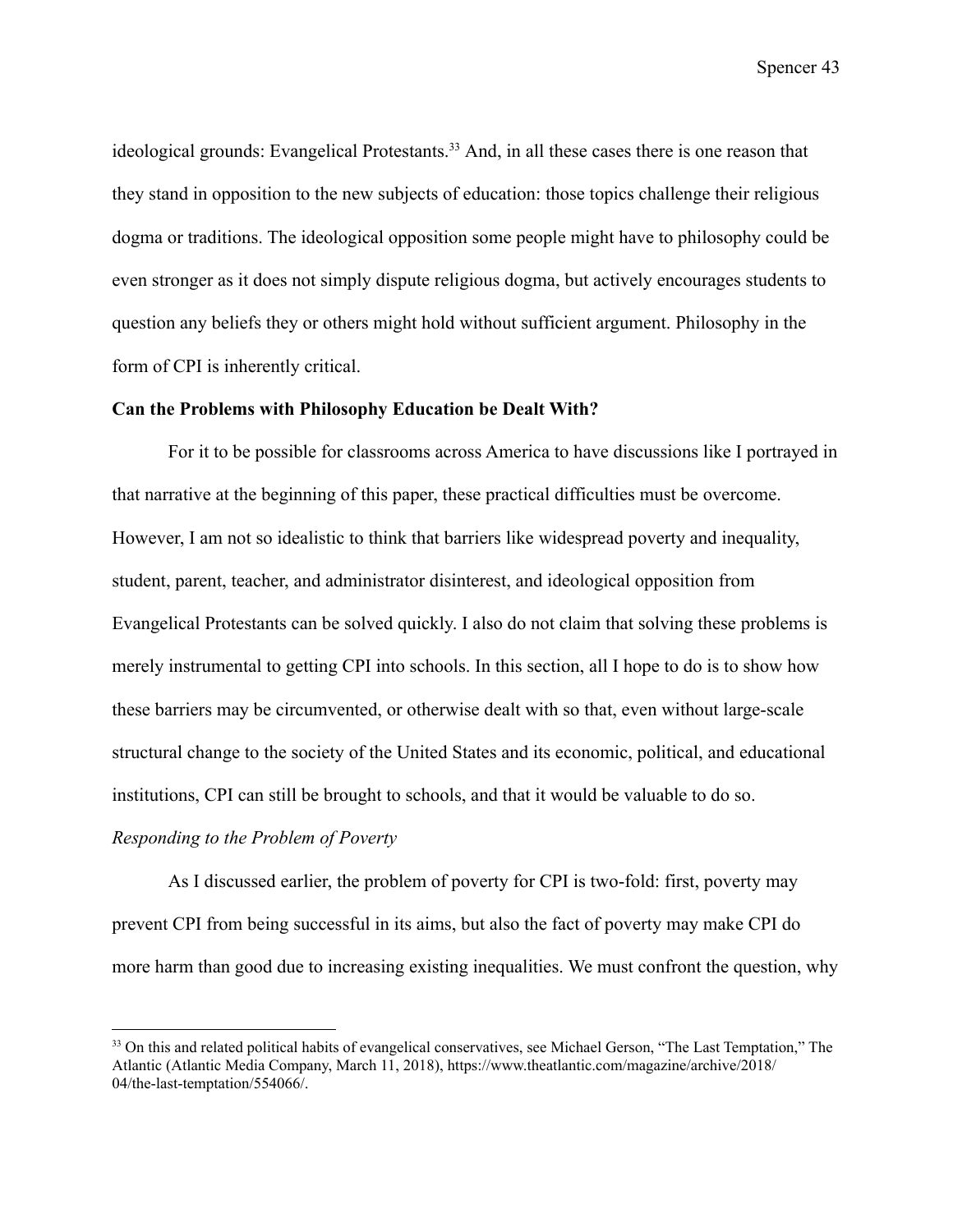ideological grounds: Evangelical Protestants.[33] And, in all these cases there is one reason that they stand in opposition to the new subjects of education: those topics challenge their religious dogma or traditions. The ideological opposition some people might have to philosophy could be even stronger as it does not simply dispute religious dogma, but actively encourages students to question any beliefs they or others might hold without sufficient argument. Philosophy in the form of CPI is inherently critical.

**Can the Problems with Philosophy Education be Dealt With?**

For it to be possible for classrooms across America to have discussions like I portrayed in that narrative at the beginning of this paper, these practical difficulties must be overcome. However, I am not so idealistic to think that barriers like widespread poverty and inequality, student, parent, teacher, and administrator disinterest, and ideological opposition from Evangelical Protestants can be solved quickly. I also do not claim that solving these problems is merely instrumental to getting CPI into schools. In this section, all I hope to do is to show how these barriers may be circumvented, or otherwise dealt with so that, even without large-scale structural change to the society of the United States and its economic, political, and educational institutions, CPI can still be brought to schools, and that it would be valuable to do so.

*Responding to the Problem of Poverty*

As I discussed earlier, the problem of poverty for CPI is two-fold: first, poverty may prevent CPI from being successful in its aims, but also the fact of poverty may make CPI do more harm than good due to increasing existing inequalities. We must confront the question, why

[33] On this and related political habits of evangelical conservatives, see Michael Gerson, "The Last Temptation," The Atlantic (Atlantic Media Company, March 11, 2018), https://www.theatlantic.com/magazine/archive/2018/04/the-last-temptation/554066/.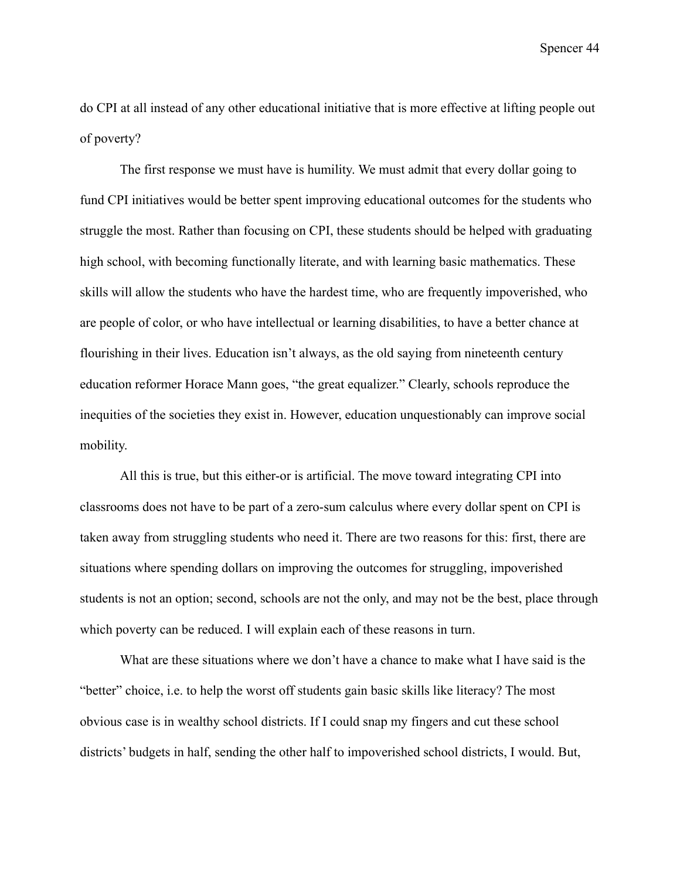do CPI at all instead of any other educational initiative that is more effective at lifting people out of poverty?

The first response we must have is humility. We must admit that every dollar going to fund CPI initiatives would be better spent improving educational outcomes for the students who struggle the most. Rather than focusing on CPI, these students should be helped with graduating high school, with becoming functionally literate, and with learning basic mathematics. These skills will allow the students who have the hardest time, who are frequently impoverished, who are people of color, or who have intellectual or learning disabilities, to have a better chance at flourishing in their lives. Education isn't always, as the old saying from nineteenth century education reformer Horace Mann goes, "the great equalizer." Clearly, schools reproduce the inequities of the societies they exist in. However, education unquestionably can improve social mobility.

All this is true, but this either-or is artificial. The move toward integrating CPI into classrooms does not have to be part of a zero-sum calculus where every dollar spent on CPI is taken away from struggling students who need it. There are two reasons for this: first, there are situations where spending dollars on improving the outcomes for struggling, impoverished students is not an option; second, schools are not the only, and may not be the best, place through which poverty can be reduced. I will explain each of these reasons in turn.

What are these situations where we don't have a chance to make what I have said is the "better" choice, i.e. to help the worst off students gain basic skills like literacy? The most obvious case is in wealthy school districts. If I could snap my fingers and cut these school districts' budgets in half, sending the other half to impoverished school districts, I would. But,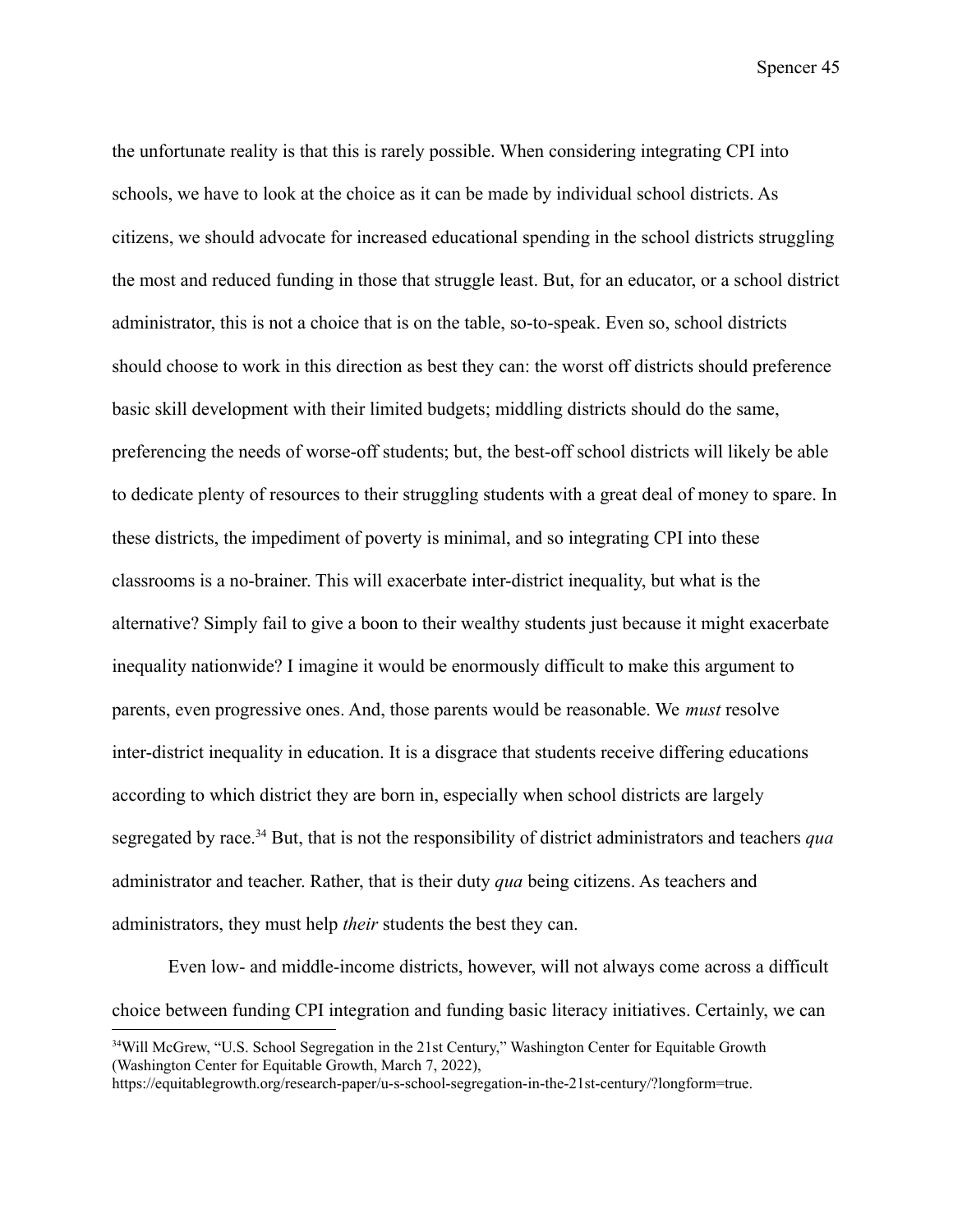the unfortunate reality is that this is rarely possible. When considering integrating CPI into schools, we have to look at the choice as it can be made by individual school districts. As citizens, we should advocate for increased educational spending in the school districts struggling the most and reduced funding in those that struggle least. But, for an educator, or a school district administrator, this is not a choice that is on the table, so-to-speak. Even so, school districts should choose to work in this direction as best they can: the worst off districts should preference basic skill development with their limited budgets; middling districts should do the same, preferencing the needs of worse-off students; but, the best-off school districts will likely be able to dedicate plenty of resources to their struggling students with a great deal of money to spare. In these districts, the impediment of poverty is minimal, and so integrating CPI into these classrooms is a no-brainer. This will exacerbate inter-district inequality, but what is the alternative? Simply fail to give a boon to their wealthy students just because it might exacerbate inequality nationwide? I imagine it would be enormously difficult to make this argument to parents, even progressive ones. And, those parents would be reasonable. We *must* resolve inter-district inequality in education. It is a disgrace that students receive differing educations according to which district they are born in, especially when school districts are largely segregated by race.[34] But, that is not the responsibility of district administrators and teachers *qua* administrator and teacher. Rather, that is their duty *qua* being citizens. As teachers and administrators, they must help *their* students the best they can.

Even low- and middle-income districts, however, will not always come across a difficult choice between funding CPI integration and funding basic literacy initiatives. Certainly, we can

[34]Will McGrew, "U.S. School Segregation in the 21st Century," Washington Center for Equitable Growth (Washington Center for Equitable Growth, March 7, 2022), https://equitablegrowth.org/research-paper/u-s-school-segregation-in-the-21st-century/?longform=true.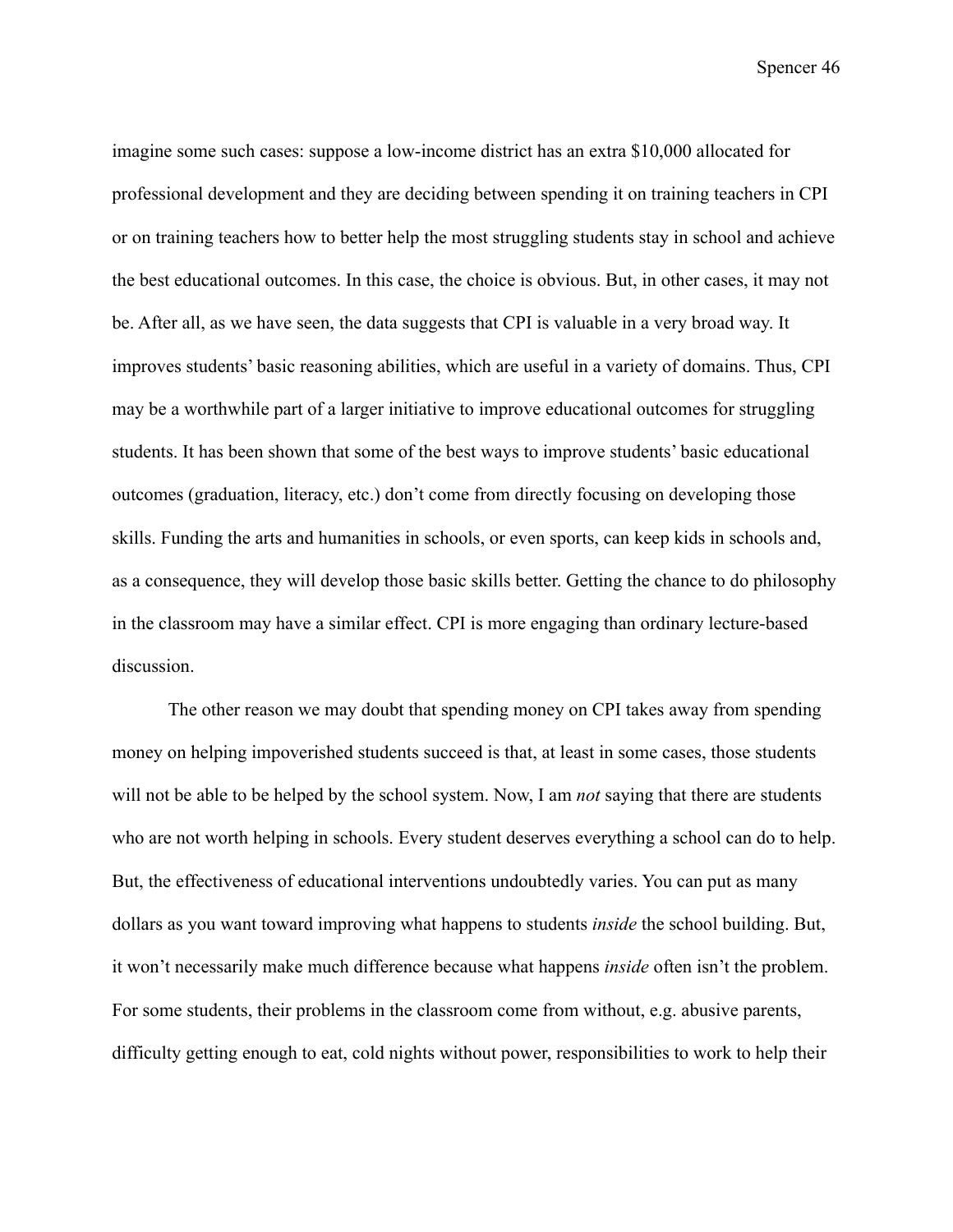imagine some such cases: suppose a low-income district has an extra $10,000 allocated for professional development and they are deciding between spending it on training teachers in CPI or on training teachers how to better help the most struggling students stay in school and achieve the best educational outcomes. In this case, the choice is obvious. But, in other cases, it may not be. After all, as we have seen, the data suggests that CPI is valuable in a very broad way. It improves students' basic reasoning abilities, which are useful in a variety of domains. Thus, CPI may be a worthwhile part of a larger initiative to improve educational outcomes for struggling students. It has been shown that some of the best ways to improve students' basic educational outcomes (graduation, literacy, etc.) don't come from directly focusing on developing those skills. Funding the arts and humanities in schools, or even sports, can keep kids in schools and, as a consequence, they will develop those basic skills better. Getting the chance to do philosophy in the classroom may have a similar effect. CPI is more engaging than ordinary lecture-based discussion.

The other reason we may doubt that spending money on CPI takes away from spending money on helping impoverished students succeed is that, at least in some cases, those students will not be able to be helped by the school system. Now, I am *not* saying that there are students who are not worth helping in schools. Every student deserves everything a school can do to help. But, the effectiveness of educational interventions undoubtedly varies. You can put as many dollars as you want toward improving what happens to students *inside* the school building. But, it won't necessarily make much difference because what happens *inside* often isn't the problem. For some students, their problems in the classroom come from without, e.g. abusive parents, difficulty getting enough to eat, cold nights without power, responsibilities to work to help their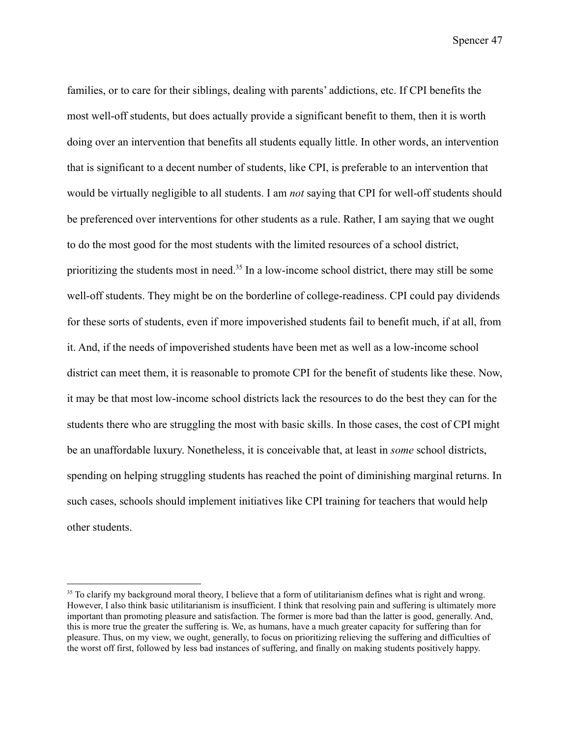families, or to care for their siblings, dealing with parents' addictions, etc. If CPI benefits the most well-off students, but does actually provide a significant benefit to them, then it is worth doing over an intervention that benefits all students equally little. In other words, an intervention that is significant to a decent number of students, like CPI, is preferable to an intervention that would be virtually negligible to all students. I am *not* saying that CPI for well-off students should be preferenced over interventions for other students as a rule. Rather, I am saying that we ought to do the most good for the most students with the limited resources of a school district, prioritizing the students most in need.[35] In a low-income school district, there may still be some well-off students. They might be on the borderline of college-readiness. CPI could pay dividends for these sorts of students, even if more impoverished students fail to benefit much, if at all, from it. And, if the needs of impoverished students have been met as well as a low-income school district can meet them, it is reasonable to promote CPI for the benefit of students like these. Now, it may be that most low-income school districts lack the resources to do the best they can for the students there who are struggling the most with basic skills. In those cases, the cost of CPI might be an unaffordable luxury. Nonetheless, it is conceivable that, at least in *some* school districts, spending on helping struggling students has reached the point of diminishing marginal returns. In such cases, schools should implement initiatives like CPI training for teachers that would help other students.

---

[35] To clarify my background moral theory, I believe that a form of utilitarianism defines what is right and wrong. However, I also think basic utilitarianism is insufficient. I think that resolving pain and suffering is ultimately more important than promoting pleasure and satisfaction. The former is more bad than the latter is good, generally. And, this is more true the greater the suffering is. We, as humans, have a much greater capacity for suffering than for pleasure. Thus, on my view, we ought, generally, to focus on prioritizing relieving the suffering and difficulties of the worst off first, followed by less bad instances of suffering, and finally on making students positively happy.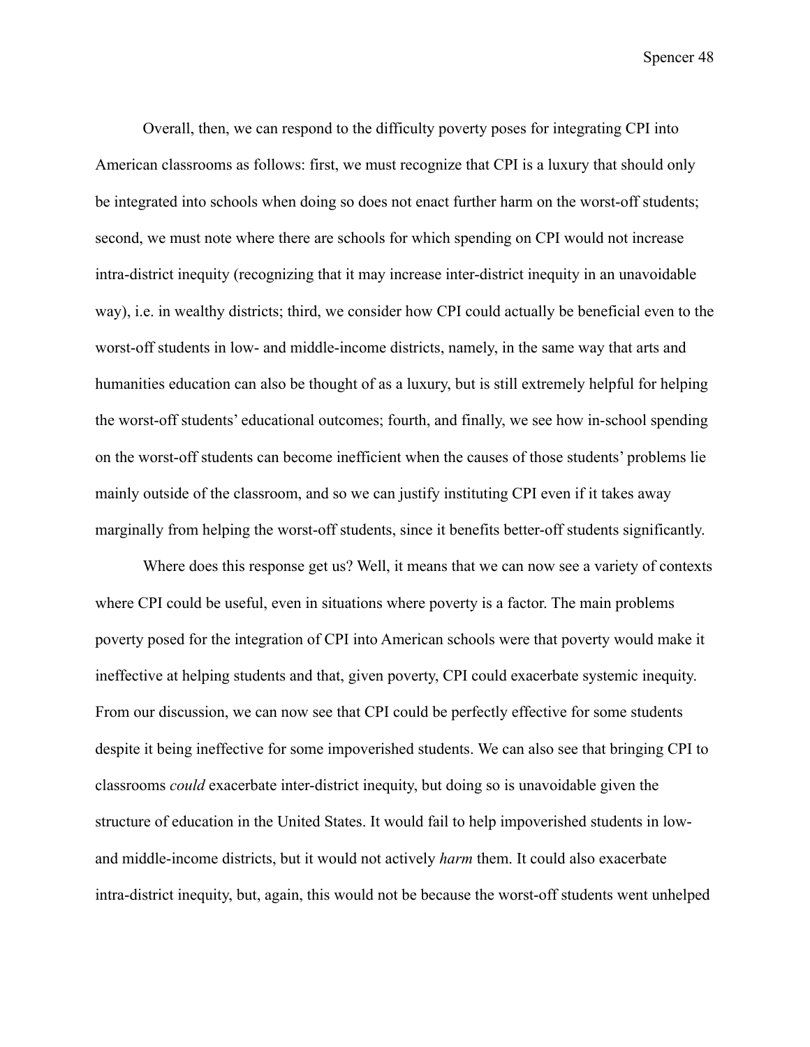Overall, then, we can respond to the difficulty poverty poses for integrating CPI into American classrooms as follows: first, we must recognize that CPI is a luxury that should only be integrated into schools when doing so does not enact further harm on the worst-off students; second, we must note where there are schools for which spending on CPI would not increase intra-district inequity (recognizing that it may increase inter-district inequity in an unavoidable way), i.e. in wealthy districts; third, we consider how CPI could actually be beneficial even to the worst-off students in low- and middle-income districts, namely, in the same way that arts and humanities education can also be thought of as a luxury, but is still extremely helpful for helping the worst-off students' educational outcomes; fourth, and finally, we see how in-school spending on the worst-off students can become inefficient when the causes of those students' problems lie mainly outside of the classroom, and so we can justify instituting CPI even if it takes away marginally from helping the worst-off students, since it benefits better-off students significantly.

Where does this response get us? Well, it means that we can now see a variety of contexts where CPI could be useful, even in situations where poverty is a factor. The main problems poverty posed for the integration of CPI into American schools were that poverty would make it ineffective at helping students and that, given poverty, CPI could exacerbate systemic inequity. From our discussion, we can now see that CPI could be perfectly effective for some students despite it being ineffective for some impoverished students. We can also see that bringing CPI to classrooms *could* exacerbate inter-district inequity, but doing so is unavoidable given the structure of education in the United States. It would fail to help impoverished students in low- and middle-income districts, but it would not actively *harm* them. It could also exacerbate intra-district inequity, but, again, this would not be because the worst-off students went unhelped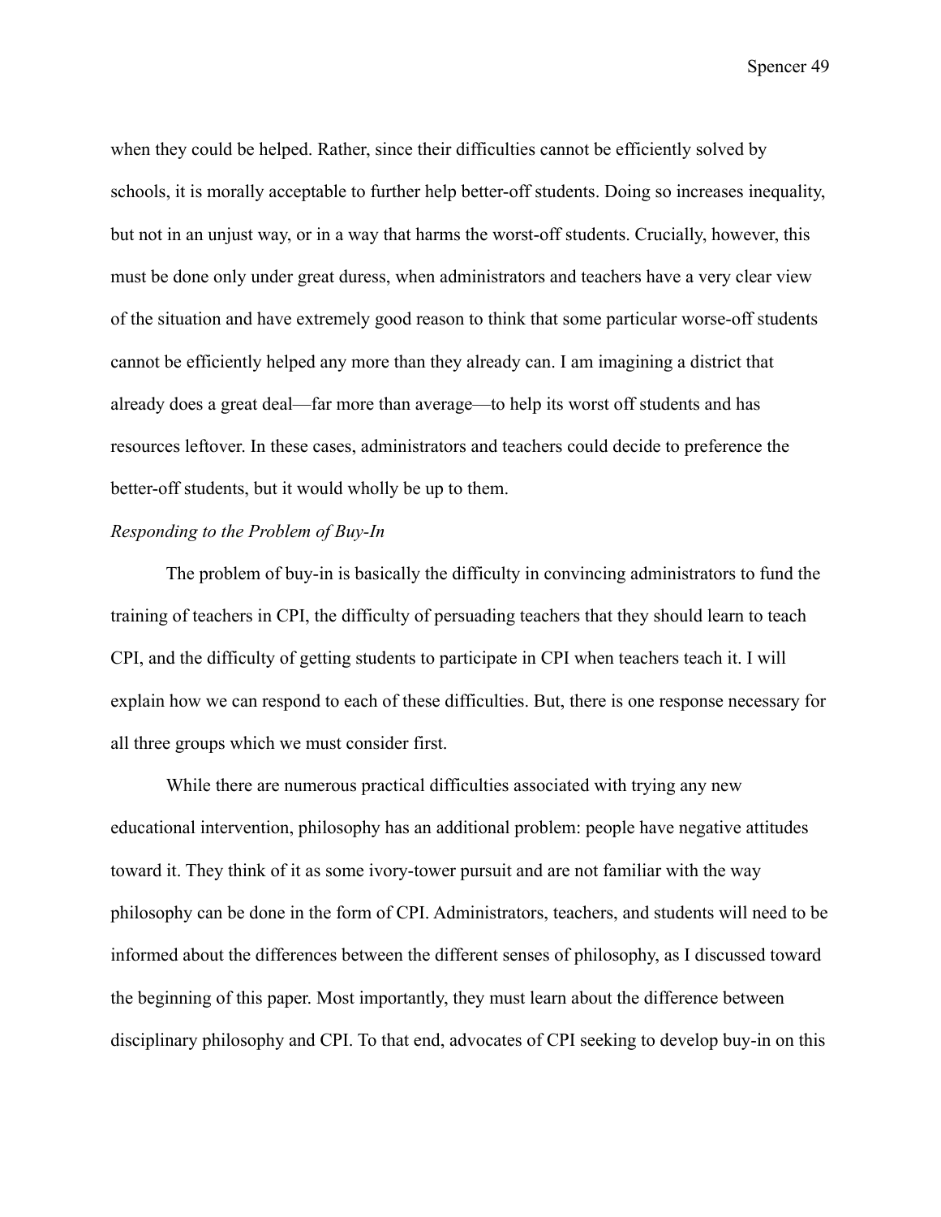when they could be helped. Rather, since their difficulties cannot be efficiently solved by schools, it is morally acceptable to further help better-off students. Doing so increases inequality, but not in an unjust way, or in a way that harms the worst-off students. Crucially, however, this must be done only under great duress, when administrators and teachers have a very clear view of the situation and have extremely good reason to think that some particular worse-off students cannot be efficiently helped any more than they already can. I am imagining a district that already does a great deal—far more than average—to help its worst off students and has resources leftover. In these cases, administrators and teachers could decide to preference the better-off students, but it would wholly be up to them.

*Responding to the Problem of Buy-In*

The problem of buy-in is basically the difficulty in convincing administrators to fund the training of teachers in CPI, the difficulty of persuading teachers that they should learn to teach CPI, and the difficulty of getting students to participate in CPI when teachers teach it. I will explain how we can respond to each of these difficulties. But, there is one response necessary for all three groups which we must consider first.

While there are numerous practical difficulties associated with trying any new educational intervention, philosophy has an additional problem: people have negative attitudes toward it. They think of it as some ivory-tower pursuit and are not familiar with the way philosophy can be done in the form of CPI. Administrators, teachers, and students will need to be informed about the differences between the different senses of philosophy, as I discussed toward the beginning of this paper. Most importantly, they must learn about the difference between disciplinary philosophy and CPI. To that end, advocates of CPI seeking to develop buy-in on this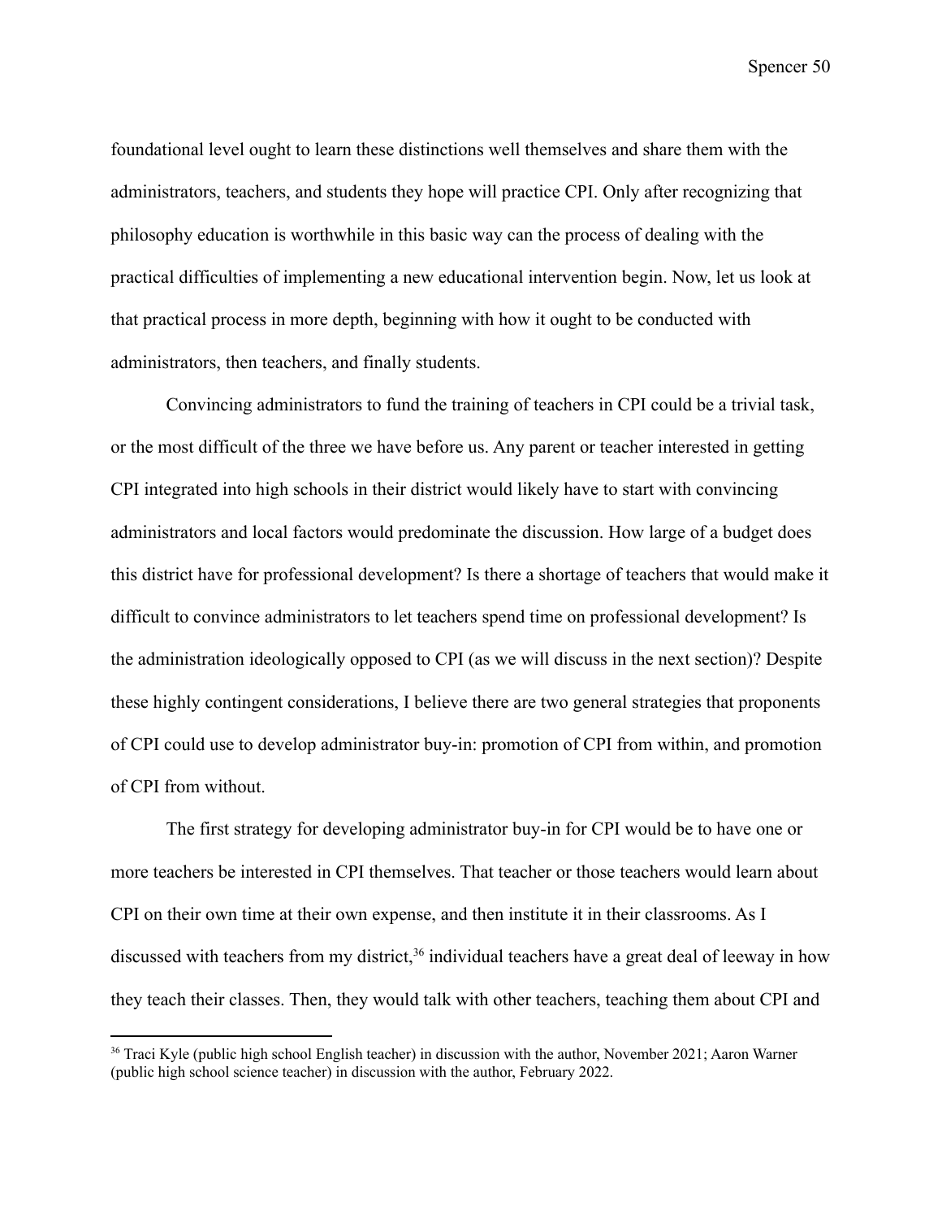foundational level ought to learn these distinctions well themselves and share them with the administrators, teachers, and students they hope will practice CPI. Only after recognizing that philosophy education is worthwhile in this basic way can the process of dealing with the practical difficulties of implementing a new educational intervention begin. Now, let us look at that practical process in more depth, beginning with how it ought to be conducted with administrators, then teachers, and finally students.

Convincing administrators to fund the training of teachers in CPI could be a trivial task, or the most difficult of the three we have before us. Any parent or teacher interested in getting CPI integrated into high schools in their district would likely have to start with convincing administrators and local factors would predominate the discussion. How large of a budget does this district have for professional development? Is there a shortage of teachers that would make it difficult to convince administrators to let teachers spend time on professional development? Is the administration ideologically opposed to CPI (as we will discuss in the next section)? Despite these highly contingent considerations, I believe there are two general strategies that proponents of CPI could use to develop administrator buy-in: promotion of CPI from within, and promotion of CPI from without.

The first strategy for developing administrator buy-in for CPI would be to have one or more teachers be interested in CPI themselves. That teacher or those teachers would learn about CPI on their own time at their own expense, and then institute it in their classrooms. As I discussed with teachers from my district,[36] individual teachers have a great deal of leeway in how they teach their classes. Then, they would talk with other teachers, teaching them about CPI and

[36] Traci Kyle (public high school English teacher) in discussion with the author, November 2021; Aaron Warner (public high school science teacher) in discussion with the author, February 2022.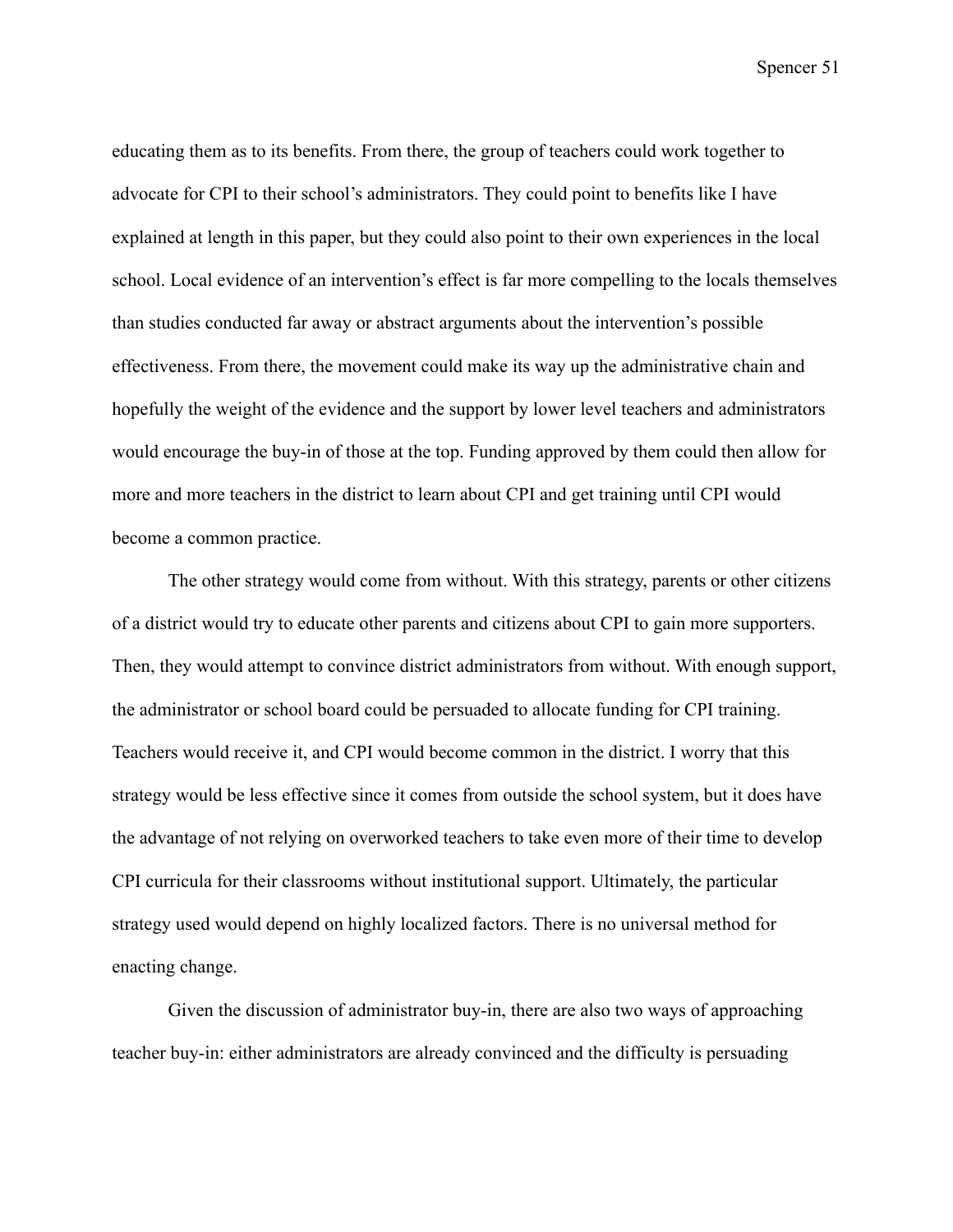educating them as to its benefits. From there, the group of teachers could work together to advocate for CPI to their school's administrators. They could point to benefits like I have explained at length in this paper, but they could also point to their own experiences in the local school. Local evidence of an intervention's effect is far more compelling to the locals themselves than studies conducted far away or abstract arguments about the intervention's possible effectiveness. From there, the movement could make its way up the administrative chain and hopefully the weight of the evidence and the support by lower level teachers and administrators would encourage the buy-in of those at the top. Funding approved by them could then allow for more and more teachers in the district to learn about CPI and get training until CPI would become a common practice.

The other strategy would come from without. With this strategy, parents or other citizens of a district would try to educate other parents and citizens about CPI to gain more supporters. Then, they would attempt to convince district administrators from without. With enough support, the administrator or school board could be persuaded to allocate funding for CPI training. Teachers would receive it, and CPI would become common in the district. I worry that this strategy would be less effective since it comes from outside the school system, but it does have the advantage of not relying on overworked teachers to take even more of their time to develop CPI curricula for their classrooms without institutional support. Ultimately, the particular strategy used would depend on highly localized factors. There is no universal method for enacting change.

Given the discussion of administrator buy-in, there are also two ways of approaching teacher buy-in: either administrators are already convinced and the difficulty is persuading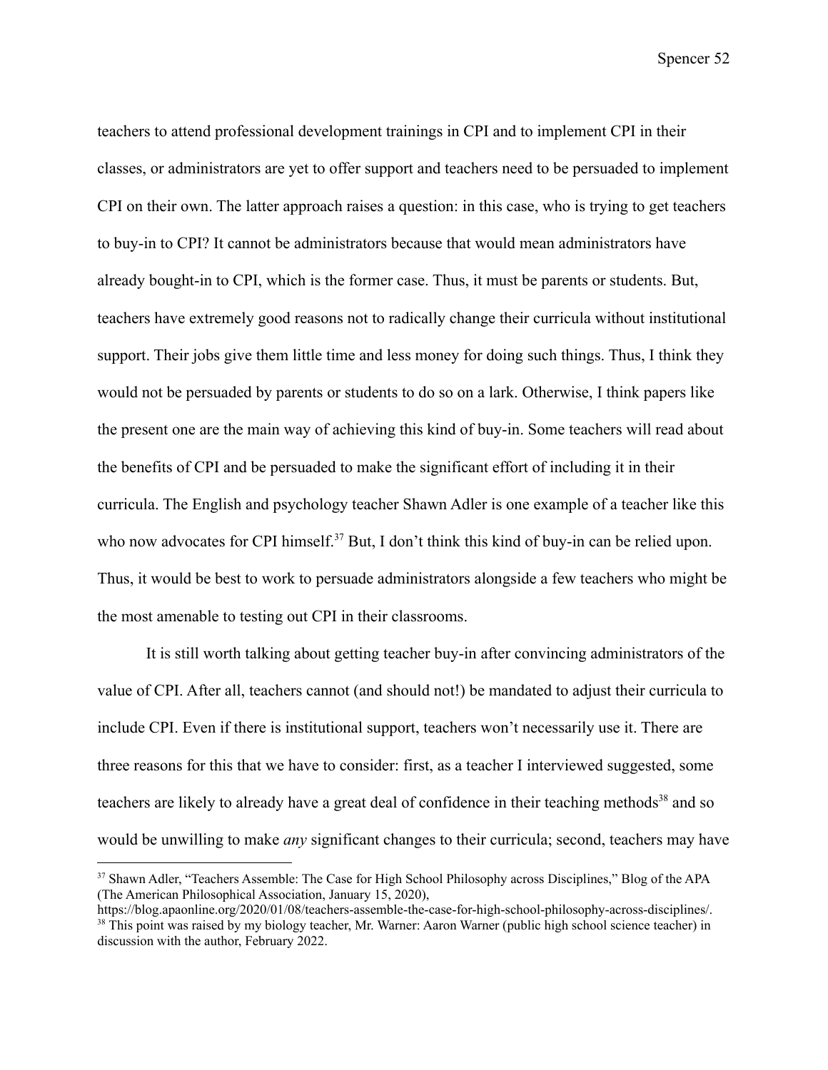teachers to attend professional development trainings in CPI and to implement CPI in their classes, or administrators are yet to offer support and teachers need to be persuaded to implement CPI on their own. The latter approach raises a question: in this case, who is trying to get teachers to buy-in to CPI? It cannot be administrators because that would mean administrators have already bought-in to CPI, which is the former case. Thus, it must be parents or students. But, teachers have extremely good reasons not to radically change their curricula without institutional support. Their jobs give them little time and less money for doing such things. Thus, I think they would not be persuaded by parents or students to do so on a lark. Otherwise, I think papers like the present one are the main way of achieving this kind of buy-in. Some teachers will read about the benefits of CPI and be persuaded to make the significant effort of including it in their curricula. The English and psychology teacher Shawn Adler is one example of a teacher like this who now advocates for CPI himself.[37] But, I don't think this kind of buy-in can be relied upon. Thus, it would be best to work to persuade administrators alongside a few teachers who might be the most amenable to testing out CPI in their classrooms.

It is still worth talking about getting teacher buy-in after convincing administrators of the value of CPI. After all, teachers cannot (and should not!) be mandated to adjust their curricula to include CPI. Even if there is institutional support, teachers won't necessarily use it. There are three reasons for this that we have to consider: first, as a teacher I interviewed suggested, some teachers are likely to already have a great deal of confidence in their teaching methods[38] and so would be unwilling to make *any* significant changes to their curricula; second, teachers may have

---

[37] Shawn Adler, "Teachers Assemble: The Case for High School Philosophy across Disciplines," Blog of the APA (The American Philosophical Association, January 15, 2020), https://blog.apaonline.org/2020/01/08/teachers-assemble-the-case-for-high-school-philosophy-across-disciplines/.

[38] This point was raised by my biology teacher, Mr. Warner: Aaron Warner (public high school science teacher) in discussion with the author, February 2022.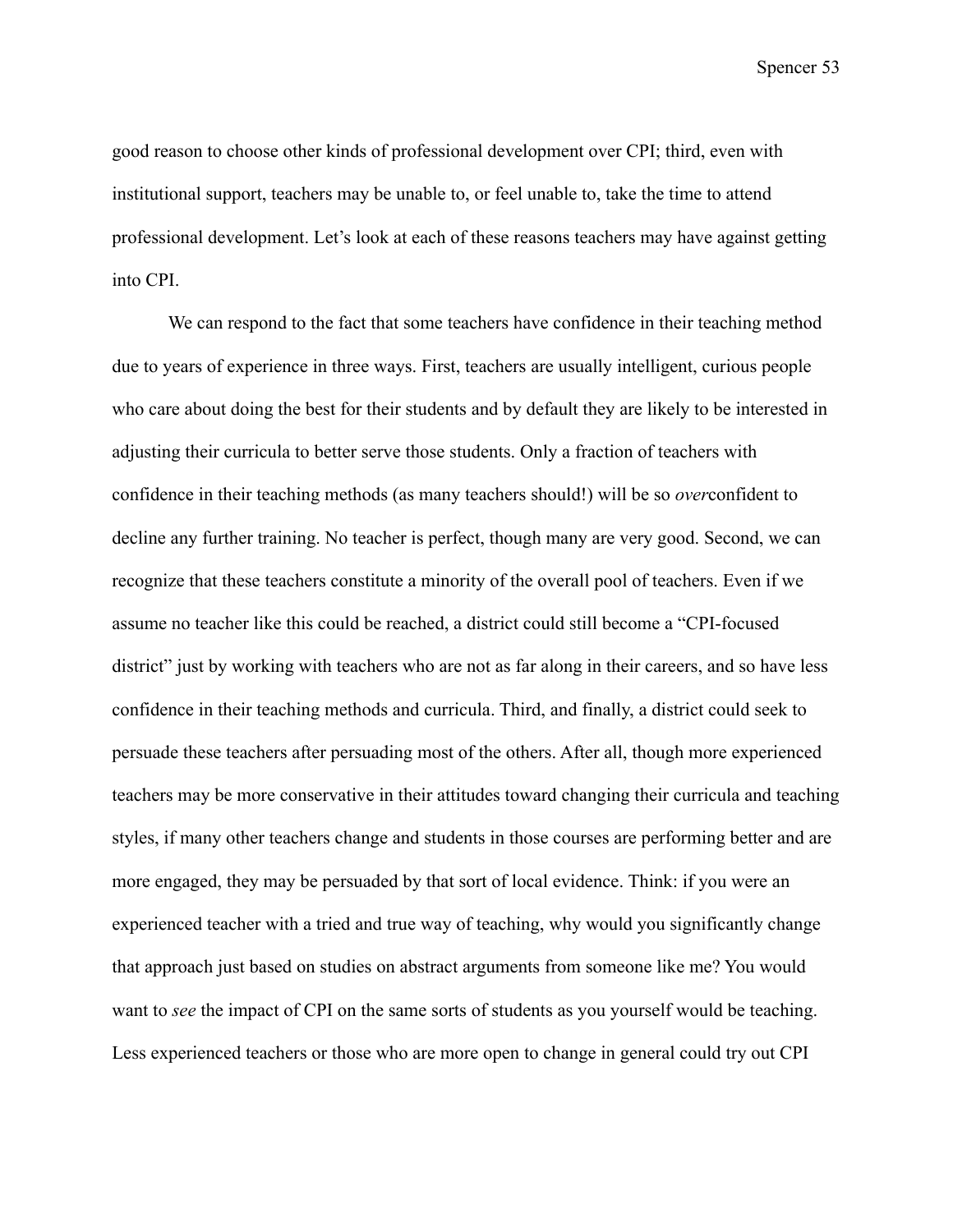good reason to choose other kinds of professional development over CPI; third, even with institutional support, teachers may be unable to, or feel unable to, take the time to attend professional development. Let's look at each of these reasons teachers may have against getting into CPI.

We can respond to the fact that some teachers have confidence in their teaching method due to years of experience in three ways. First, teachers are usually intelligent, curious people who care about doing the best for their students and by default they are likely to be interested in adjusting their curricula to better serve those students. Only a fraction of teachers with confidence in their teaching methods (as many teachers should!) will be so *over*confident to decline any further training. No teacher is perfect, though many are very good. Second, we can recognize that these teachers constitute a minority of the overall pool of teachers. Even if we assume no teacher like this could be reached, a district could still become a "CPI-focused district" just by working with teachers who are not as far along in their careers, and so have less confidence in their teaching methods and curricula. Third, and finally, a district could seek to persuade these teachers after persuading most of the others. After all, though more experienced teachers may be more conservative in their attitudes toward changing their curricula and teaching styles, if many other teachers change and students in those courses are performing better and are more engaged, they may be persuaded by that sort of local evidence. Think: if you were an experienced teacher with a tried and true way of teaching, why would you significantly change that approach just based on studies on abstract arguments from someone like me? You would want to *see* the impact of CPI on the same sorts of students as you yourself would be teaching. Less experienced teachers or those who are more open to change in general could try out CPI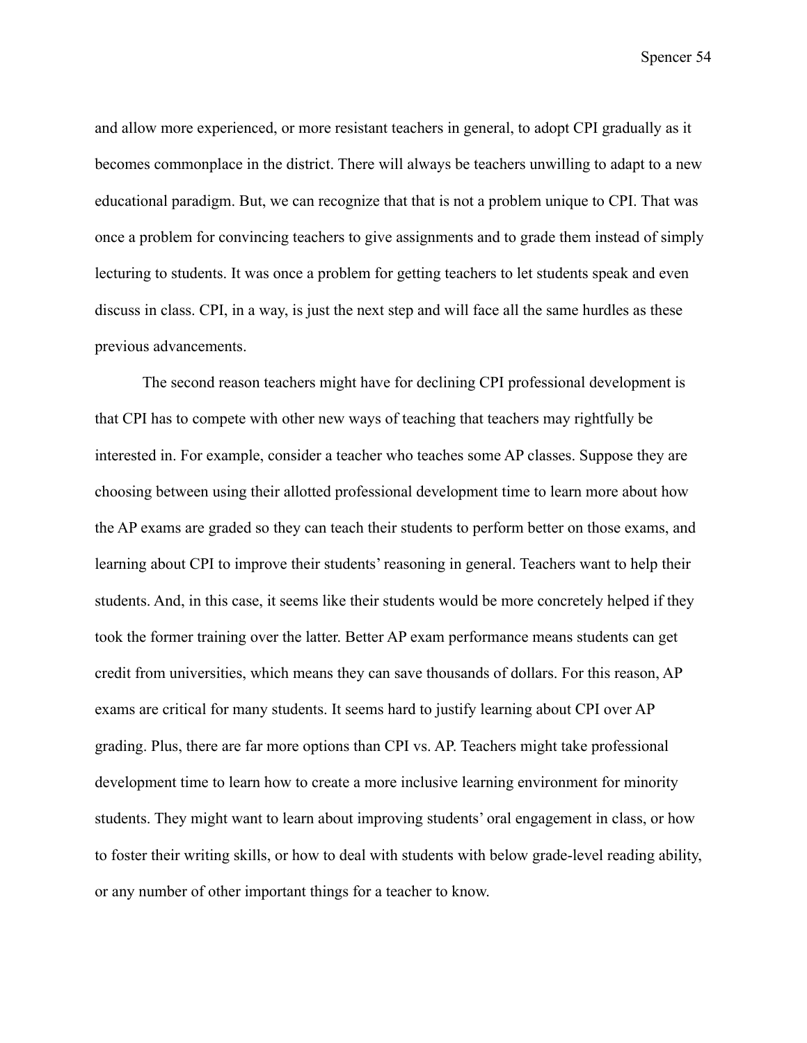and allow more experienced, or more resistant teachers in general, to adopt CPI gradually as it becomes commonplace in the district. There will always be teachers unwilling to adapt to a new educational paradigm. But, we can recognize that that is not a problem unique to CPI. That was once a problem for convincing teachers to give assignments and to grade them instead of simply lecturing to students. It was once a problem for getting teachers to let students speak and even discuss in class. CPI, in a way, is just the next step and will face all the same hurdles as these previous advancements.

The second reason teachers might have for declining CPI professional development is that CPI has to compete with other new ways of teaching that teachers may rightfully be interested in. For example, consider a teacher who teaches some AP classes. Suppose they are choosing between using their allotted professional development time to learn more about how the AP exams are graded so they can teach their students to perform better on those exams, and learning about CPI to improve their students' reasoning in general. Teachers want to help their students. And, in this case, it seems like their students would be more concretely helped if they took the former training over the latter. Better AP exam performance means students can get credit from universities, which means they can save thousands of dollars. For this reason, AP exams are critical for many students. It seems hard to justify learning about CPI over AP grading. Plus, there are far more options than CPI vs. AP. Teachers might take professional development time to learn how to create a more inclusive learning environment for minority students. They might want to learn about improving students' oral engagement in class, or how to foster their writing skills, or how to deal with students with below grade-level reading ability, or any number of other important things for a teacher to know.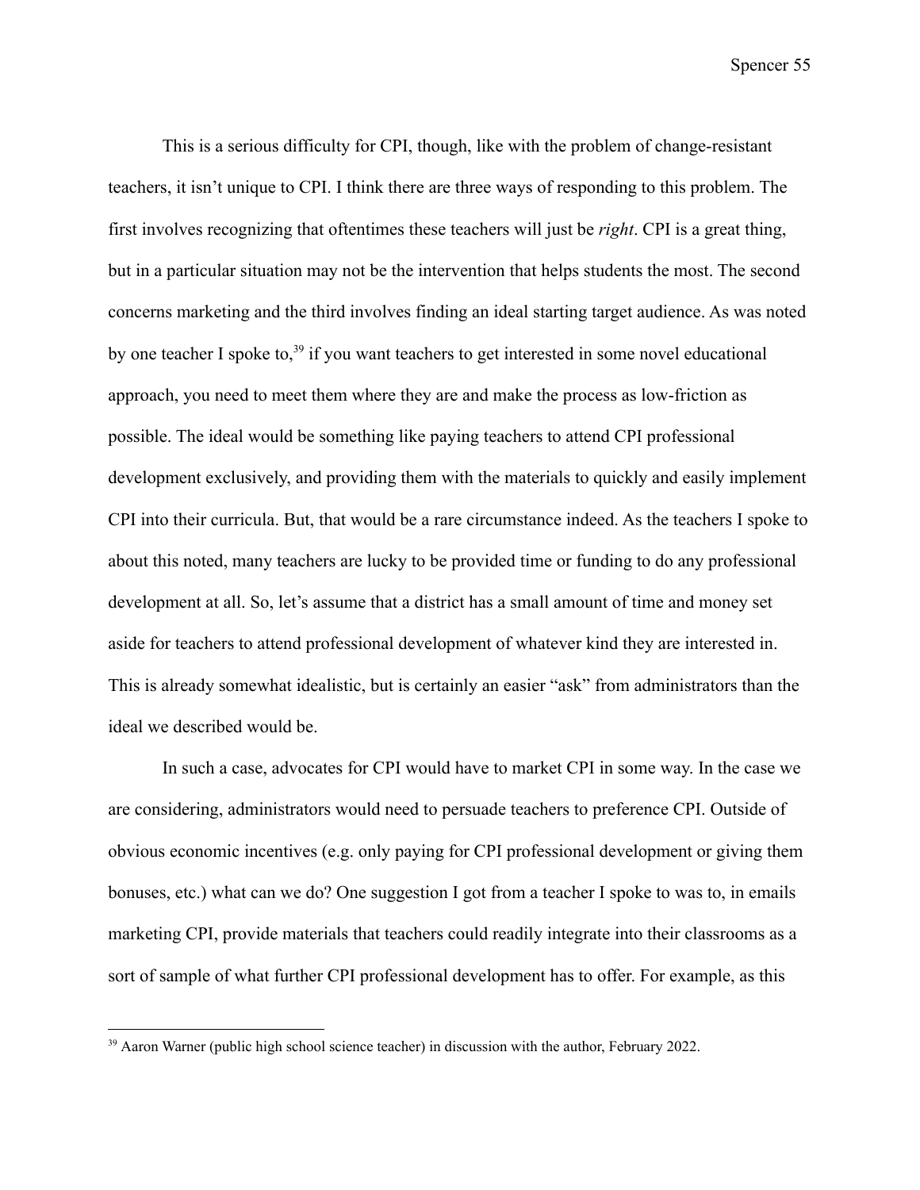This is a serious difficulty for CPI, though, like with the problem of change-resistant teachers, it isn't unique to CPI. I think there are three ways of responding to this problem. The first involves recognizing that oftentimes these teachers will just be *right*. CPI is a great thing, but in a particular situation may not be the intervention that helps students the most. The second concerns marketing and the third involves finding an ideal starting target audience. As was noted by one teacher I spoke to,[39] if you want teachers to get interested in some novel educational approach, you need to meet them where they are and make the process as low-friction as possible. The ideal would be something like paying teachers to attend CPI professional development exclusively, and providing them with the materials to quickly and easily implement CPI into their curricula. But, that would be a rare circumstance indeed. As the teachers I spoke to about this noted, many teachers are lucky to be provided time or funding to do any professional development at all. So, let's assume that a district has a small amount of time and money set aside for teachers to attend professional development of whatever kind they are interested in. This is already somewhat idealistic, but is certainly an easier "ask" from administrators than the ideal we described would be.

In such a case, advocates for CPI would have to market CPI in some way. In the case we are considering, administrators would need to persuade teachers to preference CPI. Outside of obvious economic incentives (e.g. only paying for CPI professional development or giving them bonuses, etc.) what can we do? One suggestion I got from a teacher I spoke to was to, in emails marketing CPI, provide materials that teachers could readily integrate into their classrooms as a sort of sample of what further CPI professional development has to offer. For example, as this

[39] Aaron Warner (public high school science teacher) in discussion with the author, February 2022.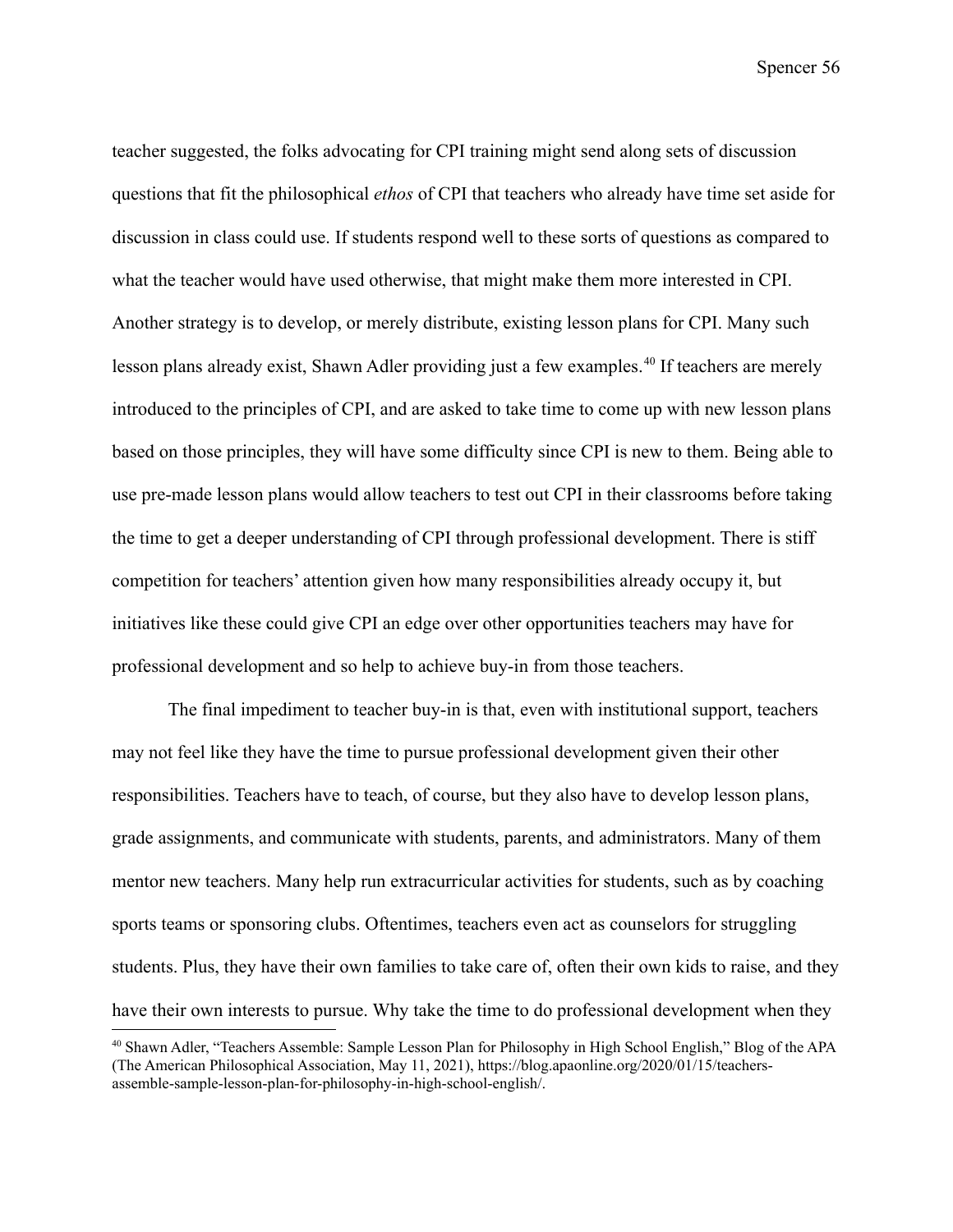teacher suggested, the folks advocating for CPI training might send along sets of discussion questions that fit the philosophical *ethos* of CPI that teachers who already have time set aside for discussion in class could use. If students respond well to these sorts of questions as compared to what the teacher would have used otherwise, that might make them more interested in CPI. Another strategy is to develop, or merely distribute, existing lesson plans for CPI. Many such lesson plans already exist, Shawn Adler providing just a few examples.[40] If teachers are merely introduced to the principles of CPI, and are asked to take time to come up with new lesson plans based on those principles, they will have some difficulty since CPI is new to them. Being able to use pre-made lesson plans would allow teachers to test out CPI in their classrooms before taking the time to get a deeper understanding of CPI through professional development. There is stiff competition for teachers' attention given how many responsibilities already occupy it, but initiatives like these could give CPI an edge over other opportunities teachers may have for professional development and so help to achieve buy-in from those teachers.

The final impediment to teacher buy-in is that, even with institutional support, teachers may not feel like they have the time to pursue professional development given their other responsibilities. Teachers have to teach, of course, but they also have to develop lesson plans, grade assignments, and communicate with students, parents, and administrators. Many of them mentor new teachers. Many help run extracurricular activities for students, such as by coaching sports teams or sponsoring clubs. Oftentimes, teachers even act as counselors for struggling students. Plus, they have their own families to take care of, often their own kids to raise, and they have their own interests to pursue. Why take the time to do professional development when they

[40] Shawn Adler, "Teachers Assemble: Sample Lesson Plan for Philosophy in High School English," Blog of the APA (The American Philosophical Association, May 11, 2021), https://blog.apaonline.org/2020/01/15/teachers-assemble-sample-lesson-plan-for-philosophy-in-high-school-english/.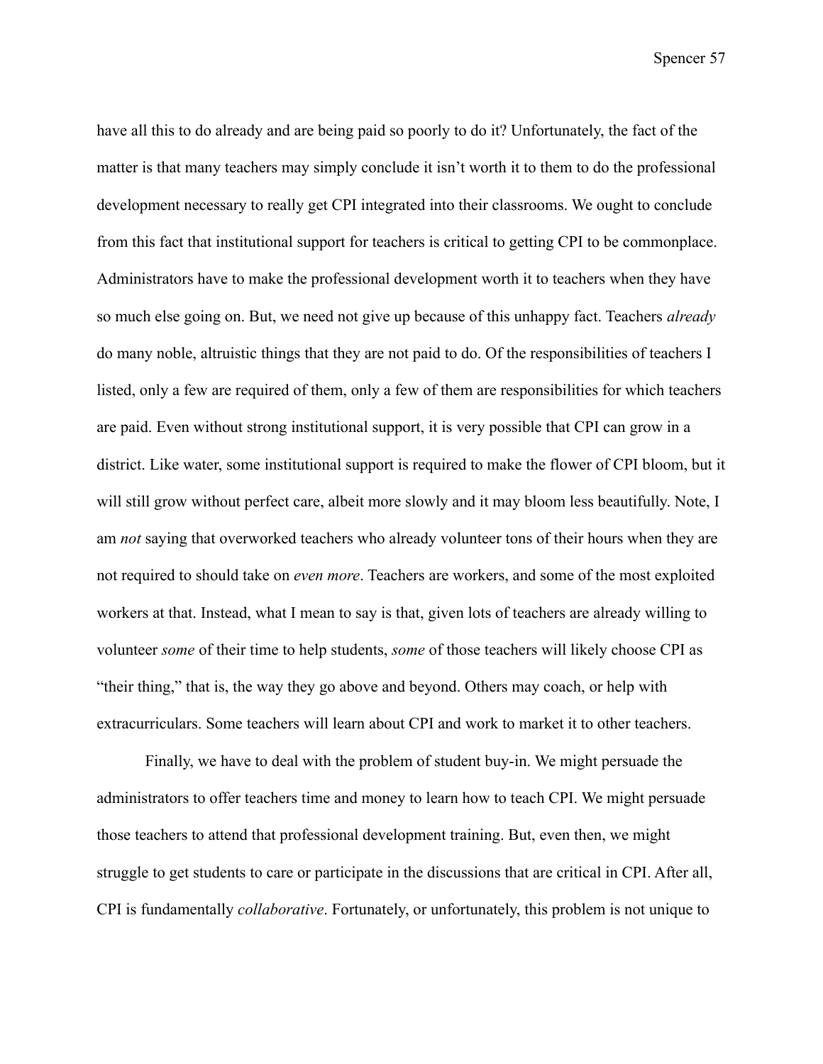have all this to do already and are being paid so poorly to do it? Unfortunately, the fact of the matter is that many teachers may simply conclude it isn't worth it to them to do the professional development necessary to really get CPI integrated into their classrooms. We ought to conclude from this fact that institutional support for teachers is critical to getting CPI to be commonplace. Administrators have to make the professional development worth it to teachers when they have so much else going on. But, we need not give up because of this unhappy fact. Teachers *already* do many noble, altruistic things that they are not paid to do. Of the responsibilities of teachers I listed, only a few are required of them, only a few of them are responsibilities for which teachers are paid. Even without strong institutional support, it is very possible that CPI can grow in a district. Like water, some institutional support is required to make the flower of CPI bloom, but it will still grow without perfect care, albeit more slowly and it may bloom less beautifully. Note, I am *not* saying that overworked teachers who already volunteer tons of their hours when they are not required to should take on *even more*. Teachers are workers, and some of the most exploited workers at that. Instead, what I mean to say is that, given lots of teachers are already willing to volunteer *some* of their time to help students, *some* of those teachers will likely choose CPI as "their thing," that is, the way they go above and beyond. Others may coach, or help with extracurriculars. Some teachers will learn about CPI and work to market it to other teachers.

Finally, we have to deal with the problem of student buy-in. We might persuade the administrators to offer teachers time and money to learn how to teach CPI. We might persuade those teachers to attend that professional development training. But, even then, we might struggle to get students to care or participate in the discussions that are critical in CPI. After all, CPI is fundamentally *collaborative*. Fortunately, or unfortunately, this problem is not unique to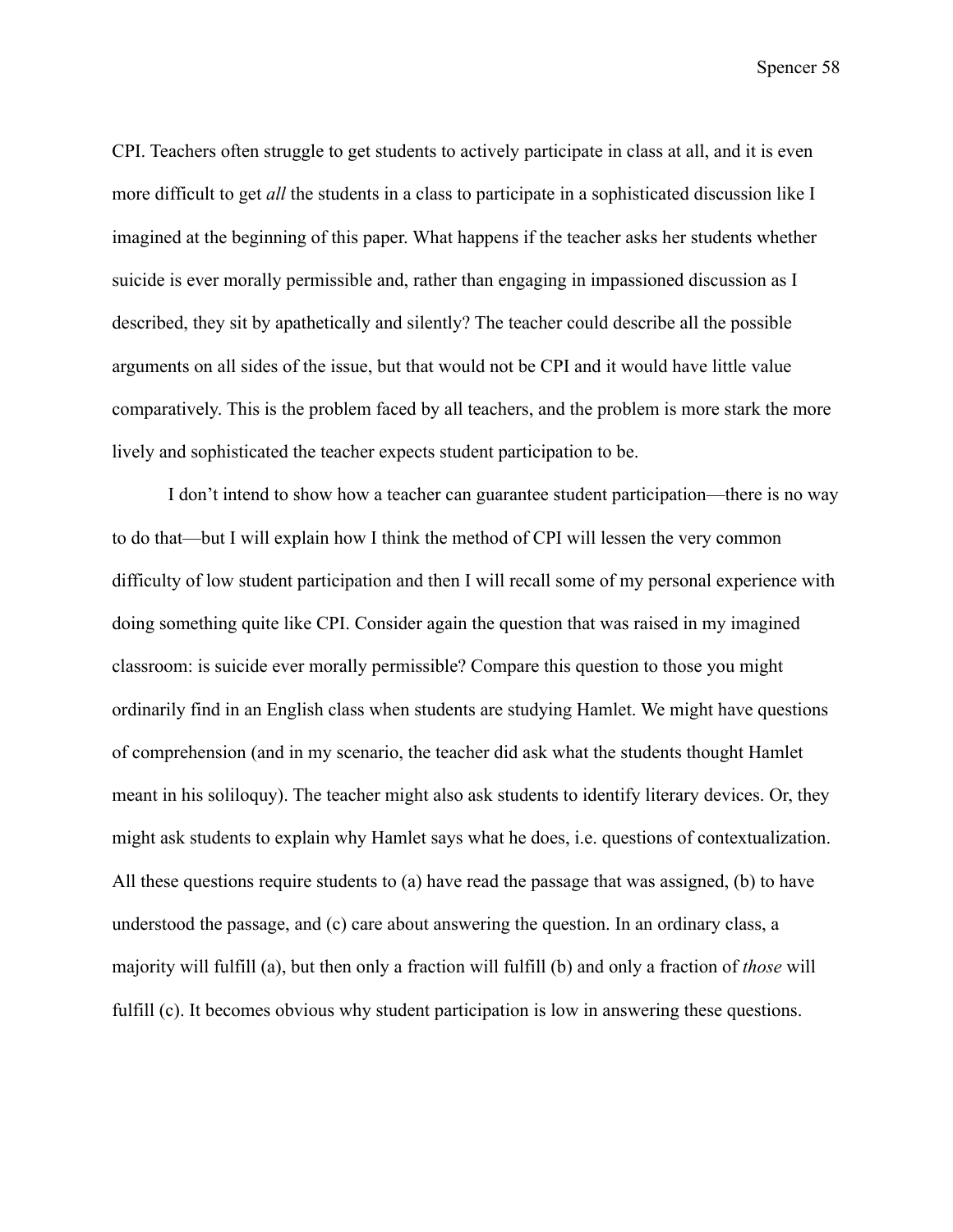CPI. Teachers often struggle to get students to actively participate in class at all, and it is even more difficult to get *all* the students in a class to participate in a sophisticated discussion like I imagined at the beginning of this paper. What happens if the teacher asks her students whether suicide is ever morally permissible and, rather than engaging in impassioned discussion as I described, they sit by apathetically and silently? The teacher could describe all the possible arguments on all sides of the issue, but that would not be CPI and it would have little value comparatively. This is the problem faced by all teachers, and the problem is more stark the more lively and sophisticated the teacher expects student participation to be.

I don't intend to show how a teacher can guarantee student participation—there is no way to do that—but I will explain how I think the method of CPI will lessen the very common difficulty of low student participation and then I will recall some of my personal experience with doing something quite like CPI. Consider again the question that was raised in my imagined classroom: is suicide ever morally permissible? Compare this question to those you might ordinarily find in an English class when students are studying Hamlet. We might have questions of comprehension (and in my scenario, the teacher did ask what the students thought Hamlet meant in his soliloquy). The teacher might also ask students to identify literary devices. Or, they might ask students to explain why Hamlet says what he does, i.e. questions of contextualization. All these questions require students to (a) have read the passage that was assigned, (b) to have understood the passage, and (c) care about answering the question. In an ordinary class, a majority will fulfill (a), but then only a fraction will fulfill (b) and only a fraction of *those* will fulfill (c). It becomes obvious why student participation is low in answering these questions.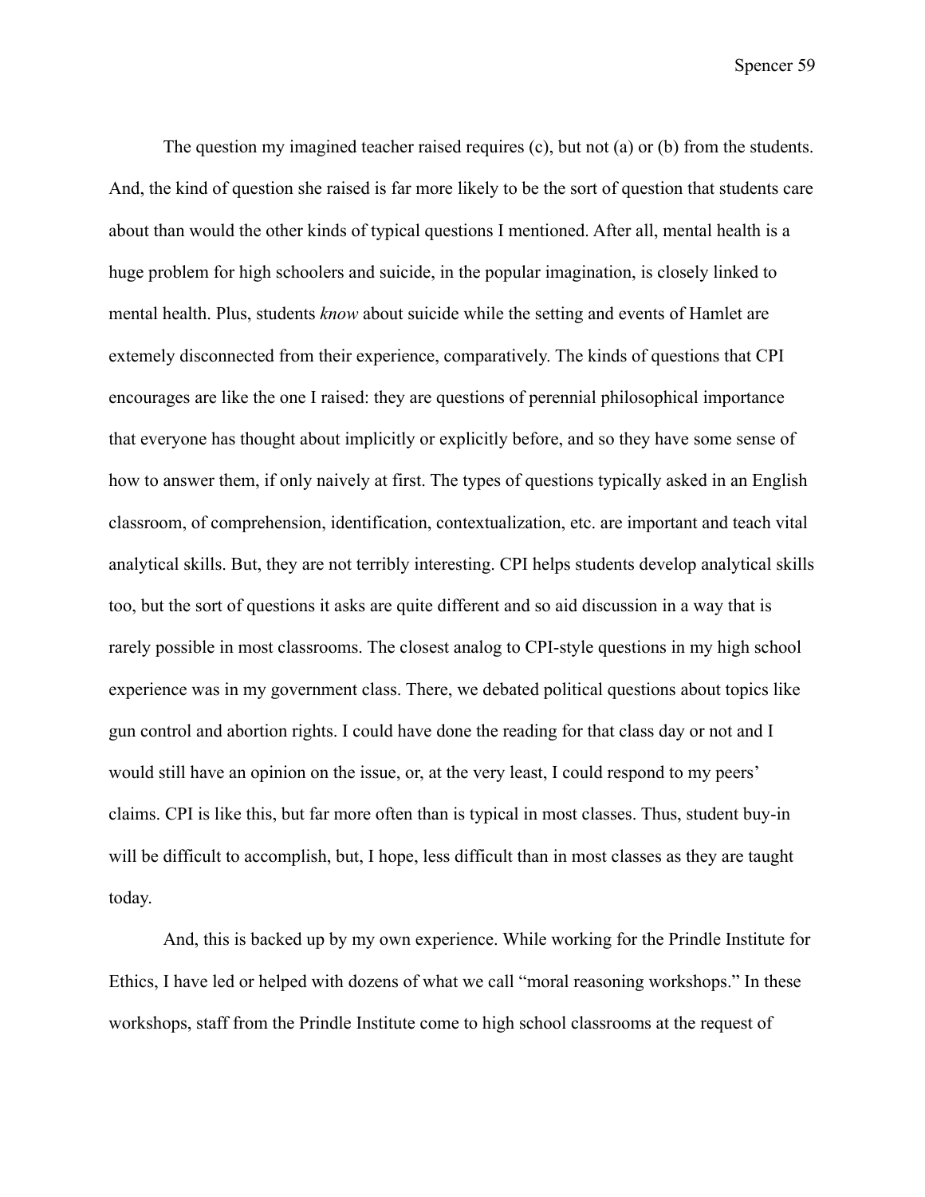The question my imagined teacher raised requires (c), but not (a) or (b) from the students. And, the kind of question she raised is far more likely to be the sort of question that students care about than would the other kinds of typical questions I mentioned. After all, mental health is a huge problem for high schoolers and suicide, in the popular imagination, is closely linked to mental health. Plus, students *know* about suicide while the setting and events of Hamlet are extemely disconnected from their experience, comparatively. The kinds of questions that CPI encourages are like the one I raised: they are questions of perennial philosophical importance that everyone has thought about implicitly or explicitly before, and so they have some sense of how to answer them, if only naively at first. The types of questions typically asked in an English classroom, of comprehension, identification, contextualization, etc. are important and teach vital analytical skills. But, they are not terribly interesting. CPI helps students develop analytical skills too, but the sort of questions it asks are quite different and so aid discussion in a way that is rarely possible in most classrooms. The closest analog to CPI-style questions in my high school experience was in my government class. There, we debated political questions about topics like gun control and abortion rights. I could have done the reading for that class day or not and I would still have an opinion on the issue, or, at the very least, I could respond to my peers' claims. CPI is like this, but far more often than is typical in most classes. Thus, student buy-in will be difficult to accomplish, but, I hope, less difficult than in most classes as they are taught today.

And, this is backed up by my own experience. While working for the Prindle Institute for Ethics, I have led or helped with dozens of what we call "moral reasoning workshops." In these workshops, staff from the Prindle Institute come to high school classrooms at the request of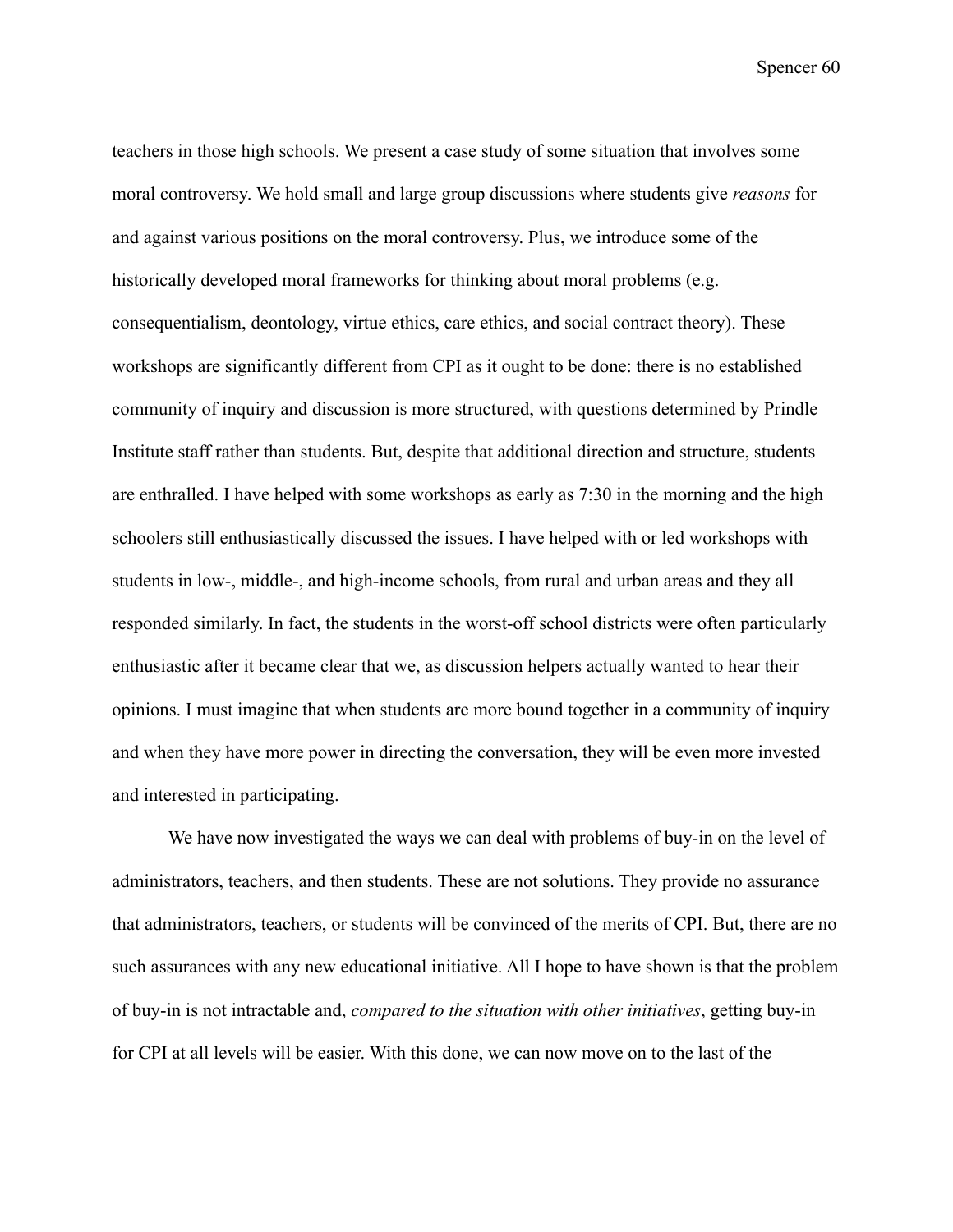teachers in those high schools. We present a case study of some situation that involves some moral controversy. We hold small and large group discussions where students give *reasons* for and against various positions on the moral controversy. Plus, we introduce some of the historically developed moral frameworks for thinking about moral problems (e.g. consequentialism, deontology, virtue ethics, care ethics, and social contract theory). These workshops are significantly different from CPI as it ought to be done: there is no established community of inquiry and discussion is more structured, with questions determined by Prindle Institute staff rather than students. But, despite that additional direction and structure, students are enthralled. I have helped with some workshops as early as 7:30 in the morning and the high schoolers still enthusiastically discussed the issues. I have helped with or led workshops with students in low-, middle-, and high-income schools, from rural and urban areas and they all responded similarly. In fact, the students in the worst-off school districts were often particularly enthusiastic after it became clear that we, as discussion helpers actually wanted to hear their opinions. I must imagine that when students are more bound together in a community of inquiry and when they have more power in directing the conversation, they will be even more invested and interested in participating.

We have now investigated the ways we can deal with problems of buy-in on the level of administrators, teachers, and then students. These are not solutions. They provide no assurance that administrators, teachers, or students will be convinced of the merits of CPI. But, there are no such assurances with any new educational initiative. All I hope to have shown is that the problem of buy-in is not intractable and, *compared to the situation with other initiatives*, getting buy-in for CPI at all levels will be easier. With this done, we can now move on to the last of the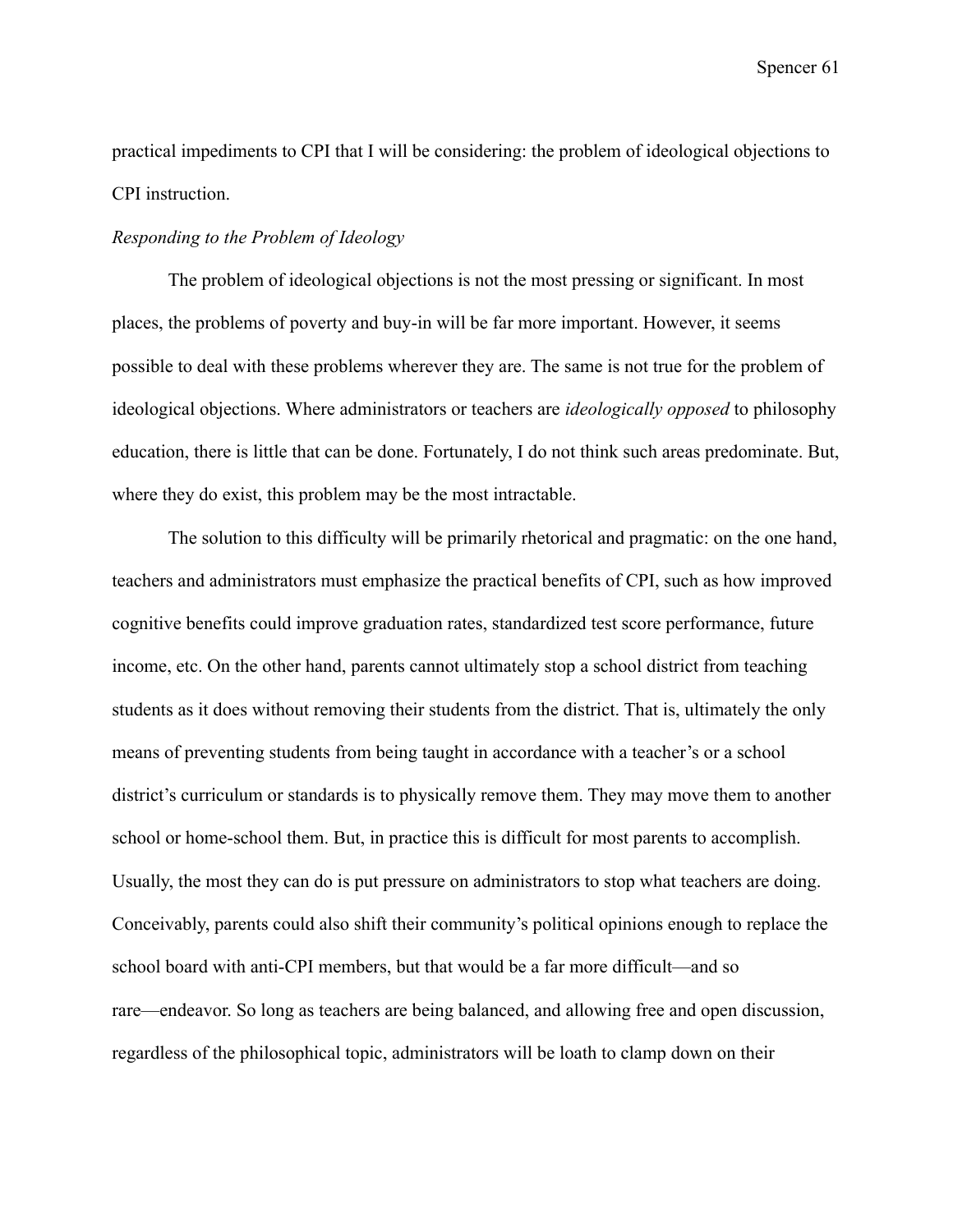practical impediments to CPI that I will be considering: the problem of ideological objections to CPI instruction.

*Responding to the Problem of Ideology*

The problem of ideological objections is not the most pressing or significant. In most places, the problems of poverty and buy-in will be far more important. However, it seems possible to deal with these problems wherever they are. The same is not true for the problem of ideological objections. Where administrators or teachers are *ideologically opposed* to philosophy education, there is little that can be done. Fortunately, I do not think such areas predominate. But, where they do exist, this problem may be the most intractable.

The solution to this difficulty will be primarily rhetorical and pragmatic: on the one hand, teachers and administrators must emphasize the practical benefits of CPI, such as how improved cognitive benefits could improve graduation rates, standardized test score performance, future income, etc. On the other hand, parents cannot ultimately stop a school district from teaching students as it does without removing their students from the district. That is, ultimately the only means of preventing students from being taught in accordance with a teacher's or a school district's curriculum or standards is to physically remove them. They may move them to another school or home-school them. But, in practice this is difficult for most parents to accomplish. Usually, the most they can do is put pressure on administrators to stop what teachers are doing. Conceivably, parents could also shift their community's political opinions enough to replace the school board with anti-CPI members, but that would be a far more difficult—and so rare—endeavor. So long as teachers are being balanced, and allowing free and open discussion, regardless of the philosophical topic, administrators will be loath to clamp down on their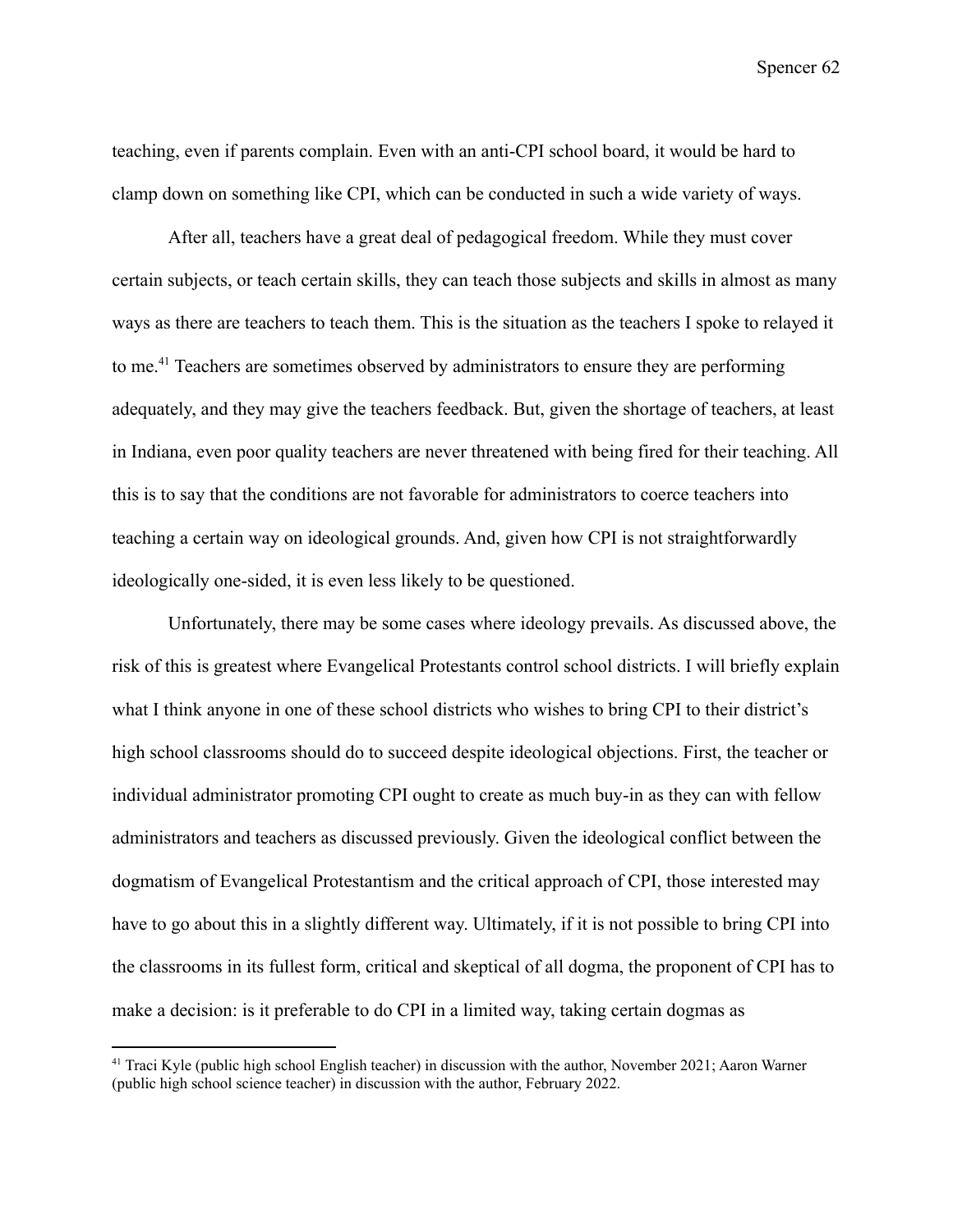teaching, even if parents complain. Even with an anti-CPI school board, it would be hard to clamp down on something like CPI, which can be conducted in such a wide variety of ways.

After all, teachers have a great deal of pedagogical freedom. While they must cover certain subjects, or teach certain skills, they can teach those subjects and skills in almost as many ways as there are teachers to teach them. This is the situation as the teachers I spoke to relayed it to me.[41] Teachers are sometimes observed by administrators to ensure they are performing adequately, and they may give the teachers feedback. But, given the shortage of teachers, at least in Indiana, even poor quality teachers are never threatened with being fired for their teaching. All this is to say that the conditions are not favorable for administrators to coerce teachers into teaching a certain way on ideological grounds. And, given how CPI is not straightforwardly ideologically one-sided, it is even less likely to be questioned.

Unfortunately, there may be some cases where ideology prevails. As discussed above, the risk of this is greatest where Evangelical Protestants control school districts. I will briefly explain what I think anyone in one of these school districts who wishes to bring CPI to their district's high school classrooms should do to succeed despite ideological objections. First, the teacher or individual administrator promoting CPI ought to create as much buy-in as they can with fellow administrators and teachers as discussed previously. Given the ideological conflict between the dogmatism of Evangelical Protestantism and the critical approach of CPI, those interested may have to go about this in a slightly different way. Ultimately, if it is not possible to bring CPI into the classrooms in its fullest form, critical and skeptical of all dogma, the proponent of CPI has to make a decision: is it preferable to do CPI in a limited way, taking certain dogmas as

[41] Traci Kyle (public high school English teacher) in discussion with the author, November 2021; Aaron Warner (public high school science teacher) in discussion with the author, February 2022.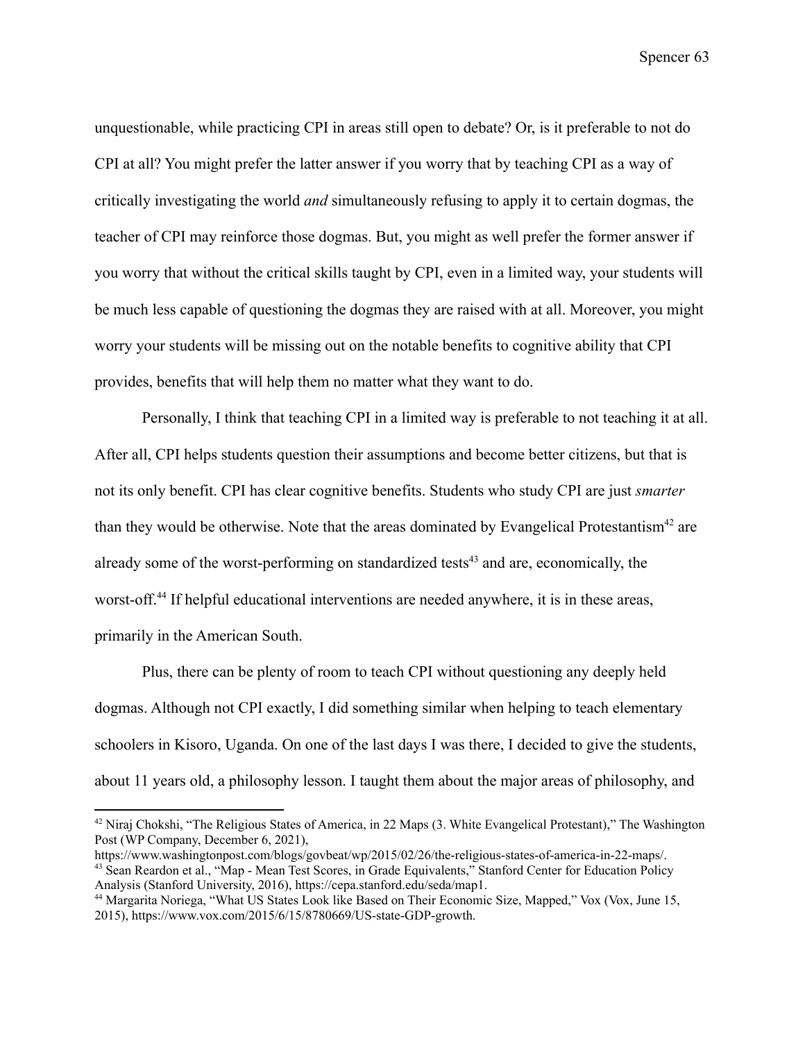unquestionable, while practicing CPI in areas still open to debate? Or, is it preferable to not do CPI at all? You might prefer the latter answer if you worry that by teaching CPI as a way of critically investigating the world *and* simultaneously refusing to apply it to certain dogmas, the teacher of CPI may reinforce those dogmas. But, you might as well prefer the former answer if you worry that without the critical skills taught by CPI, even in a limited way, your students will be much less capable of questioning the dogmas they are raised with at all. Moreover, you might worry your students will be missing out on the notable benefits to cognitive ability that CPI provides, benefits that will help them no matter what they want to do.

Personally, I think that teaching CPI in a limited way is preferable to not teaching it at all. After all, CPI helps students question their assumptions and become better citizens, but that is not its only benefit. CPI has clear cognitive benefits. Students who study CPI are just *smarter* than they would be otherwise. Note that the areas dominated by Evangelical Protestantism[42] are already some of the worst-performing on standardized tests[43] and are, economically, the worst-off.[44] If helpful educational interventions are needed anywhere, it is in these areas, primarily in the American South.

Plus, there can be plenty of room to teach CPI without questioning any deeply held dogmas. Although not CPI exactly, I did something similar when helping to teach elementary schoolers in Kisoro, Uganda. On one of the last days I was there, I decided to give the students, about 11 years old, a philosophy lesson. I taught them about the major areas of philosophy, and

---

[42] Niraj Chokshi, "The Religious States of America, in 22 Maps (3. White Evangelical Protestant)," The Washington Post (WP Company, December 6, 2021), https://www.washingtonpost.com/blogs/govbeat/wp/2015/02/26/the-religious-states-of-america-in-22-maps/.

[43] Sean Reardon et al., "Map - Mean Test Scores, in Grade Equivalents," Stanford Center for Education Policy Analysis (Stanford University, 2016), https://cepa.stanford.edu/seda/map1.

[44] Margarita Noriega, "What US States Look like Based on Their Economic Size, Mapped," Vox (Vox, June 15, 2015), https://www.vox.com/2015/6/15/8780669/US-state-GDP-growth.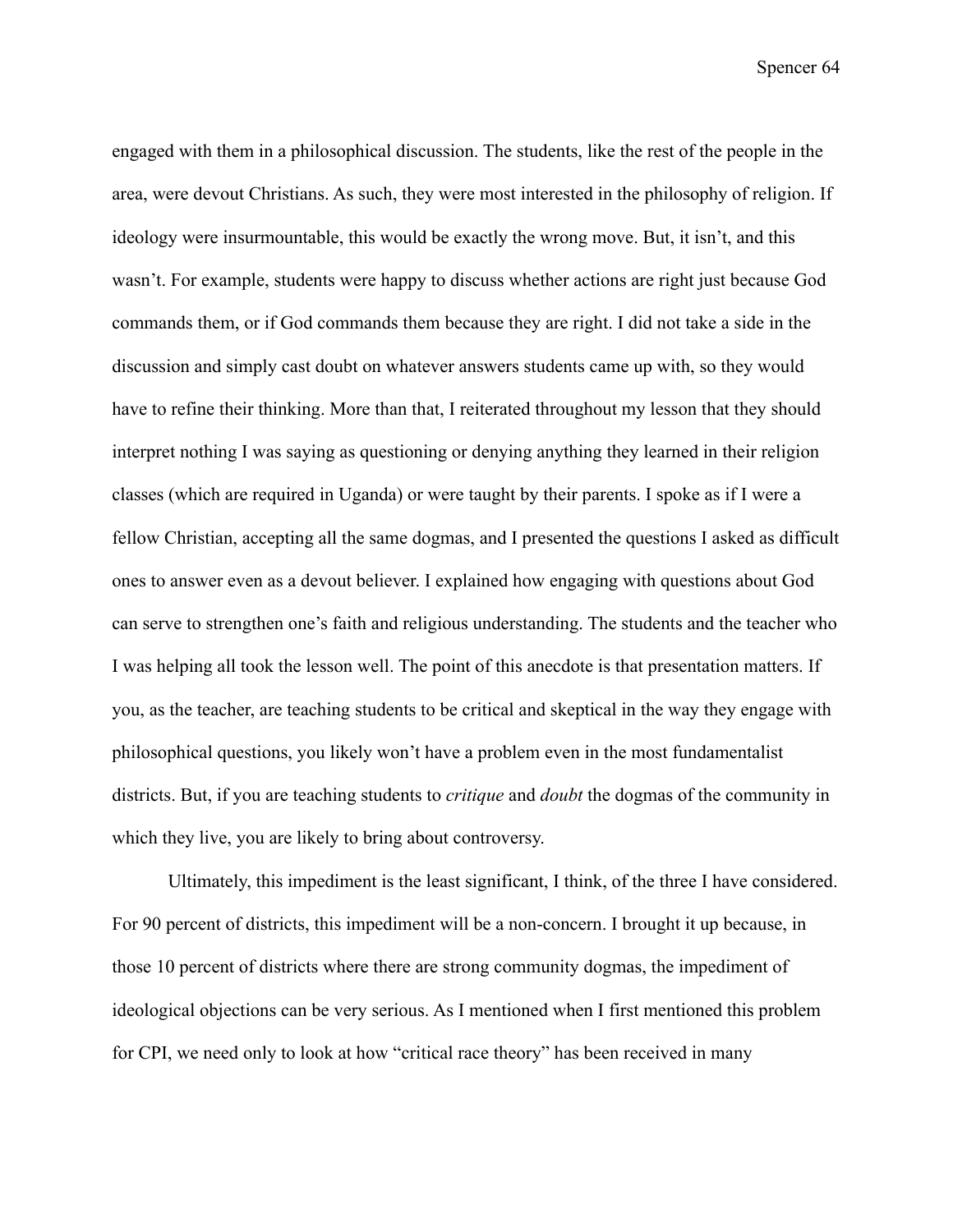engaged with them in a philosophical discussion. The students, like the rest of the people in the area, were devout Christians. As such, they were most interested in the philosophy of religion. If ideology were insurmountable, this would be exactly the wrong move. But, it isn't, and this wasn't. For example, students were happy to discuss whether actions are right just because God commands them, or if God commands them because they are right. I did not take a side in the discussion and simply cast doubt on whatever answers students came up with, so they would have to refine their thinking. More than that, I reiterated throughout my lesson that they should interpret nothing I was saying as questioning or denying anything they learned in their religion classes (which are required in Uganda) or were taught by their parents. I spoke as if I were a fellow Christian, accepting all the same dogmas, and I presented the questions I asked as difficult ones to answer even as a devout believer. I explained how engaging with questions about God can serve to strengthen one's faith and religious understanding. The students and the teacher who I was helping all took the lesson well. The point of this anecdote is that presentation matters. If you, as the teacher, are teaching students to be critical and skeptical in the way they engage with philosophical questions, you likely won't have a problem even in the most fundamentalist districts. But, if you are teaching students to *critique* and *doubt* the dogmas of the community in which they live, you are likely to bring about controversy.

Ultimately, this impediment is the least significant, I think, of the three I have considered. For 90 percent of districts, this impediment will be a non-concern. I brought it up because, in those 10 percent of districts where there are strong community dogmas, the impediment of ideological objections can be very serious. As I mentioned when I first mentioned this problem for CPI, we need only to look at how "critical race theory" has been received in many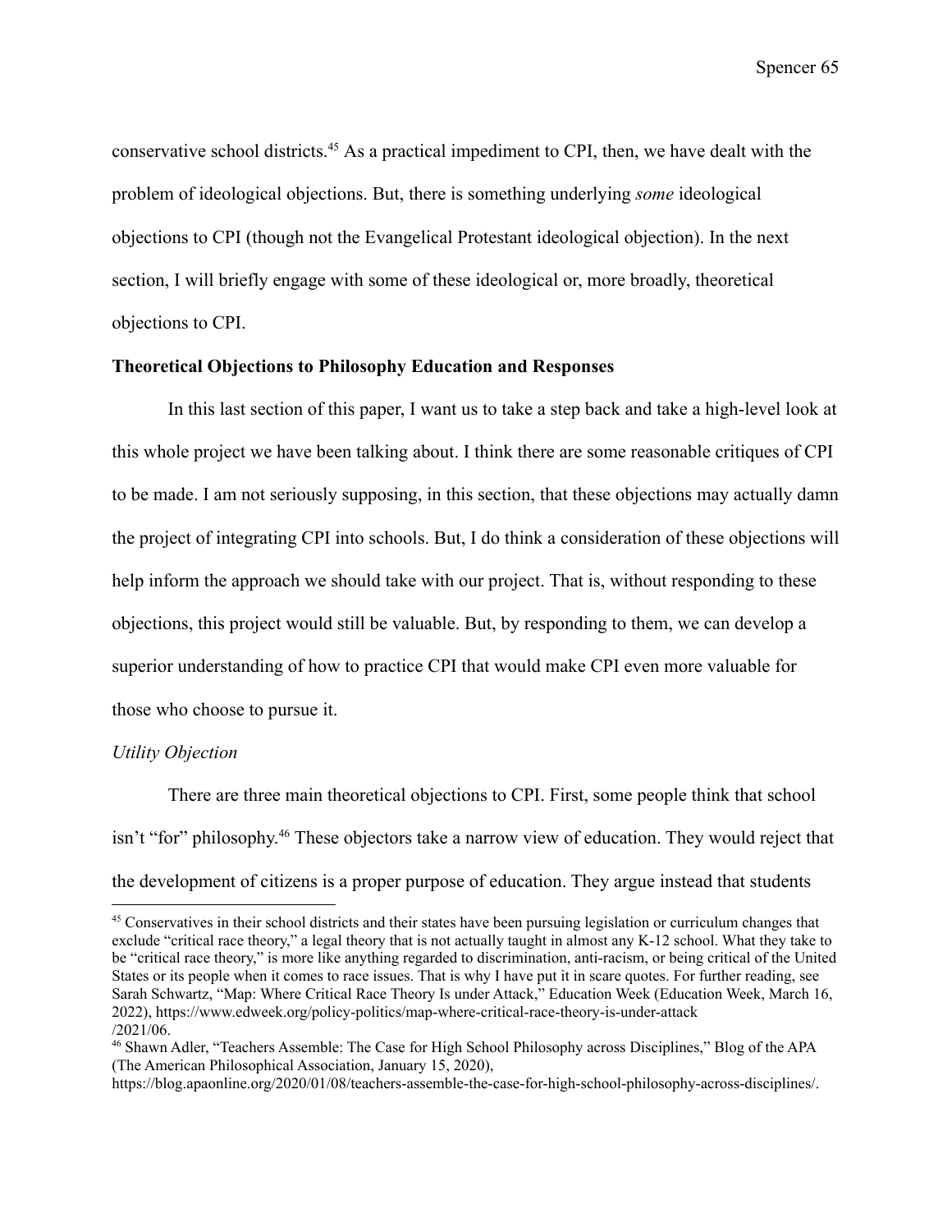conservative school districts.[45] As a practical impediment to CPI, then, we have dealt with the problem of ideological objections. But, there is something underlying *some* ideological objections to CPI (though not the Evangelical Protestant ideological objection). In the next section, I will briefly engage with some of these ideological or, more broadly, theoretical objections to CPI.

**Theoretical Objections to Philosophy Education and Responses**

In this last section of this paper, I want us to take a step back and take a high-level look at this whole project we have been talking about. I think there are some reasonable critiques of CPI to be made. I am not seriously supposing, in this section, that these objections may actually damn the project of integrating CPI into schools. But, I do think a consideration of these objections will help inform the approach we should take with our project. That is, without responding to these objections, this project would still be valuable. But, by responding to them, we can develop a superior understanding of how to practice CPI that would make CPI even more valuable for those who choose to pursue it.

*Utility Objection*

There are three main theoretical objections to CPI. First, some people think that school isn't "for" philosophy.[46] These objectors take a narrow view of education. They would reject that the development of citizens is a proper purpose of education. They argue instead that students

[45] Conservatives in their school districts and their states have been pursuing legislation or curriculum changes that exclude "critical race theory," a legal theory that is not actually taught in almost any K-12 school. What they take to be "critical race theory," is more like anything regarded to discrimination, anti-racism, or being critical of the United States or its people when it comes to race issues. That is why I have put it in scare quotes. For further reading, see Sarah Schwartz, "Map: Where Critical Race Theory Is under Attack," Education Week (Education Week, March 16, 2022), https://www.edweek.org/policy-politics/map-where-critical-race-theory-is-under-attack/2021/06.

[46] Shawn Adler, "Teachers Assemble: The Case for High School Philosophy across Disciplines," Blog of the APA (The American Philosophical Association, January 15, 2020), https://blog.apaonline.org/2020/01/08/teachers-assemble-the-case-for-high-school-philosophy-across-disciplines/.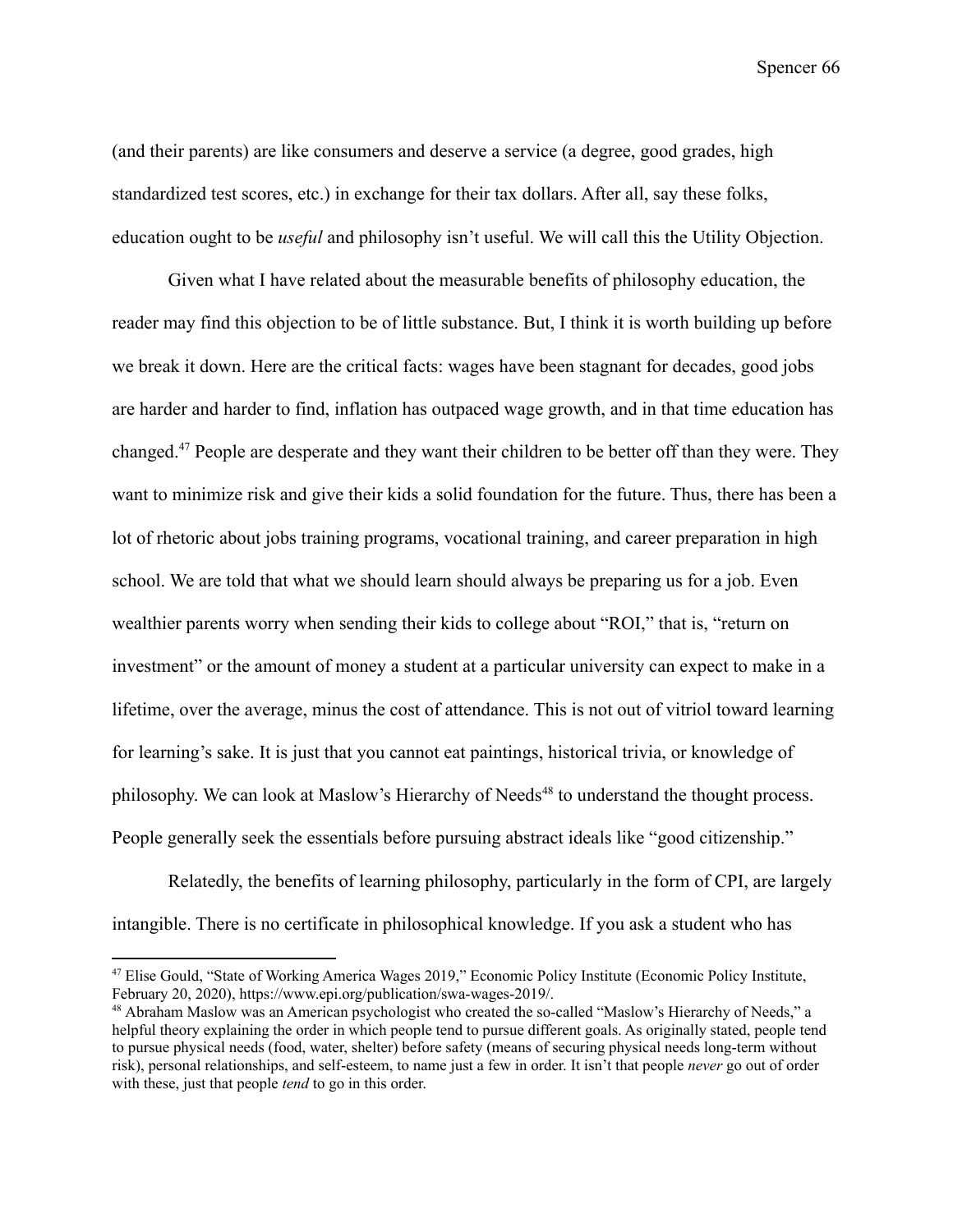(and their parents) are like consumers and deserve a service (a degree, good grades, high standardized test scores, etc.) in exchange for their tax dollars. After all, say these folks, education ought to be *useful* and philosophy isn't useful. We will call this the Utility Objection.

Given what I have related about the measurable benefits of philosophy education, the reader may find this objection to be of little substance. But, I think it is worth building up before we break it down. Here are the critical facts: wages have been stagnant for decades, good jobs are harder and harder to find, inflation has outpaced wage growth, and in that time education has changed.[47] People are desperate and they want their children to be better off than they were. They want to minimize risk and give their kids a solid foundation for the future. Thus, there has been a lot of rhetoric about jobs training programs, vocational training, and career preparation in high school. We are told that what we should learn should always be preparing us for a job. Even wealthier parents worry when sending their kids to college about "ROI," that is, "return on investment" or the amount of money a student at a particular university can expect to make in a lifetime, over the average, minus the cost of attendance. This is not out of vitriol toward learning for learning's sake. It is just that you cannot eat paintings, historical trivia, or knowledge of philosophy. We can look at Maslow's Hierarchy of Needs[48] to understand the thought process. People generally seek the essentials before pursuing abstract ideals like "good citizenship."

Relatedly, the benefits of learning philosophy, particularly in the form of CPI, are largely intangible. There is no certificate in philosophical knowledge. If you ask a student who has

---

[47] Elise Gould, "State of Working America Wages 2019," Economic Policy Institute (Economic Policy Institute, February 20, 2020), https://www.epi.org/publication/swa-wages-2019/.

[48] Abraham Maslow was an American psychologist who created the so-called "Maslow's Hierarchy of Needs," a helpful theory explaining the order in which people tend to pursue different goals. As originally stated, people tend to pursue physical needs (food, water, shelter) before safety (means of securing physical needs long-term without risk), personal relationships, and self-esteem, to name just a few in order. It isn't that people *never* go out of order with these, just that people *tend* to go in this order.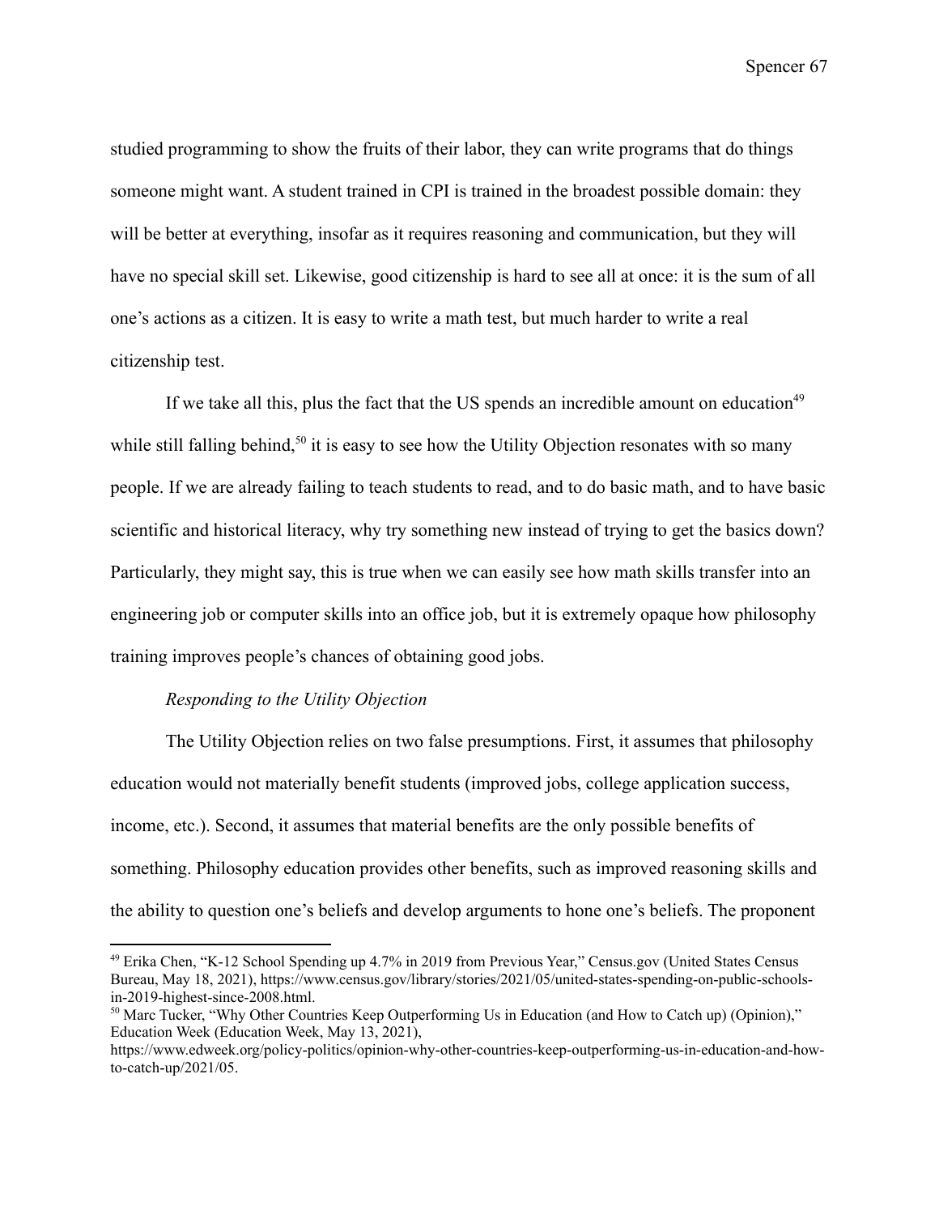studied programming to show the fruits of their labor, they can write programs that do things someone might want. A student trained in CPI is trained in the broadest possible domain: they will be better at everything, insofar as it requires reasoning and communication, but they will have no special skill set. Likewise, good citizenship is hard to see all at once: it is the sum of all one's actions as a citizen. It is easy to write a math test, but much harder to write a real citizenship test.

If we take all this, plus the fact that the US spends an incredible amount on education[49] while still falling behind,[50] it is easy to see how the Utility Objection resonates with so many people. If we are already failing to teach students to read, and to do basic math, and to have basic scientific and historical literacy, why try something new instead of trying to get the basics down? Particularly, they might say, this is true when we can easily see how math skills transfer into an engineering job or computer skills into an office job, but it is extremely opaque how philosophy training improves people's chances of obtaining good jobs.

*Responding to the Utility Objection*

The Utility Objection relies on two false presumptions. First, it assumes that philosophy education would not materially benefit students (improved jobs, college application success, income, etc.). Second, it assumes that material benefits are the only possible benefits of something. Philosophy education provides other benefits, such as improved reasoning skills and the ability to question one's beliefs and develop arguments to hone one's beliefs. The proponent

---

[49] Erika Chen, "K-12 School Spending up 4.7% in 2019 from Previous Year," Census.gov (United States Census Bureau, May 18, 2021), https://www.census.gov/library/stories/2021/05/united-states-spending-on-public-schools-in-2019-highest-since-2008.html.

[50] Marc Tucker, "Why Other Countries Keep Outperforming Us in Education (and How to Catch up) (Opinion)," Education Week (Education Week, May 13, 2021), https://www.edweek.org/policy-politics/opinion-why-other-countries-keep-outperforming-us-in-education-and-how-to-catch-up/2021/05.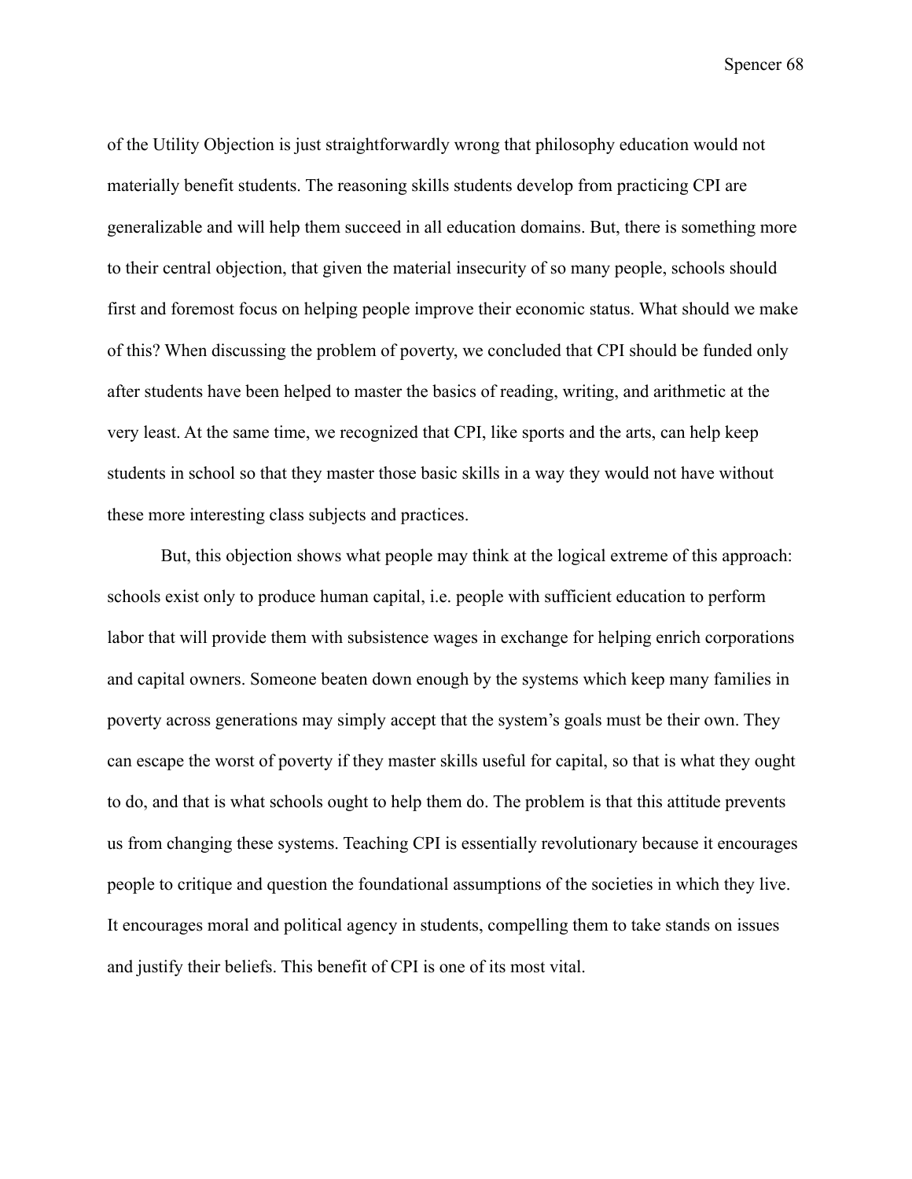of the Utility Objection is just straightforwardly wrong that philosophy education would not materially benefit students. The reasoning skills students develop from practicing CPI are generalizable and will help them succeed in all education domains. But, there is something more to their central objection, that given the material insecurity of so many people, schools should first and foremost focus on helping people improve their economic status. What should we make of this? When discussing the problem of poverty, we concluded that CPI should be funded only after students have been helped to master the basics of reading, writing, and arithmetic at the very least. At the same time, we recognized that CPI, like sports and the arts, can help keep students in school so that they master those basic skills in a way they would not have without these more interesting class subjects and practices.

But, this objection shows what people may think at the logical extreme of this approach: schools exist only to produce human capital, i.e. people with sufficient education to perform labor that will provide them with subsistence wages in exchange for helping enrich corporations and capital owners. Someone beaten down enough by the systems which keep many families in poverty across generations may simply accept that the system's goals must be their own. They can escape the worst of poverty if they master skills useful for capital, so that is what they ought to do, and that is what schools ought to help them do. The problem is that this attitude prevents us from changing these systems. Teaching CPI is essentially revolutionary because it encourages people to critique and question the foundational assumptions of the societies in which they live. It encourages moral and political agency in students, compelling them to take stands on issues and justify their beliefs. This benefit of CPI is one of its most vital.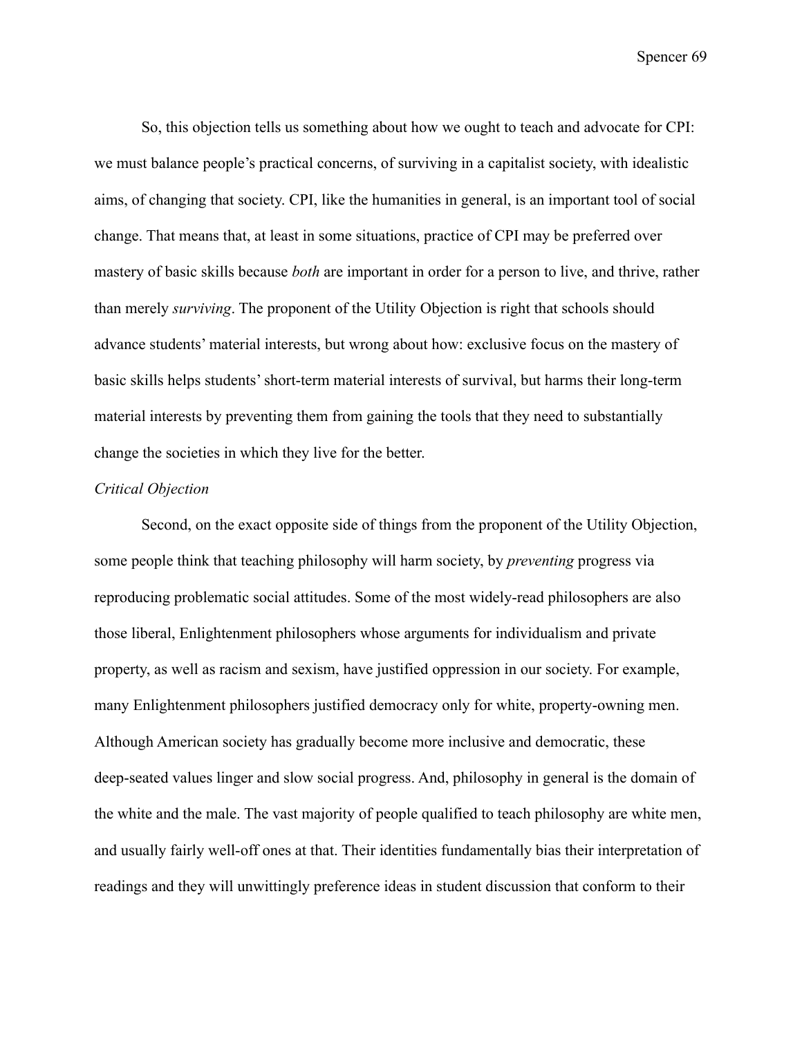So, this objection tells us something about how we ought to teach and advocate for CPI: we must balance people's practical concerns, of surviving in a capitalist society, with idealistic aims, of changing that society. CPI, like the humanities in general, is an important tool of social change. That means that, at least in some situations, practice of CPI may be preferred over mastery of basic skills because *both* are important in order for a person to live, and thrive, rather than merely *surviving*. The proponent of the Utility Objection is right that schools should advance students' material interests, but wrong about how: exclusive focus on the mastery of basic skills helps students' short-term material interests of survival, but harms their long-term material interests by preventing them from gaining the tools that they need to substantially change the societies in which they live for the better.

*Critical Objection*

Second, on the exact opposite side of things from the proponent of the Utility Objection, some people think that teaching philosophy will harm society, by *preventing* progress via reproducing problematic social attitudes. Some of the most widely-read philosophers are also those liberal, Enlightenment philosophers whose arguments for individualism and private property, as well as racism and sexism, have justified oppression in our society. For example, many Enlightenment philosophers justified democracy only for white, property-owning men. Although American society has gradually become more inclusive and democratic, these deep-seated values linger and slow social progress. And, philosophy in general is the domain of the white and the male. The vast majority of people qualified to teach philosophy are white men, and usually fairly well-off ones at that. Their identities fundamentally bias their interpretation of readings and they will unwittingly preference ideas in student discussion that conform to their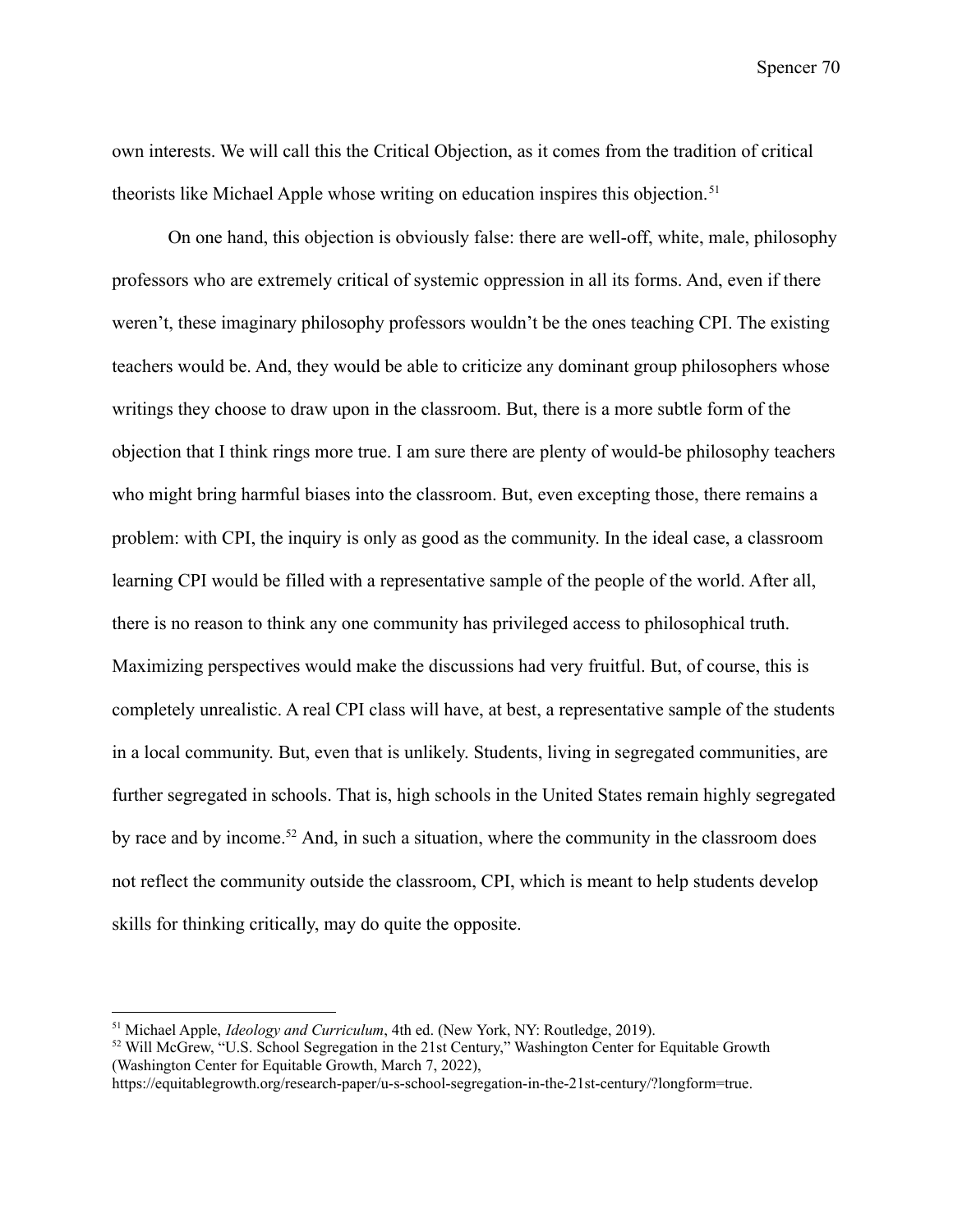own interests. We will call this the Critical Objection, as it comes from the tradition of critical theorists like Michael Apple whose writing on education inspires this objection.[51]

On one hand, this objection is obviously false: there are well-off, white, male, philosophy professors who are extremely critical of systemic oppression in all its forms. And, even if there weren't, these imaginary philosophy professors wouldn't be the ones teaching CPI. The existing teachers would be. And, they would be able to criticize any dominant group philosophers whose writings they choose to draw upon in the classroom. But, there is a more subtle form of the objection that I think rings more true. I am sure there are plenty of would-be philosophy teachers who might bring harmful biases into the classroom. But, even excepting those, there remains a problem: with CPI, the inquiry is only as good as the community. In the ideal case, a classroom learning CPI would be filled with a representative sample of the people of the world. After all, there is no reason to think any one community has privileged access to philosophical truth. Maximizing perspectives would make the discussions had very fruitful. But, of course, this is completely unrealistic. A real CPI class will have, at best, a representative sample of the students in a local community. But, even that is unlikely. Students, living in segregated communities, are further segregated in schools. That is, high schools in the United States remain highly segregated by race and by income.[52] And, in such a situation, where the community in the classroom does not reflect the community outside the classroom, CPI, which is meant to help students develop skills for thinking critically, may do quite the opposite.

---

[51] Michael Apple, *Ideology and Curriculum*, 4th ed. (New York, NY: Routledge, 2019).

[52] Will McGrew, "U.S. School Segregation in the 21st Century," Washington Center for Equitable Growth (Washington Center for Equitable Growth, March 7, 2022), https://equitablegrowth.org/research-paper/u-s-school-segregation-in-the-21st-century/?longform=true.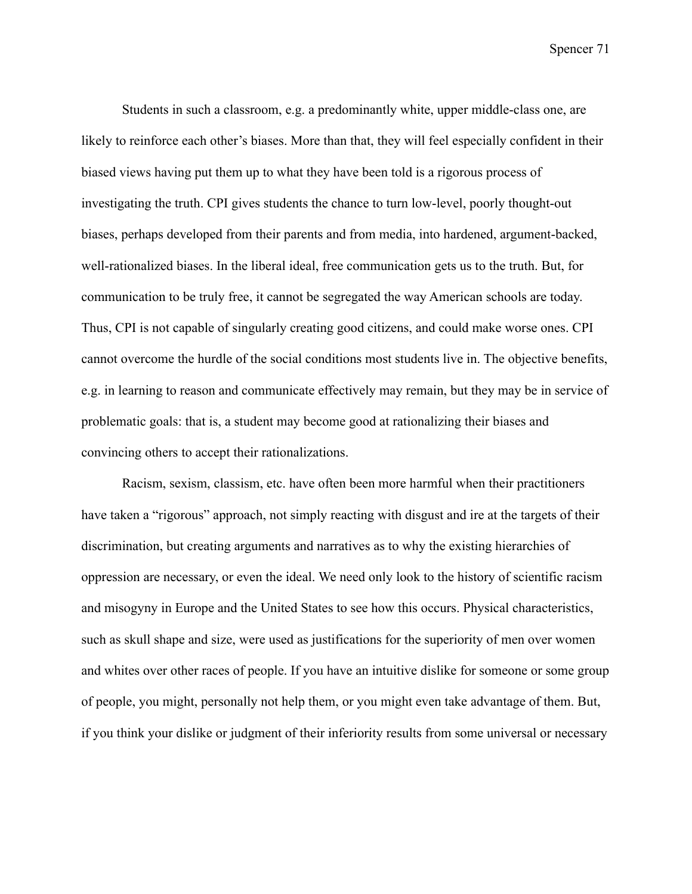Students in such a classroom, e.g. a predominantly white, upper middle-class one, are likely to reinforce each other's biases. More than that, they will feel especially confident in their biased views having put them up to what they have been told is a rigorous process of investigating the truth. CPI gives students the chance to turn low-level, poorly thought-out biases, perhaps developed from their parents and from media, into hardened, argument-backed, well-rationalized biases. In the liberal ideal, free communication gets us to the truth. But, for communication to be truly free, it cannot be segregated the way American schools are today. Thus, CPI is not capable of singularly creating good citizens, and could make worse ones. CPI cannot overcome the hurdle of the social conditions most students live in. The objective benefits, e.g. in learning to reason and communicate effectively may remain, but they may be in service of problematic goals: that is, a student may become good at rationalizing their biases and convincing others to accept their rationalizations.

Racism, sexism, classism, etc. have often been more harmful when their practitioners have taken a "rigorous" approach, not simply reacting with disgust and ire at the targets of their discrimination, but creating arguments and narratives as to why the existing hierarchies of oppression are necessary, or even the ideal. We need only look to the history of scientific racism and misogyny in Europe and the United States to see how this occurs. Physical characteristics, such as skull shape and size, were used as justifications for the superiority of men over women and whites over other races of people. If you have an intuitive dislike for someone or some group of people, you might, personally not help them, or you might even take advantage of them. But, if you think your dislike or judgment of their inferiority results from some universal or necessary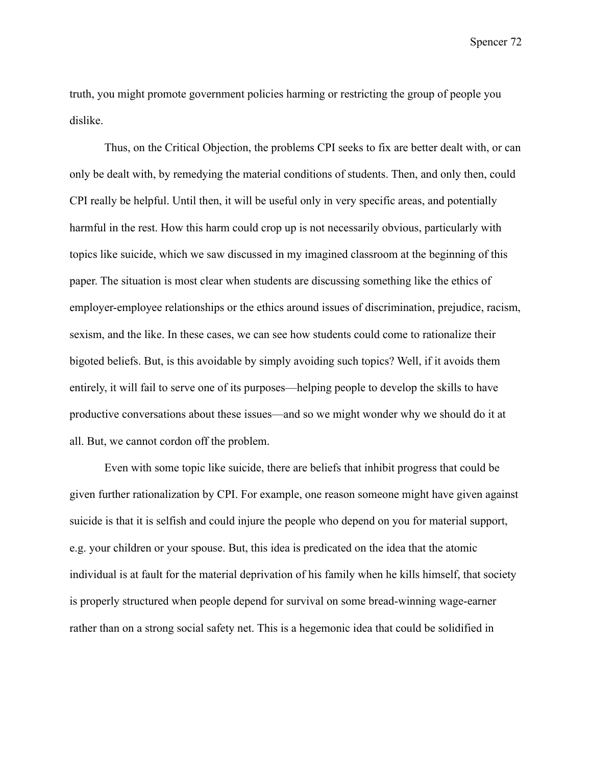truth, you might promote government policies harming or restricting the group of people you dislike.

Thus, on the Critical Objection, the problems CPI seeks to fix are better dealt with, or can only be dealt with, by remedying the material conditions of students. Then, and only then, could CPI really be helpful. Until then, it will be useful only in very specific areas, and potentially harmful in the rest. How this harm could crop up is not necessarily obvious, particularly with topics like suicide, which we saw discussed in my imagined classroom at the beginning of this paper. The situation is most clear when students are discussing something like the ethics of employer-employee relationships or the ethics around issues of discrimination, prejudice, racism, sexism, and the like. In these cases, we can see how students could come to rationalize their bigoted beliefs. But, is this avoidable by simply avoiding such topics? Well, if it avoids them entirely, it will fail to serve one of its purposes—helping people to develop the skills to have productive conversations about these issues—and so we might wonder why we should do it at all. But, we cannot cordon off the problem.

Even with some topic like suicide, there are beliefs that inhibit progress that could be given further rationalization by CPI. For example, one reason someone might have given against suicide is that it is selfish and could injure the people who depend on you for material support, e.g. your children or your spouse. But, this idea is predicated on the idea that the atomic individual is at fault for the material deprivation of his family when he kills himself, that society is properly structured when people depend for survival on some bread-winning wage-earner rather than on a strong social safety net. This is a hegemonic idea that could be solidified in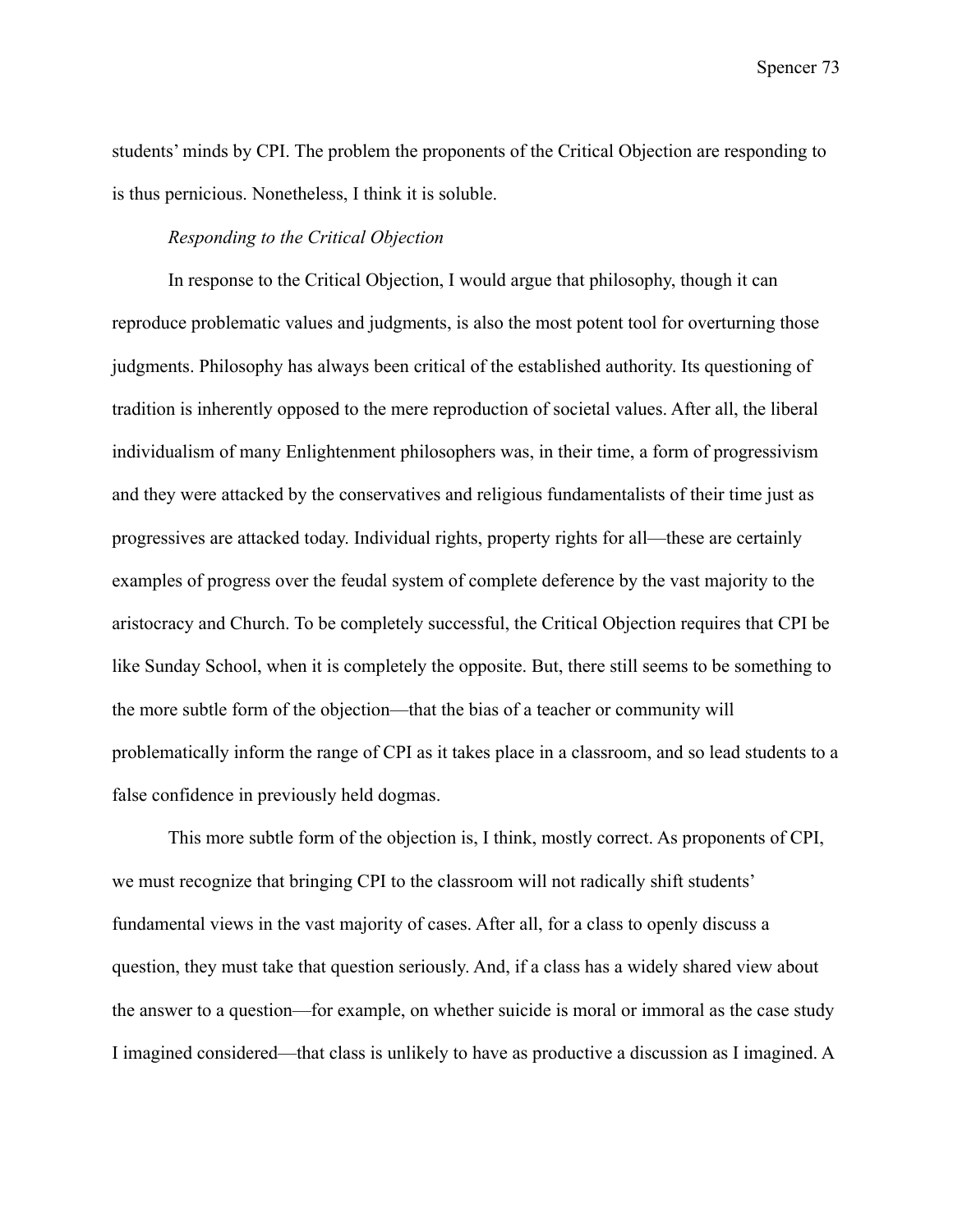students' minds by CPI. The problem the proponents of the Critical Objection are responding to is thus pernicious. Nonetheless, I think it is soluble.

*Responding to the Critical Objection*

In response to the Critical Objection, I would argue that philosophy, though it can reproduce problematic values and judgments, is also the most potent tool for overturning those judgments. Philosophy has always been critical of the established authority. Its questioning of tradition is inherently opposed to the mere reproduction of societal values. After all, the liberal individualism of many Enlightenment philosophers was, in their time, a form of progressivism and they were attacked by the conservatives and religious fundamentalists of their time just as progressives are attacked today. Individual rights, property rights for all—these are certainly examples of progress over the feudal system of complete deference by the vast majority to the aristocracy and Church. To be completely successful, the Critical Objection requires that CPI be like Sunday School, when it is completely the opposite. But, there still seems to be something to the more subtle form of the objection—that the bias of a teacher or community will problematically inform the range of CPI as it takes place in a classroom, and so lead students to a false confidence in previously held dogmas.

This more subtle form of the objection is, I think, mostly correct. As proponents of CPI, we must recognize that bringing CPI to the classroom will not radically shift students' fundamental views in the vast majority of cases. After all, for a class to openly discuss a question, they must take that question seriously. And, if a class has a widely shared view about the answer to a question—for example, on whether suicide is moral or immoral as the case study I imagined considered—that class is unlikely to have as productive a discussion as I imagined. A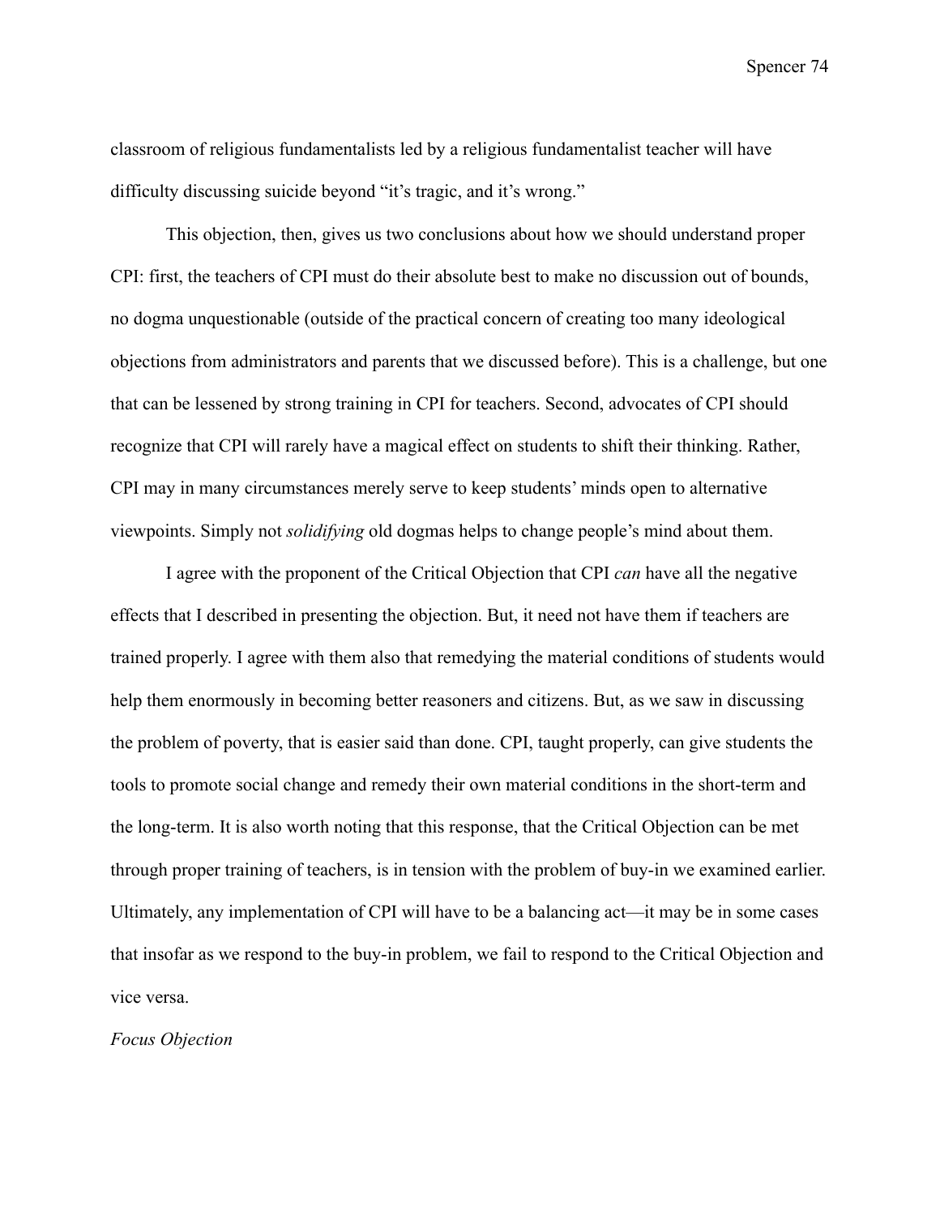classroom of religious fundamentalists led by a religious fundamentalist teacher will have difficulty discussing suicide beyond "it's tragic, and it's wrong."

This objection, then, gives us two conclusions about how we should understand proper CPI: first, the teachers of CPI must do their absolute best to make no discussion out of bounds, no dogma unquestionable (outside of the practical concern of creating too many ideological objections from administrators and parents that we discussed before). This is a challenge, but one that can be lessened by strong training in CPI for teachers. Second, advocates of CPI should recognize that CPI will rarely have a magical effect on students to shift their thinking. Rather, CPI may in many circumstances merely serve to keep students' minds open to alternative viewpoints. Simply not *solidifying* old dogmas helps to change people's mind about them.

I agree with the proponent of the Critical Objection that CPI *can* have all the negative effects that I described in presenting the objection. But, it need not have them if teachers are trained properly. I agree with them also that remedying the material conditions of students would help them enormously in becoming better reasoners and citizens. But, as we saw in discussing the problem of poverty, that is easier said than done. CPI, taught properly, can give students the tools to promote social change and remedy their own material conditions in the short-term and the long-term. It is also worth noting that this response, that the Critical Objection can be met through proper training of teachers, is in tension with the problem of buy-in we examined earlier. Ultimately, any implementation of CPI will have to be a balancing act—it may be in some cases that insofar as we respond to the buy-in problem, we fail to respond to the Critical Objection and vice versa.

*Focus Objection*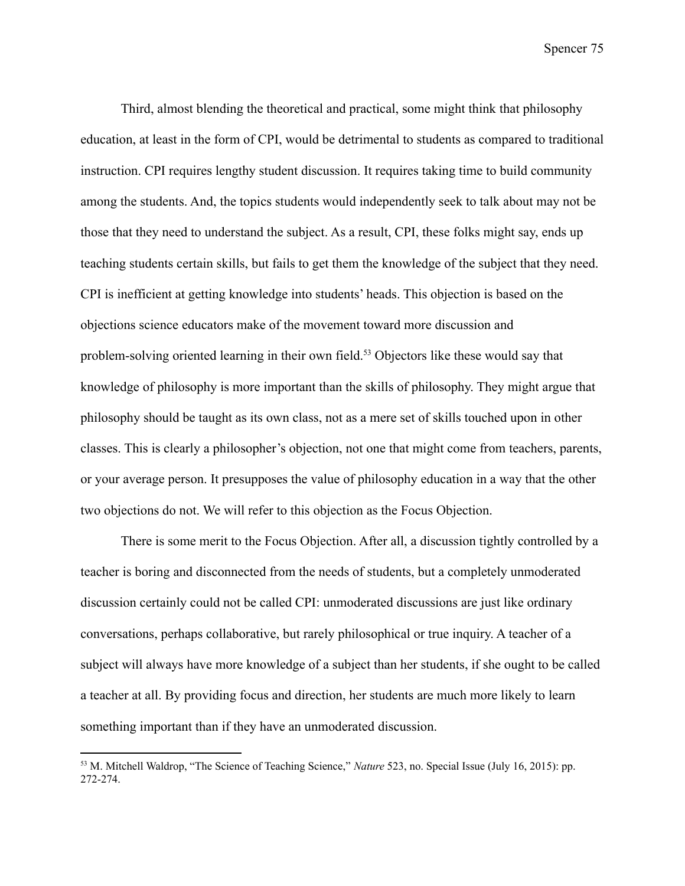Third, almost blending the theoretical and practical, some might think that philosophy education, at least in the form of CPI, would be detrimental to students as compared to traditional instruction. CPI requires lengthy student discussion. It requires taking time to build community among the students. And, the topics students would independently seek to talk about may not be those that they need to understand the subject. As a result, CPI, these folks might say, ends up teaching students certain skills, but fails to get them the knowledge of the subject that they need. CPI is inefficient at getting knowledge into students' heads. This objection is based on the objections science educators make of the movement toward more discussion and problem-solving oriented learning in their own field.[53] Objectors like these would say that knowledge of philosophy is more important than the skills of philosophy. They might argue that philosophy should be taught as its own class, not as a mere set of skills touched upon in other classes. This is clearly a philosopher's objection, not one that might come from teachers, parents, or your average person. It presupposes the value of philosophy education in a way that the other two objections do not. We will refer to this objection as the Focus Objection.

There is some merit to the Focus Objection. After all, a discussion tightly controlled by a teacher is boring and disconnected from the needs of students, but a completely unmoderated discussion certainly could not be called CPI: unmoderated discussions are just like ordinary conversations, perhaps collaborative, but rarely philosophical or true inquiry. A teacher of a subject will always have more knowledge of a subject than her students, if she ought to be called a teacher at all. By providing focus and direction, her students are much more likely to learn something important than if they have an unmoderated discussion.

---

[53] M. Mitchell Waldrop, "The Science of Teaching Science," *Nature* 523, no. Special Issue (July 16, 2015): pp. 272-274.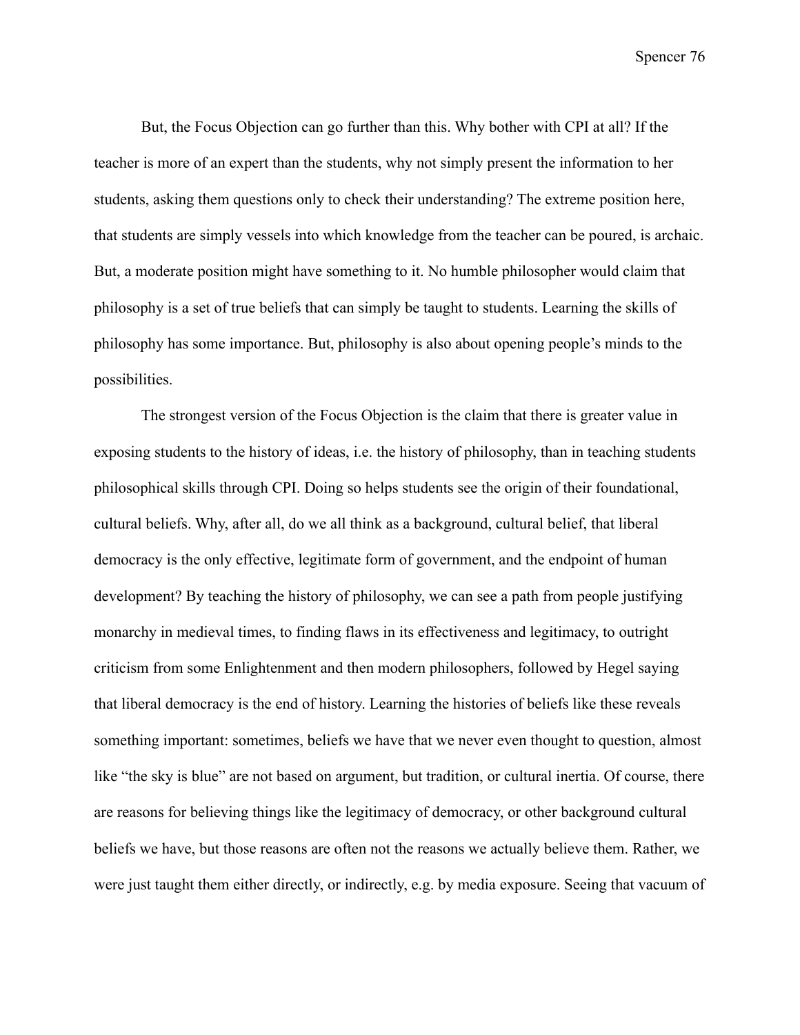But, the Focus Objection can go further than this. Why bother with CPI at all? If the teacher is more of an expert than the students, why not simply present the information to her students, asking them questions only to check their understanding? The extreme position here, that students are simply vessels into which knowledge from the teacher can be poured, is archaic. But, a moderate position might have something to it. No humble philosopher would claim that philosophy is a set of true beliefs that can simply be taught to students. Learning the skills of philosophy has some importance. But, philosophy is also about opening people's minds to the possibilities.

The strongest version of the Focus Objection is the claim that there is greater value in exposing students to the history of ideas, i.e. the history of philosophy, than in teaching students philosophical skills through CPI. Doing so helps students see the origin of their foundational, cultural beliefs. Why, after all, do we all think as a background, cultural belief, that liberal democracy is the only effective, legitimate form of government, and the endpoint of human development? By teaching the history of philosophy, we can see a path from people justifying monarchy in medieval times, to finding flaws in its effectiveness and legitimacy, to outright criticism from some Enlightenment and then modern philosophers, followed by Hegel saying that liberal democracy is the end of history. Learning the histories of beliefs like these reveals something important: sometimes, beliefs we have that we never even thought to question, almost like "the sky is blue" are not based on argument, but tradition, or cultural inertia. Of course, there are reasons for believing things like the legitimacy of democracy, or other background cultural beliefs we have, but those reasons are often not the reasons we actually believe them. Rather, we were just taught them either directly, or indirectly, e.g. by media exposure. Seeing that vacuum of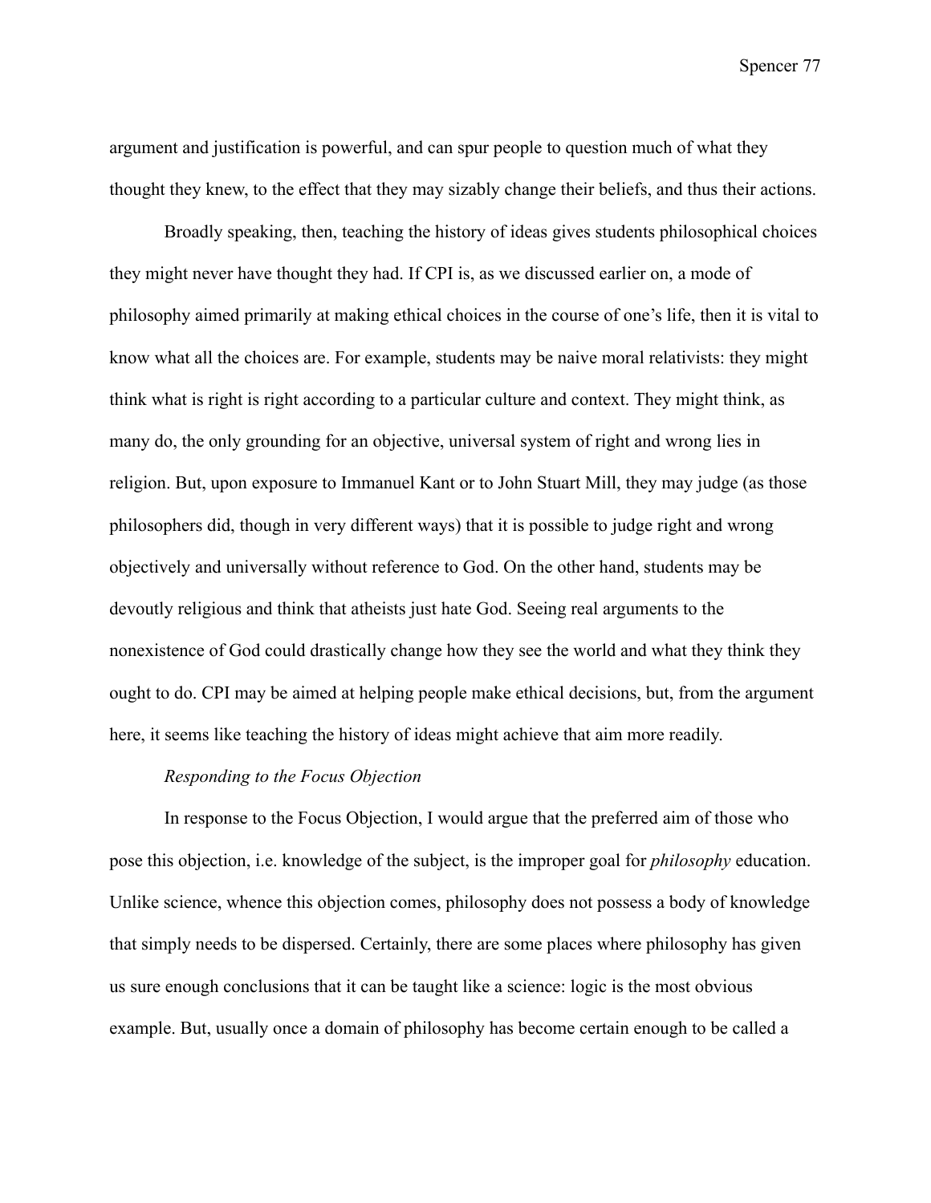argument and justification is powerful, and can spur people to question much of what they thought they knew, to the effect that they may sizably change their beliefs, and thus their actions.

Broadly speaking, then, teaching the history of ideas gives students philosophical choices they might never have thought they had. If CPI is, as we discussed earlier on, a mode of philosophy aimed primarily at making ethical choices in the course of one's life, then it is vital to know what all the choices are. For example, students may be naive moral relativists: they might think what is right is right according to a particular culture and context. They might think, as many do, the only grounding for an objective, universal system of right and wrong lies in religion. But, upon exposure to Immanuel Kant or to John Stuart Mill, they may judge (as those philosophers did, though in very different ways) that it is possible to judge right and wrong objectively and universally without reference to God. On the other hand, students may be devoutly religious and think that atheists just hate God. Seeing real arguments to the nonexistence of God could drastically change how they see the world and what they think they ought to do. CPI may be aimed at helping people make ethical decisions, but, from the argument here, it seems like teaching the history of ideas might achieve that aim more readily.

*Responding to the Focus Objection*

In response to the Focus Objection, I would argue that the preferred aim of those who pose this objection, i.e. knowledge of the subject, is the improper goal for *philosophy* education. Unlike science, whence this objection comes, philosophy does not possess a body of knowledge that simply needs to be dispersed. Certainly, there are some places where philosophy has given us sure enough conclusions that it can be taught like a science: logic is the most obvious example. But, usually once a domain of philosophy has become certain enough to be called a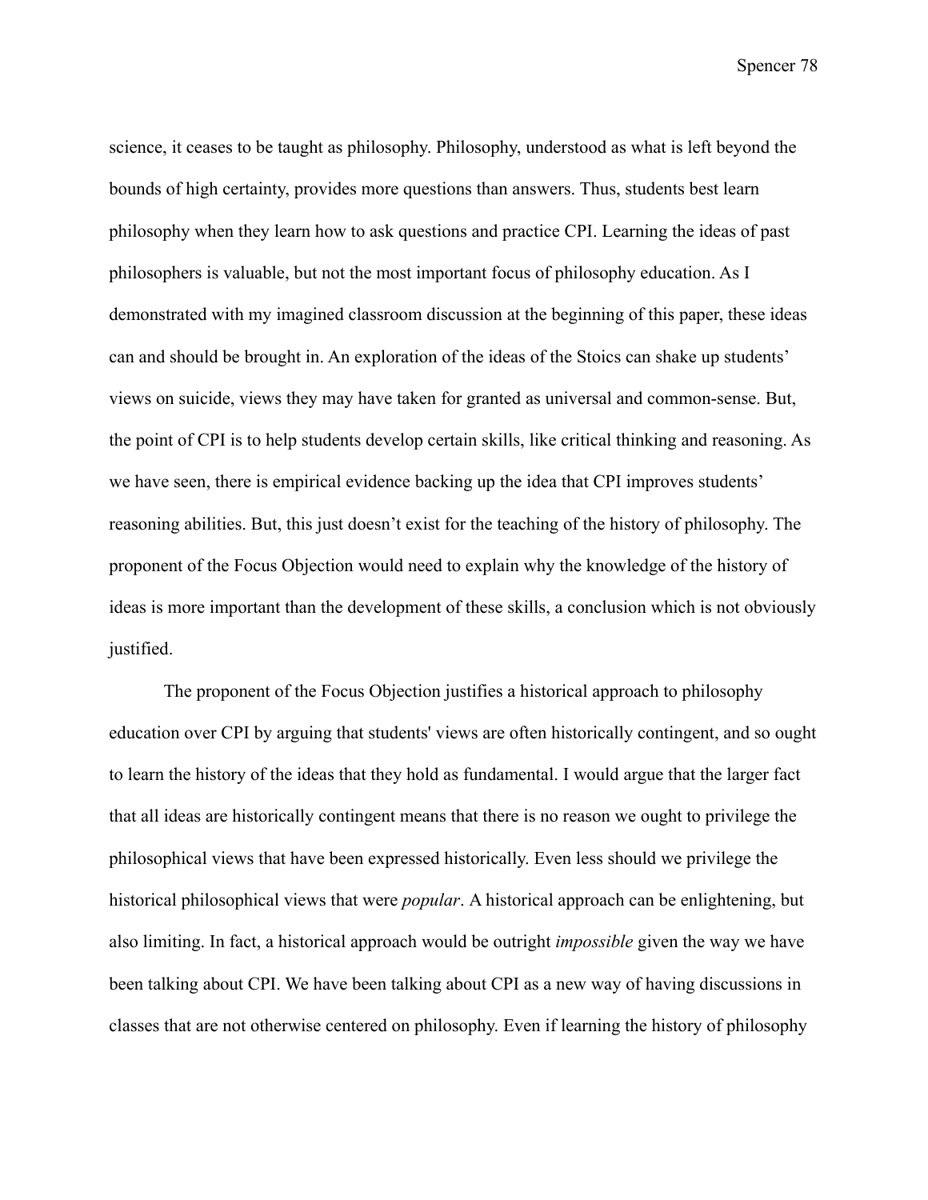science, it ceases to be taught as philosophy. Philosophy, understood as what is left beyond the bounds of high certainty, provides more questions than answers. Thus, students best learn philosophy when they learn how to ask questions and practice CPI. Learning the ideas of past philosophers is valuable, but not the most important focus of philosophy education. As I demonstrated with my imagined classroom discussion at the beginning of this paper, these ideas can and should be brought in. An exploration of the ideas of the Stoics can shake up students' views on suicide, views they may have taken for granted as universal and common-sense. But, the point of CPI is to help students develop certain skills, like critical thinking and reasoning. As we have seen, there is empirical evidence backing up the idea that CPI improves students' reasoning abilities. But, this just doesn't exist for the teaching of the history of philosophy. The proponent of the Focus Objection would need to explain why the knowledge of the history of ideas is more important than the development of these skills, a conclusion which is not obviously justified.

The proponent of the Focus Objection justifies a historical approach to philosophy education over CPI by arguing that students' views are often historically contingent, and so ought to learn the history of the ideas that they hold as fundamental. I would argue that the larger fact that all ideas are historically contingent means that there is no reason we ought to privilege the philosophical views that have been expressed historically. Even less should we privilege the historical philosophical views that were *popular*. A historical approach can be enlightening, but also limiting. In fact, a historical approach would be outright *impossible* given the way we have been talking about CPI. We have been talking about CPI as a new way of having discussions in classes that are not otherwise centered on philosophy. Even if learning the history of philosophy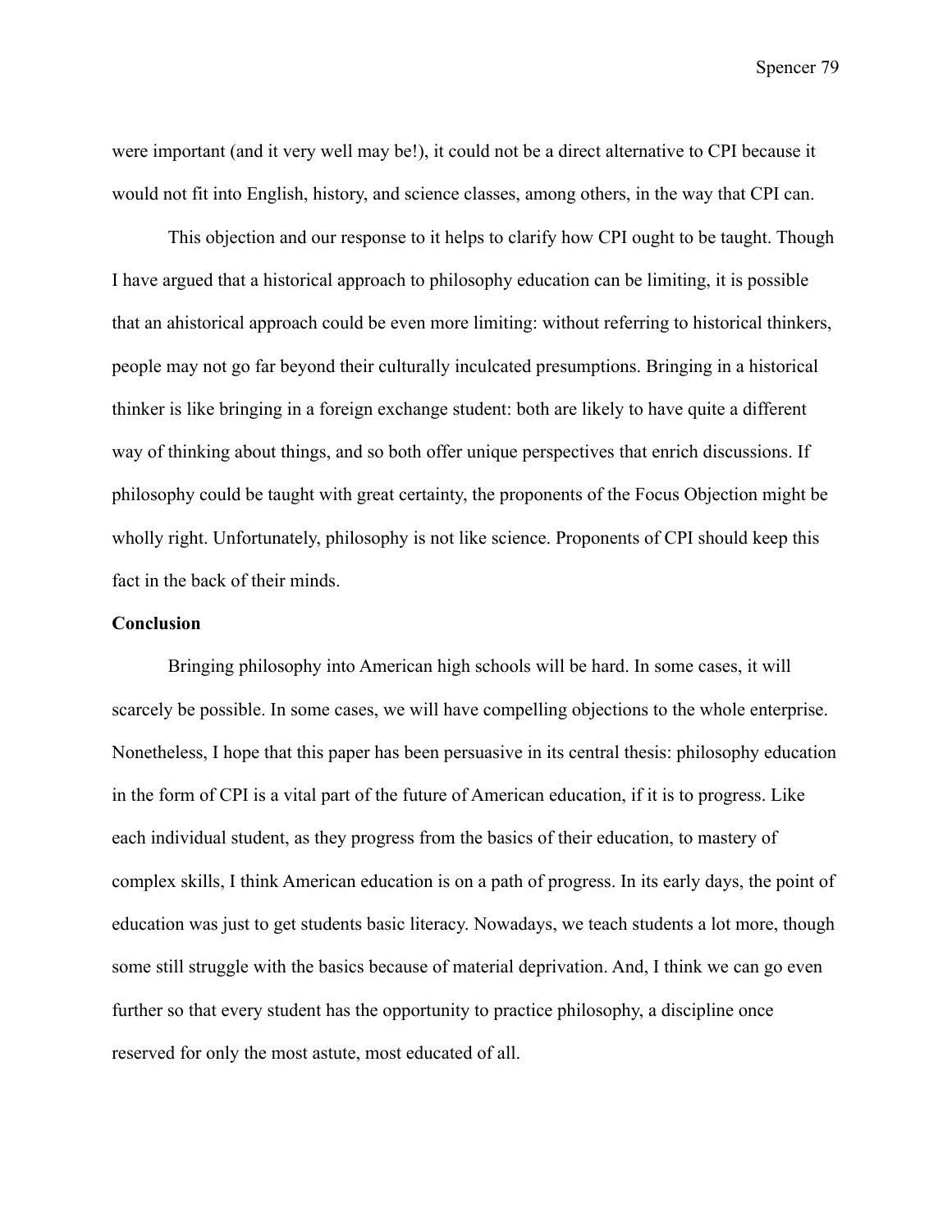were important (and it very well may be!), it could not be a direct alternative to CPI because it would not fit into English, history, and science classes, among others, in the way that CPI can.

This objection and our response to it helps to clarify how CPI ought to be taught. Though I have argued that a historical approach to philosophy education can be limiting, it is possible that an ahistorical approach could be even more limiting: without referring to historical thinkers, people may not go far beyond their culturally inculcated presumptions. Bringing in a historical thinker is like bringing in a foreign exchange student: both are likely to have quite a different way of thinking about things, and so both offer unique perspectives that enrich discussions. If philosophy could be taught with great certainty, the proponents of the Focus Objection might be wholly right. Unfortunately, philosophy is not like science. Proponents of CPI should keep this fact in the back of their minds.

**Conclusion**

Bringing philosophy into American high schools will be hard. In some cases, it will scarcely be possible. In some cases, we will have compelling objections to the whole enterprise. Nonetheless, I hope that this paper has been persuasive in its central thesis: philosophy education in the form of CPI is a vital part of the future of American education, if it is to progress. Like each individual student, as they progress from the basics of their education, to mastery of complex skills, I think American education is on a path of progress. In its early days, the point of education was just to get students basic literacy. Nowadays, we teach students a lot more, though some still struggle with the basics because of material deprivation. And, I think we can go even further so that every student has the opportunity to practice philosophy, a discipline once reserved for only the most astute, most educated of all.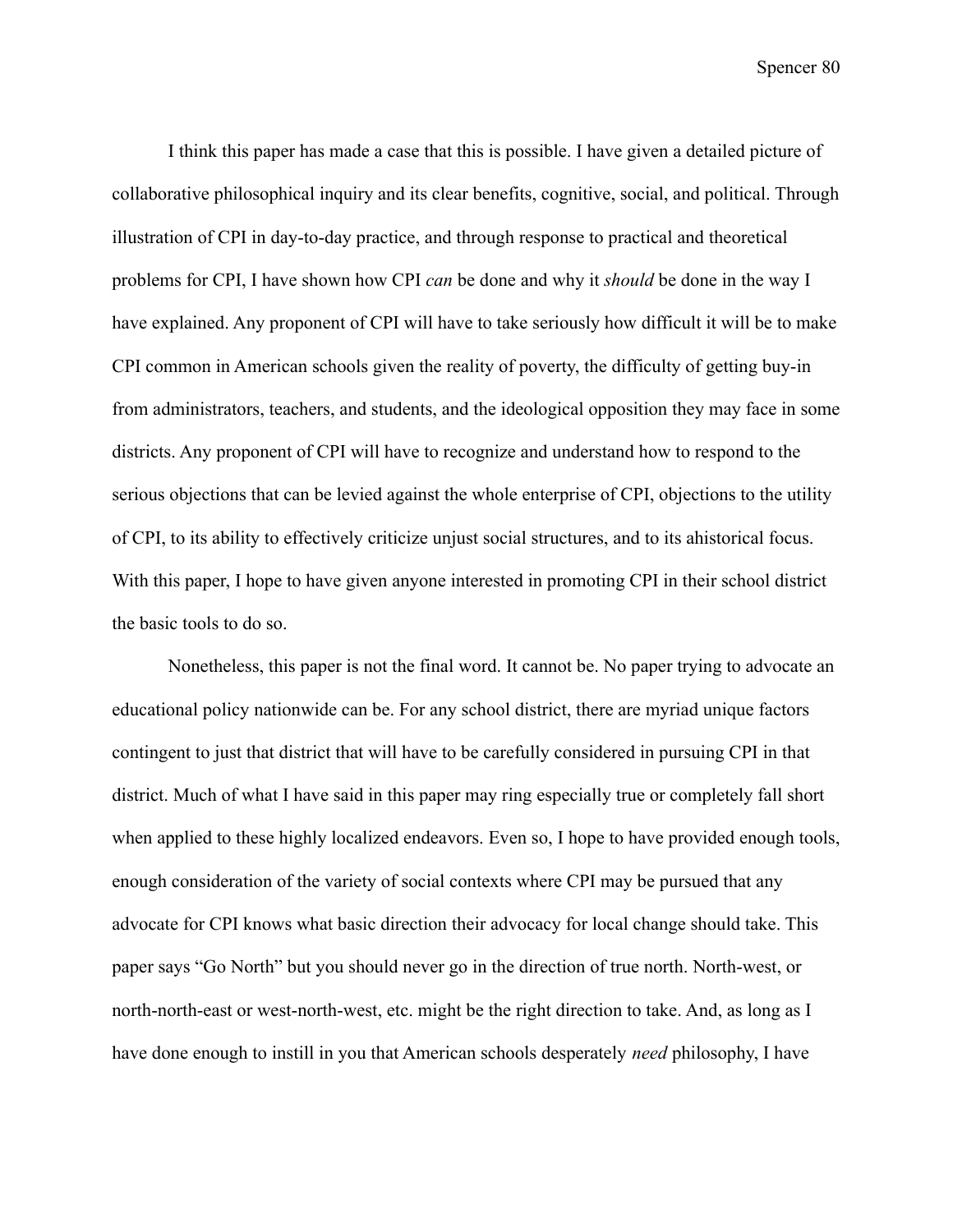I think this paper has made a case that this is possible. I have given a detailed picture of collaborative philosophical inquiry and its clear benefits, cognitive, social, and political. Through illustration of CPI in day-to-day practice, and through response to practical and theoretical problems for CPI, I have shown how CPI *can* be done and why it *should* be done in the way I have explained. Any proponent of CPI will have to take seriously how difficult it will be to make CPI common in American schools given the reality of poverty, the difficulty of getting buy-in from administrators, teachers, and students, and the ideological opposition they may face in some districts. Any proponent of CPI will have to recognize and understand how to respond to the serious objections that can be levied against the whole enterprise of CPI, objections to the utility of CPI, to its ability to effectively criticize unjust social structures, and to its ahistorical focus. With this paper, I hope to have given anyone interested in promoting CPI in their school district the basic tools to do so.

Nonetheless, this paper is not the final word. It cannot be. No paper trying to advocate an educational policy nationwide can be. For any school district, there are myriad unique factors contingent to just that district that will have to be carefully considered in pursuing CPI in that district. Much of what I have said in this paper may ring especially true or completely fall short when applied to these highly localized endeavors. Even so, I hope to have provided enough tools, enough consideration of the variety of social contexts where CPI may be pursued that any advocate for CPI knows what basic direction their advocacy for local change should take. This paper says "Go North" but you should never go in the direction of true north. North-west, or north-north-east or west-north-west, etc. might be the right direction to take. And, as long as I have done enough to instill in you that American schools desperately *need* philosophy, I have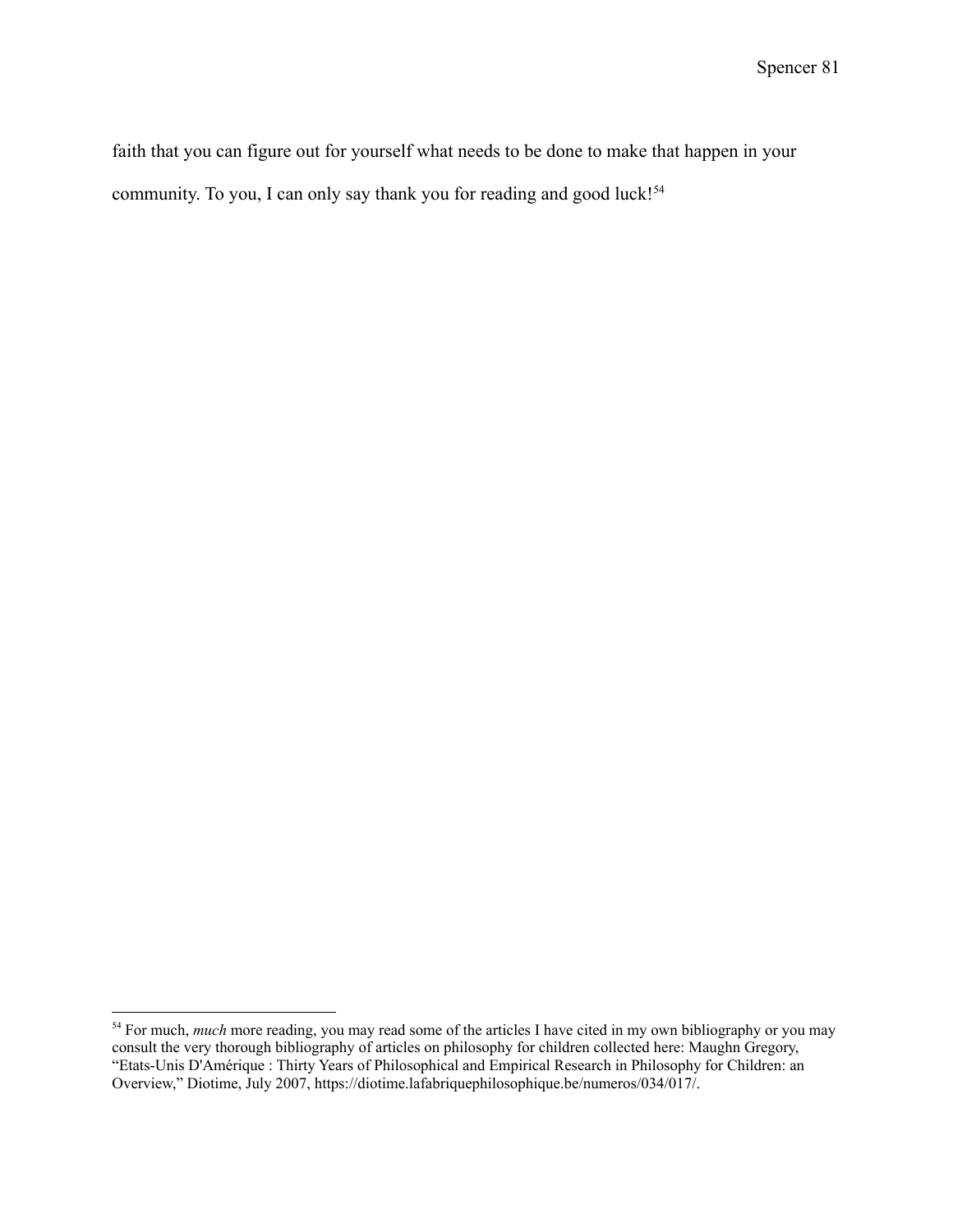faith that you can figure out for yourself what needs to be done to make that happen in your community. To you, I can only say thank you for reading and good luck![54]

---

[54] For much, *much* more reading, you may read some of the articles I have cited in my own bibliography or you may consult the very thorough bibliography of articles on philosophy for children collected here: Maughn Gregory, "Etats-Unis D'Amérique : Thirty Years of Philosophical and Empirical Research in Philosophy for Children: an Overview," Diotime, July 2007, https://diotime.lafabriquephilosophique.be/numeros/034/017/.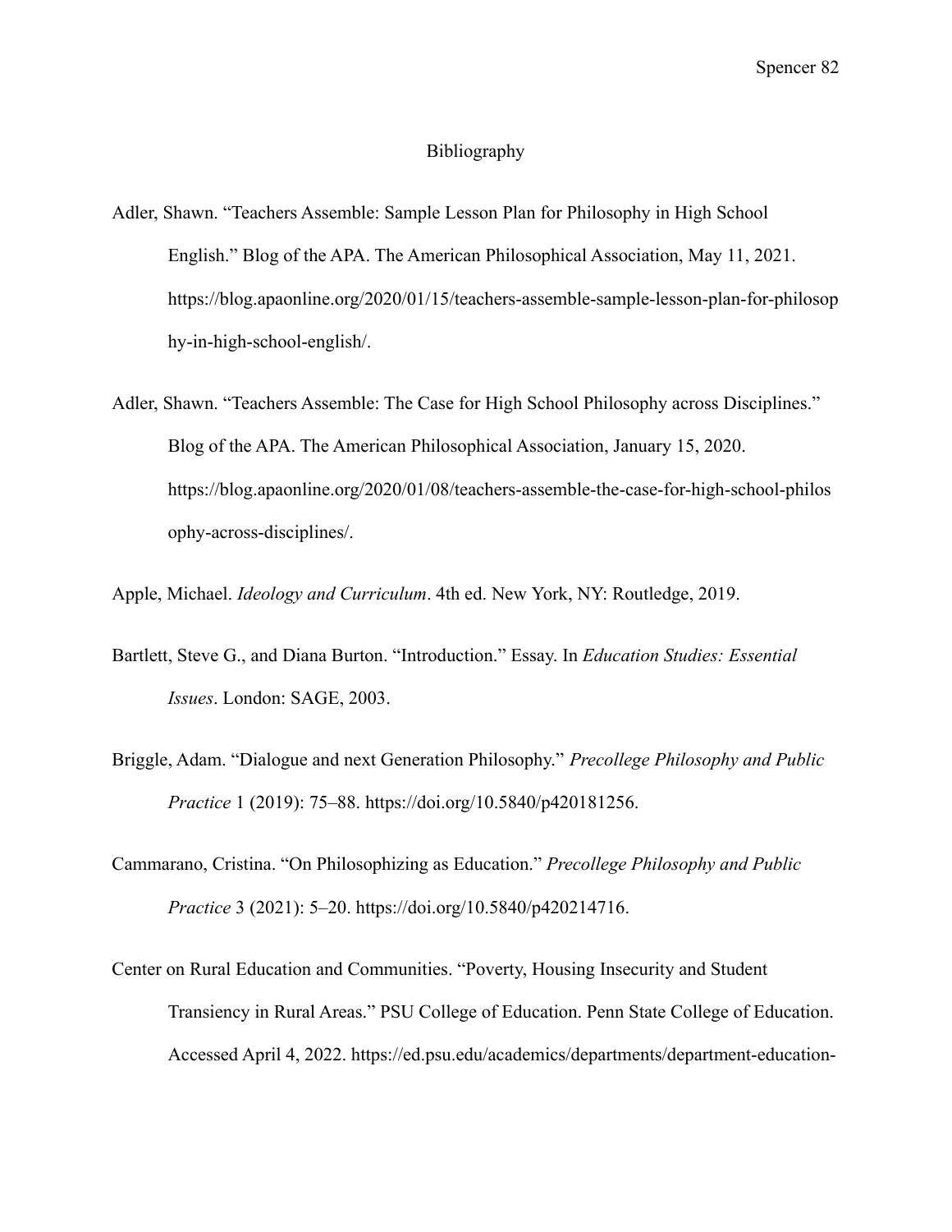# Bibliography

Adler, Shawn. "Teachers Assemble: Sample Lesson Plan for Philosophy in High School English." Blog of the APA. The American Philosophical Association, May 11, 2021. https://blog.apaonline.org/2020/01/15/teachers-assemble-sample-lesson-plan-for-philosophy-in-high-school-english/.

Adler, Shawn. "Teachers Assemble: The Case for High School Philosophy across Disciplines." Blog of the APA. The American Philosophical Association, January 15, 2020. https://blog.apaonline.org/2020/01/08/teachers-assemble-the-case-for-high-school-philosophy-across-disciplines/.

Apple, Michael. *Ideology and Curriculum*. 4th ed. New York, NY: Routledge, 2019.

Bartlett, Steve G., and Diana Burton. "Introduction." Essay. In *Education Studies: Essential Issues*. London: SAGE, 2003.

Briggle, Adam. "Dialogue and next Generation Philosophy." *Precollege Philosophy and Public Practice* 1 (2019): 75–88. https://doi.org/10.5840/p420181256.

Cammarano, Cristina. "On Philosophizing as Education." *Precollege Philosophy and Public Practice* 3 (2021): 5–20. https://doi.org/10.5840/p420214716.

Center on Rural Education and Communities. "Poverty, Housing Insecurity and Student Transiency in Rural Areas." PSU College of Education. Penn State College of Education. Accessed April 4, 2022. https://ed.psu.edu/academics/departments/department-education-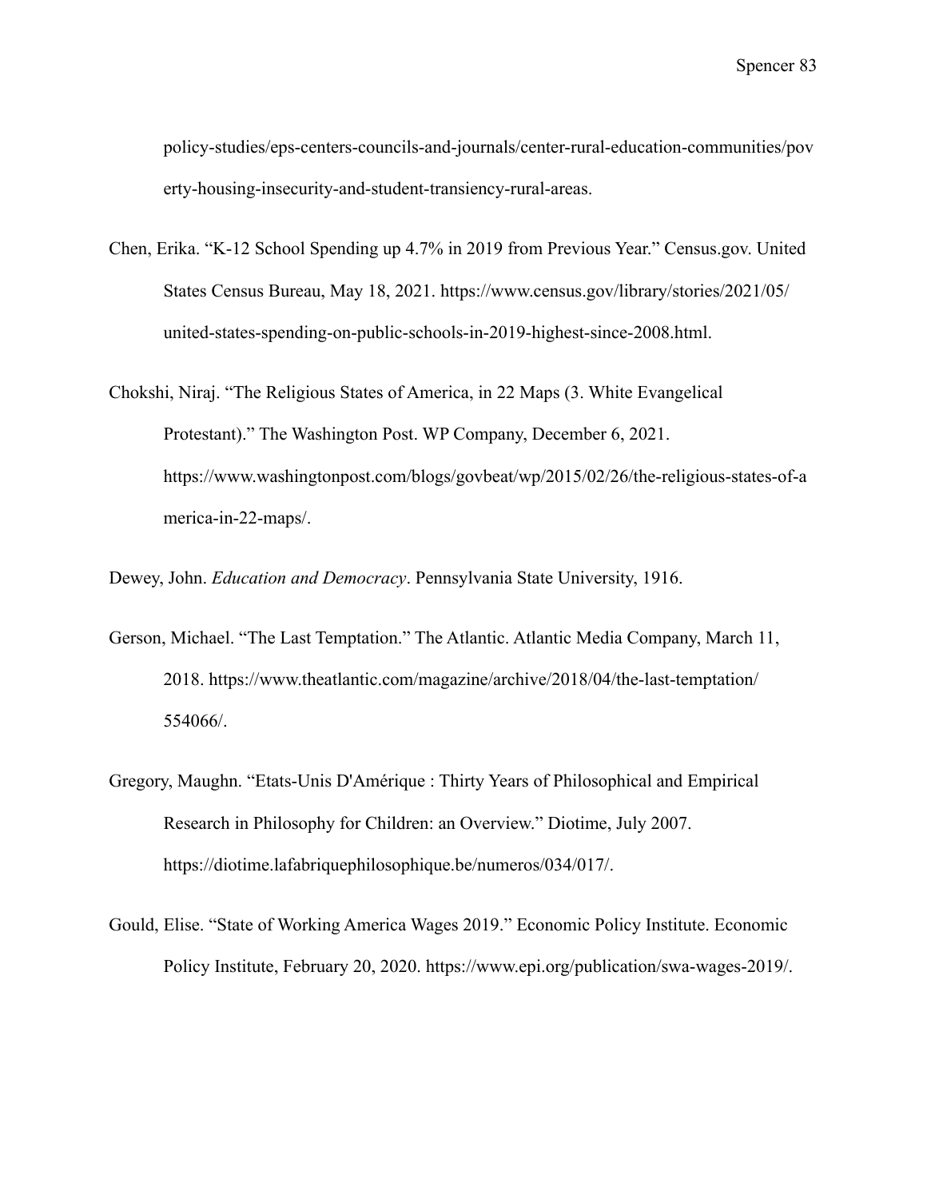policy-studies/eps-centers-councils-and-journals/center-rural-education-communities/poverty-housing-insecurity-and-student-transiency-rural-areas.

Chen, Erika. "K-12 School Spending up 4.7% in 2019 from Previous Year." Census.gov. United States Census Bureau, May 18, 2021. https://www.census.gov/library/stories/2021/05/united-states-spending-on-public-schools-in-2019-highest-since-2008.html.

Chokshi, Niraj. "The Religious States of America, in 22 Maps (3. White Evangelical Protestant)." The Washington Post. WP Company, December 6, 2021. https://www.washingtonpost.com/blogs/govbeat/wp/2015/02/26/the-religious-states-of-america-in-22-maps/.

Dewey, John. *Education and Democracy*. Pennsylvania State University, 1916.

Gerson, Michael. "The Last Temptation." The Atlantic. Atlantic Media Company, March 11, 2018. https://www.theatlantic.com/magazine/archive/2018/04/the-last-temptation/554066/.

Gregory, Maughn. "Etats-Unis D'Amérique : Thirty Years of Philosophical and Empirical Research in Philosophy for Children: an Overview." Diotime, July 2007. https://diotime.lafabriquephilosophique.be/numeros/034/017/.

Gould, Elise. "State of Working America Wages 2019." Economic Policy Institute. Economic Policy Institute, February 20, 2020. https://www.epi.org/publication/swa-wages-2019/.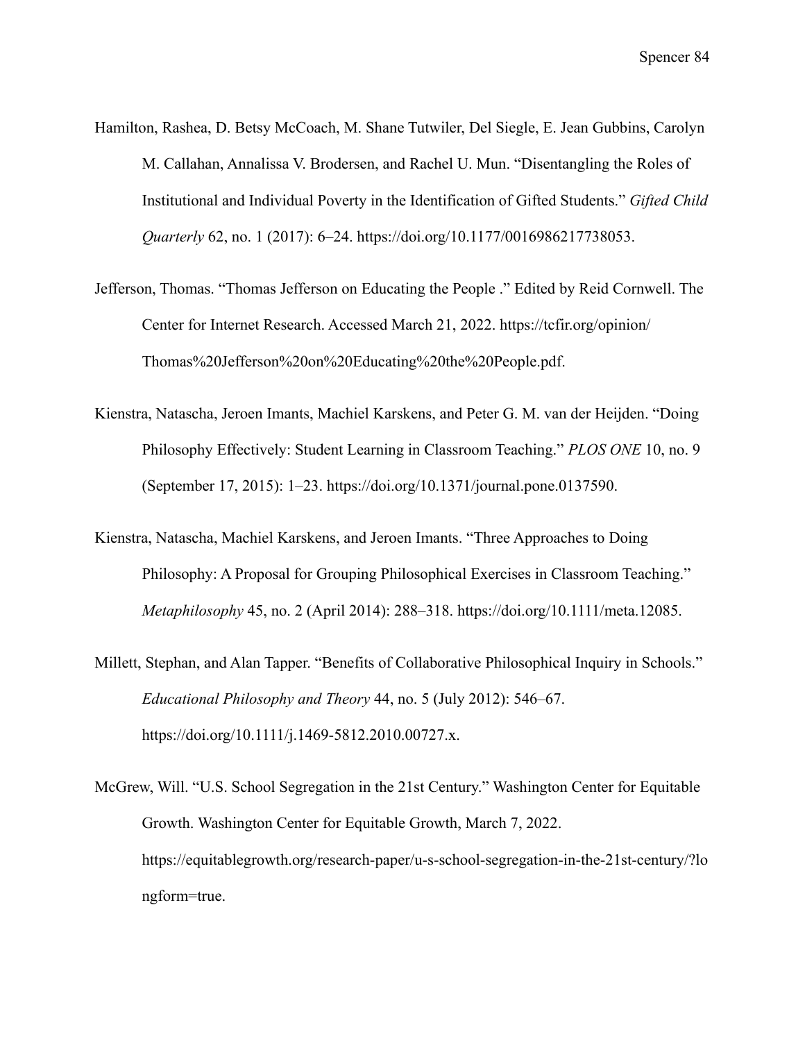Hamilton, Rashea, D. Betsy McCoach, M. Shane Tutwiler, Del Siegle, E. Jean Gubbins, Carolyn M. Callahan, Annalissa V. Brodersen, and Rachel U. Mun. "Disentangling the Roles of Institutional and Individual Poverty in the Identification of Gifted Students." *Gifted Child Quarterly* 62, no. 1 (2017): 6–24. https://doi.org/10.1177/0016986217738053.

Jefferson, Thomas. "Thomas Jefferson on Educating the People ." Edited by Reid Cornwell. The Center for Internet Research. Accessed March 21, 2022. https://tcfir.org/opinion/Thomas%20Jefferson%20on%20Educating%20the%20People.pdf.

Kienstra, Natascha, Jeroen Imants, Machiel Karskens, and Peter G. M. van der Heijden. "Doing Philosophy Effectively: Student Learning in Classroom Teaching." *PLOS ONE* 10, no. 9 (September 17, 2015): 1–23. https://doi.org/10.1371/journal.pone.0137590.

Kienstra, Natascha, Machiel Karskens, and Jeroen Imants. "Three Approaches to Doing Philosophy: A Proposal for Grouping Philosophical Exercises in Classroom Teaching." *Metaphilosophy* 45, no. 2 (April 2014): 288–318. https://doi.org/10.1111/meta.12085.

Millett, Stephan, and Alan Tapper. "Benefits of Collaborative Philosophical Inquiry in Schools." *Educational Philosophy and Theory* 44, no. 5 (July 2012): 546–67. https://doi.org/10.1111/j.1469-5812.2010.00727.x.

McGrew, Will. "U.S. School Segregation in the 21st Century." Washington Center for Equitable Growth. Washington Center for Equitable Growth, March 7, 2022. https://equitablegrowth.org/research-paper/u-s-school-segregation-in-the-21st-century/?longform=true.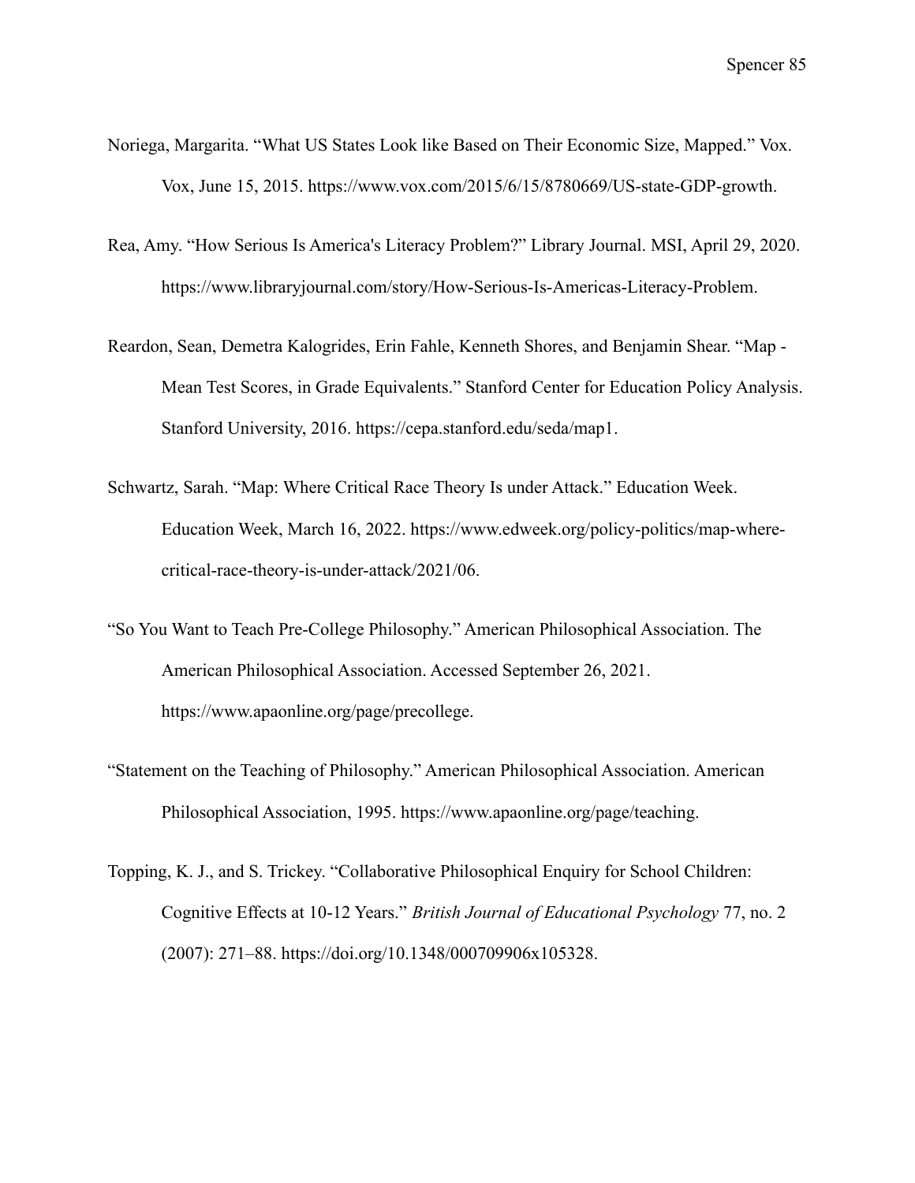Noriega, Margarita. "What US States Look like Based on Their Economic Size, Mapped." Vox. Vox, June 15, 2015. https://www.vox.com/2015/6/15/8780669/US-state-GDP-growth.

Rea, Amy. "How Serious Is America's Literacy Problem?" Library Journal. MSI, April 29, 2020. https://www.libraryjournal.com/story/How-Serious-Is-Americas-Literacy-Problem.

Reardon, Sean, Demetra Kalogrides, Erin Fahle, Kenneth Shores, and Benjamin Shear. "Map - Mean Test Scores, in Grade Equivalents." Stanford Center for Education Policy Analysis. Stanford University, 2016. https://cepa.stanford.edu/seda/map1.

Schwartz, Sarah. "Map: Where Critical Race Theory Is under Attack." Education Week. Education Week, March 16, 2022. https://www.edweek.org/policy-politics/map-where-critical-race-theory-is-under-attack/2021/06.

"So You Want to Teach Pre-College Philosophy." American Philosophical Association. The American Philosophical Association. Accessed September 26, 2021. https://www.apaonline.org/page/precollege.

"Statement on the Teaching of Philosophy." American Philosophical Association. American Philosophical Association, 1995. https://www.apaonline.org/page/teaching.

Topping, K. J., and S. Trickey. "Collaborative Philosophical Enquiry for School Children: Cognitive Effects at 10-12 Years." *British Journal of Educational Psychology* 77, no. 2 (2007): 271–88. https://doi.org/10.1348/000709906x105328.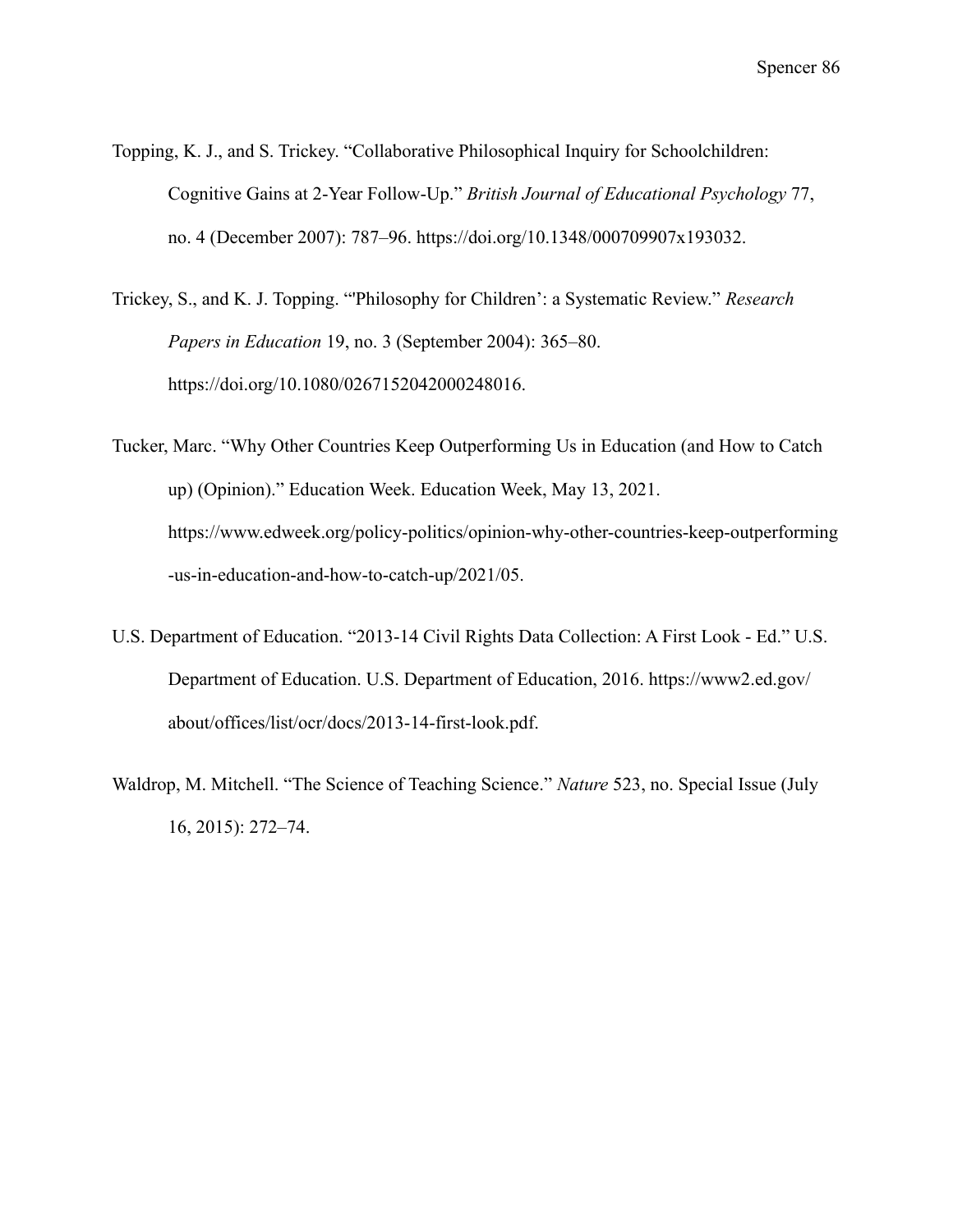Topping, K. J., and S. Trickey. "Collaborative Philosophical Inquiry for Schoolchildren: Cognitive Gains at 2-Year Follow-Up." *British Journal of Educational Psychology* 77, no. 4 (December 2007): 787–96. https://doi.org/10.1348/000709907x193032.

Trickey, S., and K. J. Topping. "'Philosophy for Children': a Systematic Review." *Research Papers in Education* 19, no. 3 (September 2004): 365–80. https://doi.org/10.1080/0267152042000248016.

Tucker, Marc. "Why Other Countries Keep Outperforming Us in Education (and How to Catch up) (Opinion)." Education Week. Education Week, May 13, 2021. https://www.edweek.org/policy-politics/opinion-why-other-countries-keep-outperforming-us-in-education-and-how-to-catch-up/2021/05.

U.S. Department of Education. "2013-14 Civil Rights Data Collection: A First Look - Ed." U.S. Department of Education. U.S. Department of Education, 2016. https://www2.ed.gov/about/offices/list/ocr/docs/2013-14-first-look.pdf.

Waldrop, M. Mitchell. "The Science of Teaching Science." *Nature* 523, no. Special Issue (July 16, 2015): 272–74.